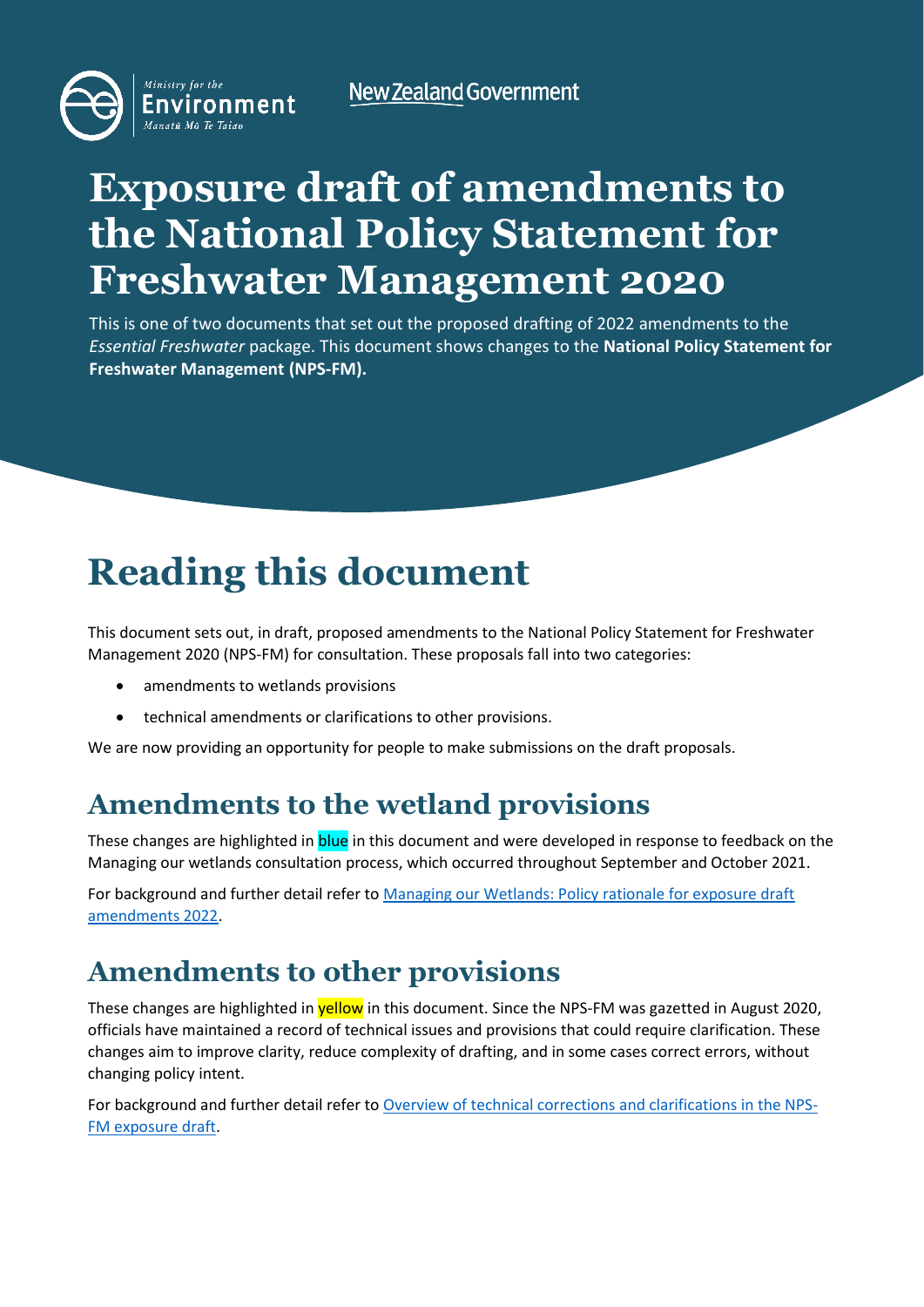Ministry for the Environment
Manatū Mō Te Taiao

New Zealand Government

# Exposure draft of amendments to the National Policy Statement for Freshwater Management 2020

This is one of two documents that set out the proposed drafting of 2022 amendments to the *Essential Freshwater* package. This document shows changes to the **National Policy Statement for Freshwater Management (NPS-FM).**

# Reading this document

This document sets out, in draft, proposed amendments to the National Policy Statement for Freshwater Management 2020 (NPS-FM) for consultation. These proposals fall into two categories:

- amendments to wetlands provisions
- technical amendments or clarifications to other provisions.

We are now providing an opportunity for people to make submissions on the draft proposals.

## Amendments to the wetland provisions

These changes are highlighted in blue in this document and were developed in response to feedback on the Managing our wetlands consultation process, which occurred throughout September and October 2021.

For background and further detail refer to Managing our Wetlands: Policy rationale for exposure draft amendments 2022.

## Amendments to other provisions

These changes are highlighted in yellow in this document. Since the NPS-FM was gazetted in August 2020, officials have maintained a record of technical issues and provisions that could require clarification. These changes aim to improve clarity, reduce complexity of drafting, and in some cases correct errors, without changing policy intent.

For background and further detail refer to Overview of technical corrections and clarifications in the NPS-FM exposure draft.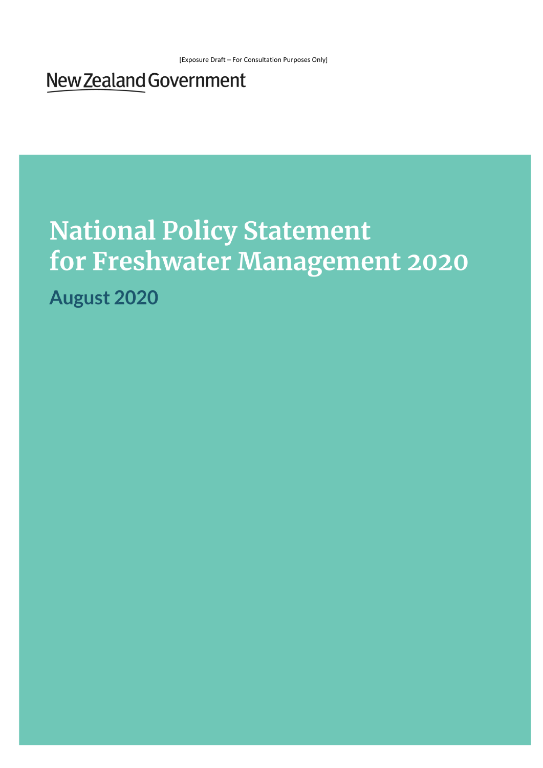[Exposure Draft – For Consultation Purposes Only]

New Zealand Government

# National Policy Statement for Freshwater Management 2020

## August 2020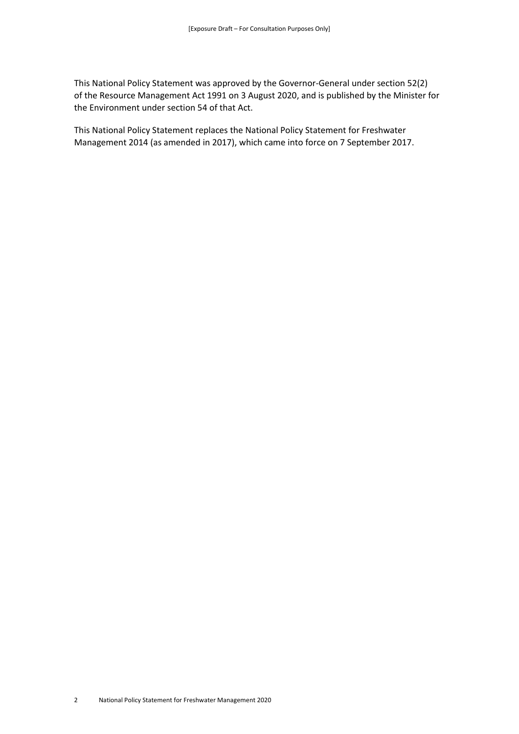This National Policy Statement was approved by the Governor-General under section 52(2) of the Resource Management Act 1991 on 3 August 2020, and is published by the Minister for the Environment under section 54 of that Act.

This National Policy Statement replaces the National Policy Statement for Freshwater Management 2014 (as amended in 2017), which came into force on 7 September 2017.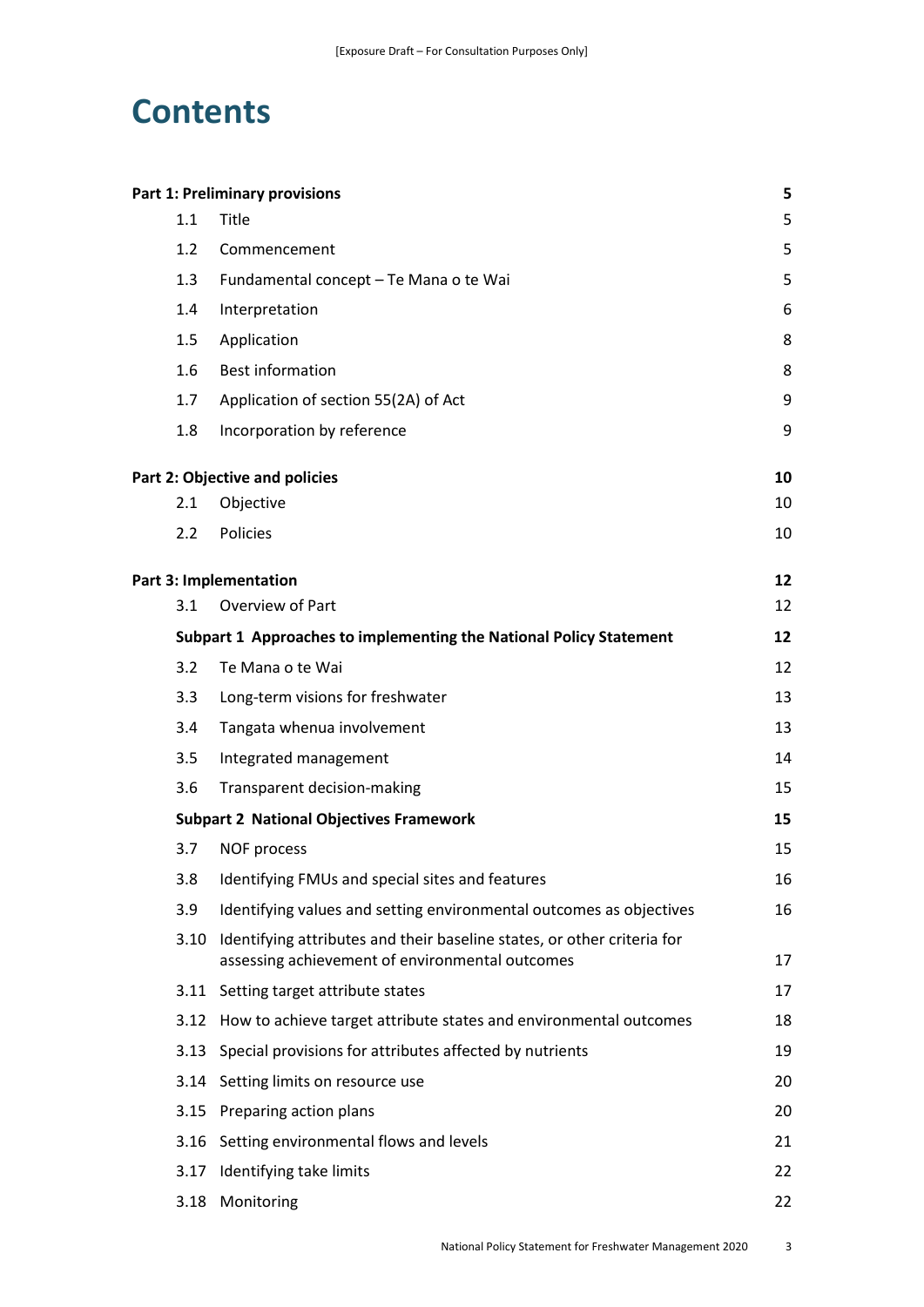# Contents

| | | |
|---|---|---|
| **Part 1: Preliminary provisions** | | **5** |
| 1.1 | Title | 5 |
| 1.2 | Commencement | 5 |
| 1.3 | Fundamental concept – Te Mana o te Wai | 5 |
| 1.4 | Interpretation | 6 |
| 1.5 | Application | 8 |
| 1.6 | Best information | 8 |
| 1.7 | Application of section 55(2A) of Act | 9 |
| 1.8 | Incorporation by reference | 9 |
| **Part 2: Objective and policies** | | **10** |
| 2.1 | Objective | 10 |
| 2.2 | Policies | 10 |
| **Part 3: Implementation** | | **12** |
| 3.1 | Overview of Part | 12 |
| **Subpart 1 Approaches to implementing the National Policy Statement** | | **12** |
| 3.2 | Te Mana o te Wai | 12 |
| 3.3 | Long-term visions for freshwater | 13 |
| 3.4 | Tangata whenua involvement | 13 |
| 3.5 | Integrated management | 14 |
| 3.6 | Transparent decision-making | 15 |
| **Subpart 2 National Objectives Framework** | | **15** |
| 3.7 | NOF process | 15 |
| 3.8 | Identifying FMUs and special sites and features | 16 |
| 3.9 | Identifying values and setting environmental outcomes as objectives | 16 |
| 3.10 | Identifying attributes and their baseline states, or other criteria for assessing achievement of environmental outcomes | 17 |
| 3.11 | Setting target attribute states | 17 |
| 3.12 | How to achieve target attribute states and environmental outcomes | 18 |
| 3.13 | Special provisions for attributes affected by nutrients | 19 |
| 3.14 | Setting limits on resource use | 20 |
| 3.15 | Preparing action plans | 20 |
| 3.16 | Setting environmental flows and levels | 21 |
| 3.17 | Identifying take limits | 22 |
| 3.18 | Monitoring | 22 |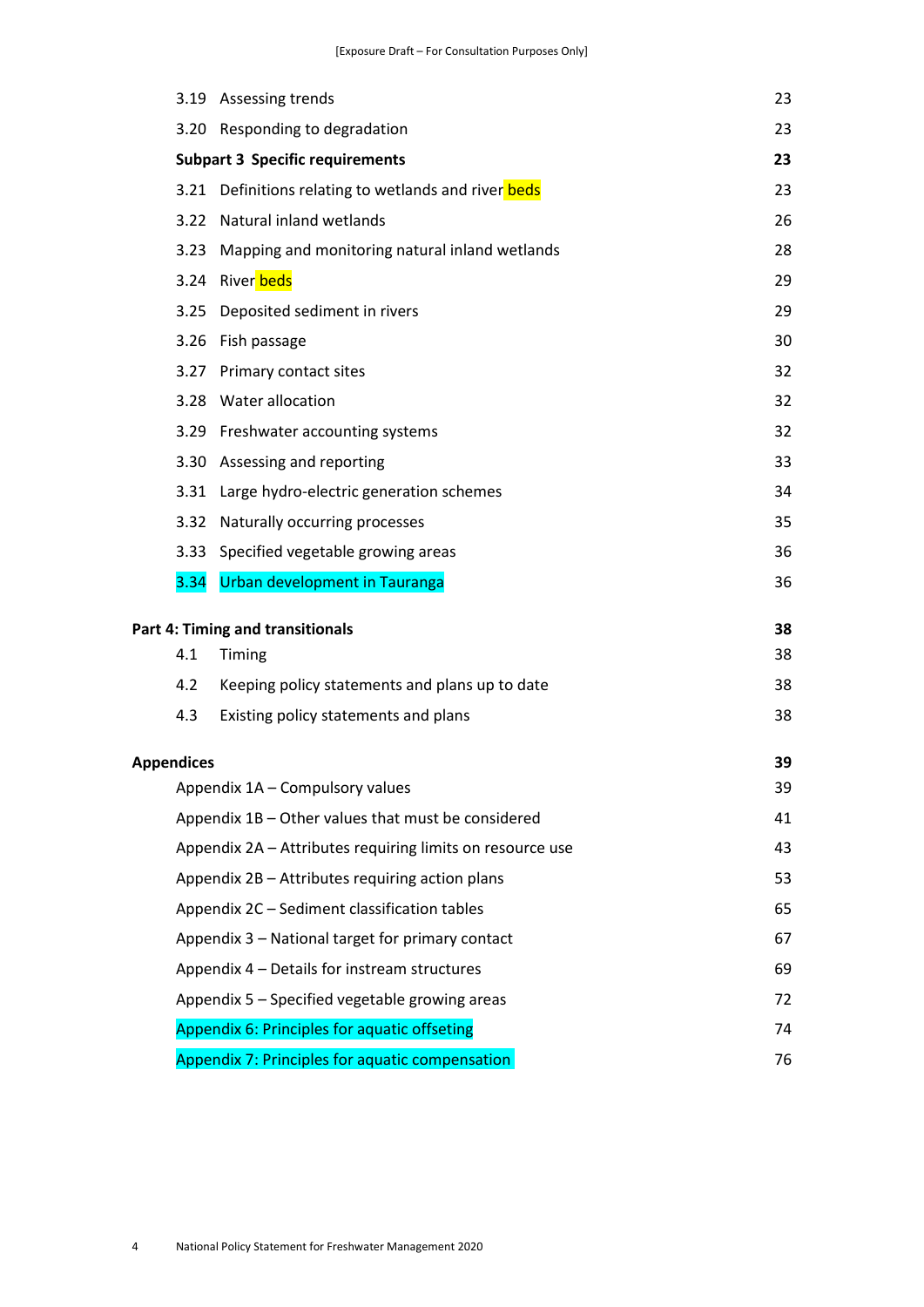| | | |
|---|---|---|
| 3.19 | Assessing trends | 23 |
| 3.20 | Responding to degradation | 23 |
| **Subpart 3** | **Specific requirements** | **23** |
| 3.21 | Definitions relating to wetlands and river beds | 23 |
| 3.22 | Natural inland wetlands | 26 |
| 3.23 | Mapping and monitoring natural inland wetlands | 28 |
| 3.24 | River beds | 29 |
| 3.25 | Deposited sediment in rivers | 29 |
| 3.26 | Fish passage | 30 |
| 3.27 | Primary contact sites | 32 |
| 3.28 | Water allocation | 32 |
| 3.29 | Freshwater accounting systems | 32 |
| 3.30 | Assessing and reporting | 33 |
| 3.31 | Large hydro-electric generation schemes | 34 |
| 3.32 | Naturally occurring processes | 35 |
| 3.33 | Specified vegetable growing areas | 36 |
| 3.34 | Urban development in Tauranga | 36 |

| | | |
|---|---|---|
| **Part 4: Timing and transitionals** | | **38** |
| 4.1 | Timing | 38 |
| 4.2 | Keeping policy statements and plans up to date | 38 |
| 4.3 | Existing policy statements and plans | 38 |

| | |
|---|---|
| **Appendices** | **39** |
| Appendix 1A – Compulsory values | 39 |
| Appendix 1B – Other values that must be considered | 41 |
| Appendix 2A – Attributes requiring limits on resource use | 43 |
| Appendix 2B – Attributes requiring action plans | 53 |
| Appendix 2C – Sediment classification tables | 65 |
| Appendix 3 – National target for primary contact | 67 |
| Appendix 4 – Details for instream structures | 69 |
| Appendix 5 – Specified vegetable growing areas | 72 |
| Appendix 6: Principles for aquatic offseting | 74 |
| Appendix 7: Principles for aquatic compensation | 76 |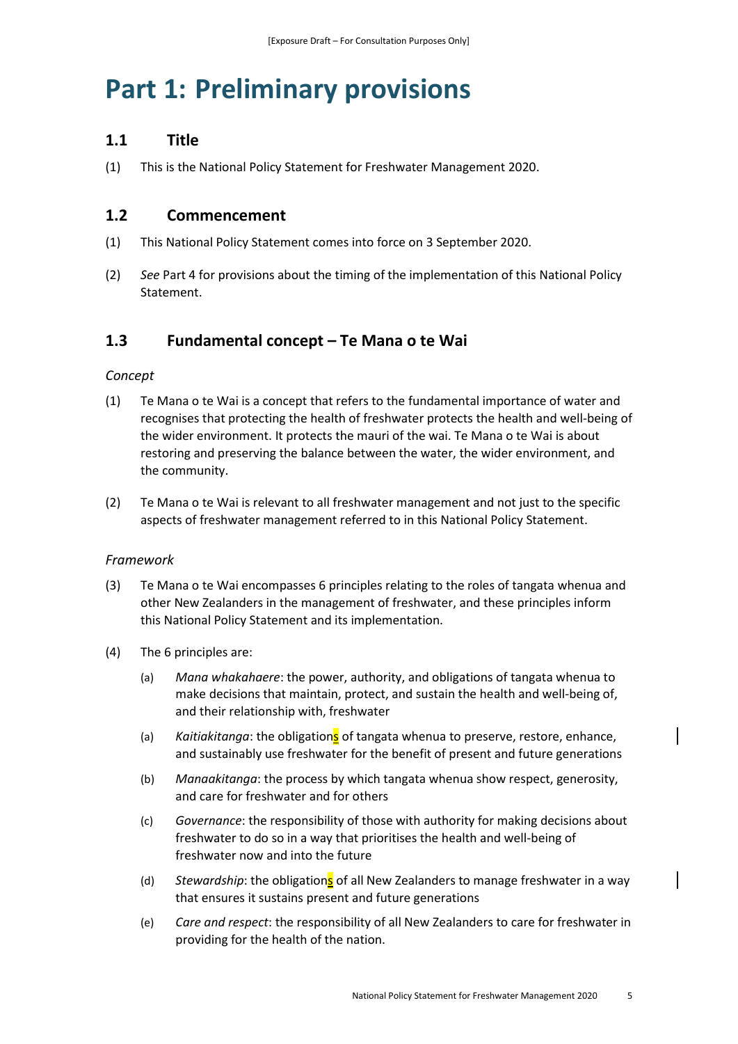# Part 1: Preliminary provisions

## 1.1 Title

(1) This is the National Policy Statement for Freshwater Management 2020.

## 1.2 Commencement

(1) This National Policy Statement comes into force on 3 September 2020.

(2) *See* Part 4 for provisions about the timing of the implementation of this National Policy Statement.

## 1.3 Fundamental concept – Te Mana o te Wai

*Concept*

(1) Te Mana o te Wai is a concept that refers to the fundamental importance of water and recognises that protecting the health of freshwater protects the health and well-being of the wider environment. It protects the mauri of the wai. Te Mana o te Wai is about restoring and preserving the balance between the water, the wider environment, and the community.

(2) Te Mana o te Wai is relevant to all freshwater management and not just to the specific aspects of freshwater management referred to in this National Policy Statement.

*Framework*

(3) Te Mana o te Wai encompasses 6 principles relating to the roles of tangata whenua and other New Zealanders in the management of freshwater, and these principles inform this National Policy Statement and its implementation.

(4) The 6 principles are:

- (a) *Mana whakahaere*: the power, authority, and obligations of tangata whenua to make decisions that maintain, protect, and sustain the health and well-being of, and their relationship with, freshwater
- (a) *Kaitiakitanga*: the obligations of tangata whenua to preserve, restore, enhance, and sustainably use freshwater for the benefit of present and future generations
- (b) *Manaakitanga*: the process by which tangata whenua show respect, generosity, and care for freshwater and for others
- (c) *Governance*: the responsibility of those with authority for making decisions about freshwater to do so in a way that prioritises the health and well-being of freshwater now and into the future
- (d) *Stewardship*: the obligations of all New Zealanders to manage freshwater in a way that ensures it sustains present and future generations
- (e) *Care and respect*: the responsibility of all New Zealanders to care for freshwater in providing for the health of the nation.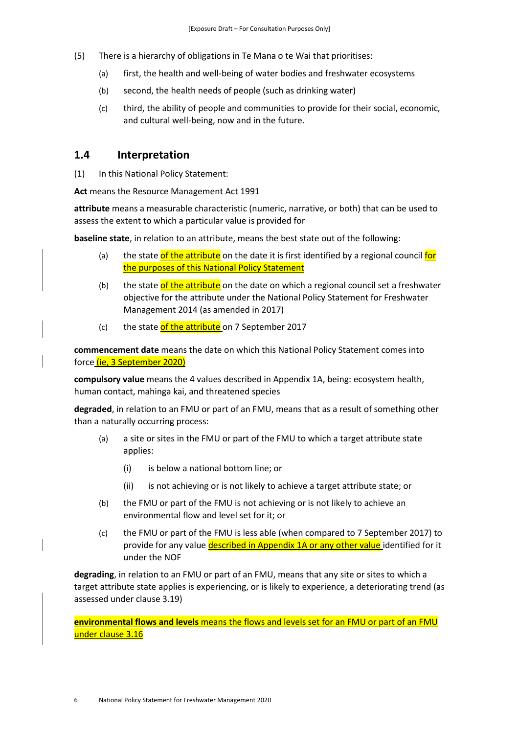(5) There is a hierarchy of obligations in Te Mana o te Wai that prioritises:

(a) first, the health and well-being of water bodies and freshwater ecosystems

(b) second, the health needs of people (such as drinking water)

(c) third, the ability of people and communities to provide for their social, economic, and cultural well-being, now and in the future.

## 1.4 Interpretation

(1) In this National Policy Statement:

**Act** means the Resource Management Act 1991

**attribute** means a measurable characteristic (numeric, narrative, or both) that can be used to assess the extent to which a particular value is provided for

**baseline state**, in relation to an attribute, means the best state out of the following:

(a) the state of the attribute on the date it is first identified by a regional council for the purposes of this National Policy Statement

(b) the state of the attribute on the date on which a regional council set a freshwater objective for the attribute under the National Policy Statement for Freshwater Management 2014 (as amended in 2017)

(c) the state of the attribute on 7 September 2017

**commencement date** means the date on which this National Policy Statement comes into force (ie, 3 September 2020)

**compulsory value** means the 4 values described in Appendix 1A, being: ecosystem health, human contact, mahinga kai, and threatened species

**degraded**, in relation to an FMU or part of an FMU, means that as a result of something other than a naturally occurring process:

(a) a site or sites in the FMU or part of the FMU to which a target attribute state applies:

(i) is below a national bottom line; or

(ii) is not achieving or is not likely to achieve a target attribute state; or

(b) the FMU or part of the FMU is not achieving or is not likely to achieve an environmental flow and level set for it; or

(c) the FMU or part of the FMU is less able (when compared to 7 September 2017) to provide for any value described in Appendix 1A or any other value identified for it under the NOF

**degrading**, in relation to an FMU or part of an FMU, means that any site or sites to which a target attribute state applies is experiencing, or is likely to experience, a deteriorating trend (as assessed under clause 3.19)

**environmental flows and levels** means the flows and levels set for an FMU or part of an FMU under clause 3.16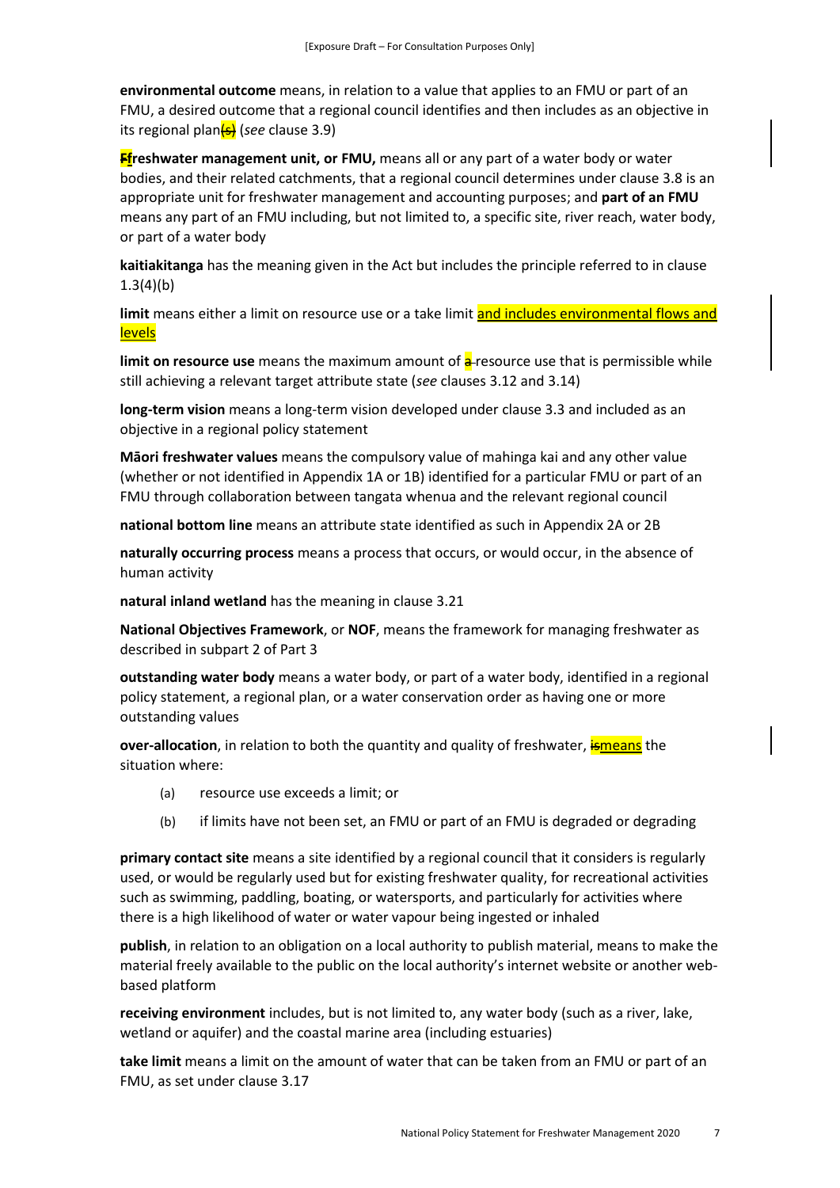**environmental outcome** means, in relation to a value that applies to an FMU or part of an FMU, a desired outcome that a regional council identifies and then includes as an objective in its regional plan~~(s)~~ (*see* clause 3.9)

**~~F~~freshwater management unit, or FMU,** means all or any part of a water body or water bodies, and their related catchments, that a regional council determines under clause 3.8 is an appropriate unit for freshwater management and accounting purposes; and **part of an FMU** means any part of an FMU including, but not limited to, a specific site, river reach, water body, or part of a water body

**kaitiakitanga** has the meaning given in the Act but includes the principle referred to in clause 1.3(4)(b)

**limit** means either a limit on resource use or a take limit and includes environmental flows and levels

**limit on resource use** means the maximum amount of ~~a~~ resource use that is permissible while still achieving a relevant target attribute state (*see* clauses 3.12 and 3.14)

**long-term vision** means a long-term vision developed under clause 3.3 and included as an objective in a regional policy statement

**Māori freshwater values** means the compulsory value of mahinga kai and any other value (whether or not identified in Appendix 1A or 1B) identified for a particular FMU or part of an FMU through collaboration between tangata whenua and the relevant regional council

**national bottom line** means an attribute state identified as such in Appendix 2A or 2B

**naturally occurring process** means a process that occurs, or would occur, in the absence of human activity

**natural inland wetland** has the meaning in clause 3.21

**National Objectives Framework**, or **NOF**, means the framework for managing freshwater as described in subpart 2 of Part 3

**outstanding water body** means a water body, or part of a water body, identified in a regional policy statement, a regional plan, or a water conservation order as having one or more outstanding values

**over-allocation**, in relation to both the quantity and quality of freshwater, ~~is~~means the situation where:

(a) resource use exceeds a limit; or

(b) if limits have not been set, an FMU or part of an FMU is degraded or degrading

**primary contact site** means a site identified by a regional council that it considers is regularly used, or would be regularly used but for existing freshwater quality, for recreational activities such as swimming, paddling, boating, or watersports, and particularly for activities where there is a high likelihood of water or water vapour being ingested or inhaled

**publish**, in relation to an obligation on a local authority to publish material, means to make the material freely available to the public on the local authority's internet website or another web-based platform

**receiving environment** includes, but is not limited to, any water body (such as a river, lake, wetland or aquifer) and the coastal marine area (including estuaries)

**take limit** means a limit on the amount of water that can be taken from an FMU or part of an FMU, as set under clause 3.17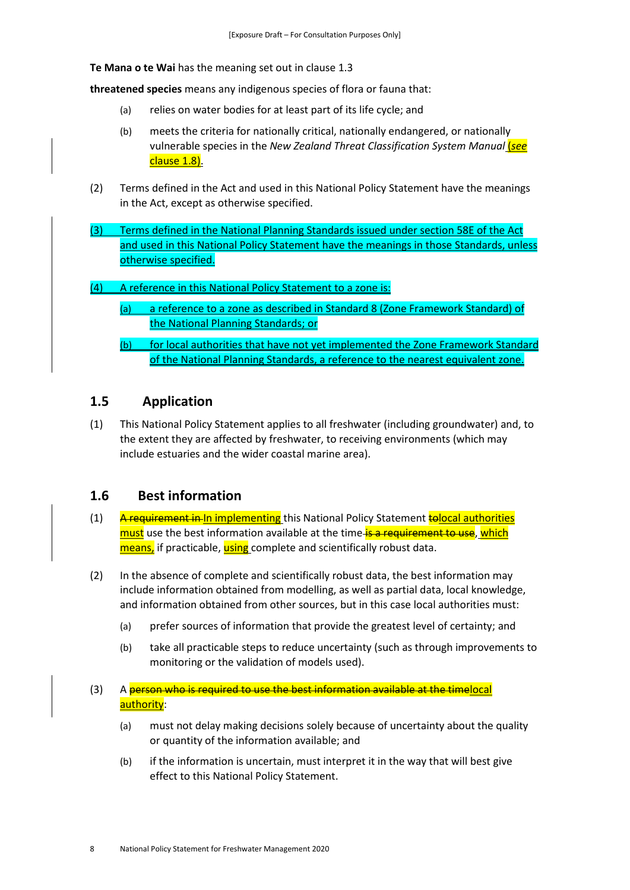**Te Mana o te Wai** has the meaning set out in clause 1.3

**threatened species** means any indigenous species of flora or fauna that:

(a) relies on water bodies for at least part of its life cycle; and

(b) meets the criteria for nationally critical, nationally endangered, or nationally vulnerable species in the *New Zealand Threat Classification System Manual* (see clause 1.8).

(2) Terms defined in the Act and used in this National Policy Statement have the meanings in the Act, except as otherwise specified.

(3) Terms defined in the National Planning Standards issued under section 58E of the Act and used in this National Policy Statement have the meanings in those Standards, unless otherwise specified.

(4) A reference in this National Policy Statement to a zone is:

(a) a reference to a zone as described in Standard 8 (Zone Framework Standard) of the National Planning Standards; or

(b) for local authorities that have not yet implemented the Zone Framework Standard of the National Planning Standards, a reference to the nearest equivalent zone.

## 1.5 Application

(1) This National Policy Statement applies to all freshwater (including groundwater) and, to the extent they are affected by freshwater, to receiving environments (which may include estuaries and the wider coastal marine area).

## 1.6 Best information

(1) ~~A requirement in~~ In implementing this National Policy Statement ~~to~~local authorities must use the best information available at the time ~~is a requirement to use~~, which means, if practicable, using complete and scientifically robust data.

(2) In the absence of complete and scientifically robust data, the best information may include information obtained from modelling, as well as partial data, local knowledge, and information obtained from other sources, but in this case local authorities must:

(a) prefer sources of information that provide the greatest level of certainty; and

(b) take all practicable steps to reduce uncertainty (such as through improvements to monitoring or the validation of models used).

(3) A ~~person who is required to use the best information available at the time~~local authority:

(a) must not delay making decisions solely because of uncertainty about the quality or quantity of the information available; and

(b) if the information is uncertain, must interpret it in the way that will best give effect to this National Policy Statement.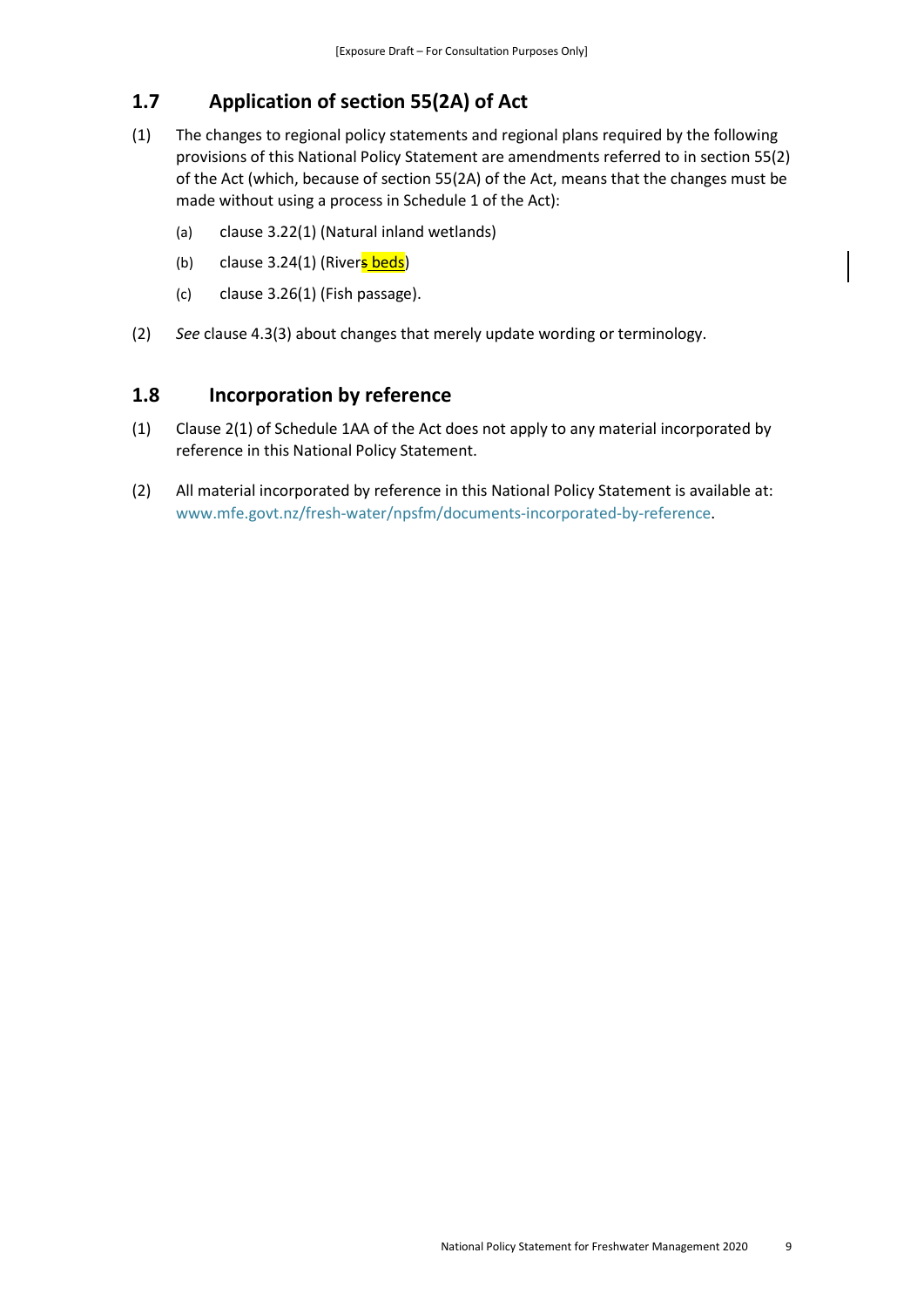## 1.7 Application of section 55(2A) of Act

(1) The changes to regional policy statements and regional plans required by the following provisions of this National Policy Statement are amendments referred to in section 55(2) of the Act (which, because of section 55(2A) of the Act, means that the changes must be made without using a process in Schedule 1 of the Act):

- (a) clause 3.22(1) (Natural inland wetlands)
- (b) clause 3.24(1) (Rivers beds)
- (c) clause 3.26(1) (Fish passage).

(2) *See* clause 4.3(3) about changes that merely update wording or terminology.

## 1.8 Incorporation by reference

(1) Clause 2(1) of Schedule 1AA of the Act does not apply to any material incorporated by reference in this National Policy Statement.

(2) All material incorporated by reference in this National Policy Statement is available at: www.mfe.govt.nz/fresh-water/npsfm/documents-incorporated-by-reference.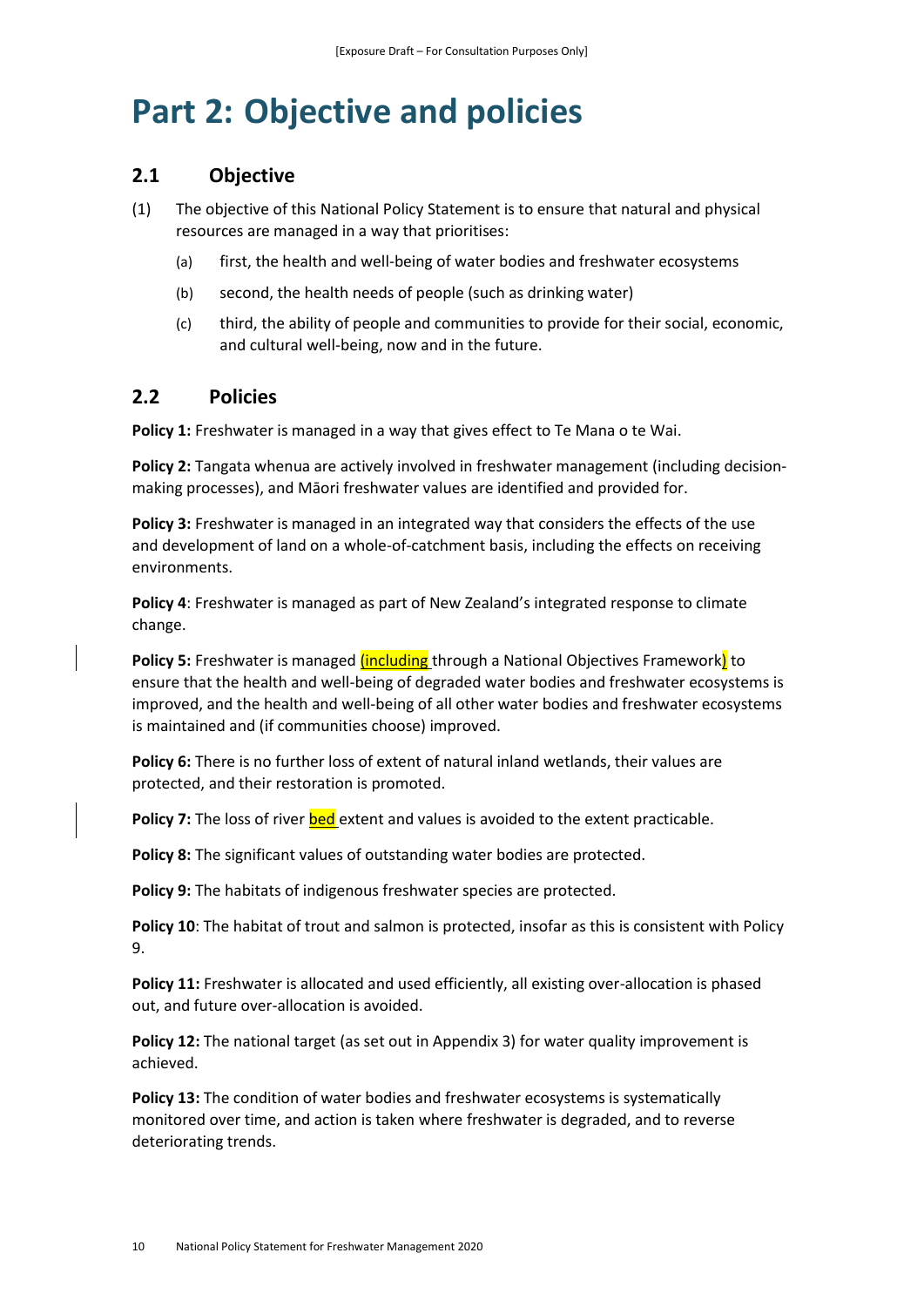# Part 2: Objective and policies

## 2.1 Objective

(1) The objective of this National Policy Statement is to ensure that natural and physical resources are managed in a way that prioritises:

  (a) first, the health and well-being of water bodies and freshwater ecosystems

  (b) second, the health needs of people (such as drinking water)

  (c) third, the ability of people and communities to provide for their social, economic, and cultural well-being, now and in the future.

## 2.2 Policies

**Policy 1:** Freshwater is managed in a way that gives effect to Te Mana o te Wai.

**Policy 2:** Tangata whenua are actively involved in freshwater management (including decision-making processes), and Māori freshwater values are identified and provided for.

**Policy 3:** Freshwater is managed in an integrated way that considers the effects of the use and development of land on a whole-of-catchment basis, including the effects on receiving environments.

**Policy 4**: Freshwater is managed as part of New Zealand's integrated response to climate change.

**Policy 5:** Freshwater is managed (including through a National Objectives Framework) to ensure that the health and well-being of degraded water bodies and freshwater ecosystems is improved, and the health and well-being of all other water bodies and freshwater ecosystems is maintained and (if communities choose) improved.

**Policy 6:** There is no further loss of extent of natural inland wetlands, their values are protected, and their restoration is promoted.

**Policy 7:** The loss of river bed extent and values is avoided to the extent practicable.

**Policy 8:** The significant values of outstanding water bodies are protected.

**Policy 9:** The habitats of indigenous freshwater species are protected.

**Policy 10**: The habitat of trout and salmon is protected, insofar as this is consistent with Policy 9.

**Policy 11:** Freshwater is allocated and used efficiently, all existing over-allocation is phased out, and future over-allocation is avoided.

**Policy 12:** The national target (as set out in Appendix 3) for water quality improvement is achieved.

**Policy 13:** The condition of water bodies and freshwater ecosystems is systematically monitored over time, and action is taken where freshwater is degraded, and to reverse deteriorating trends.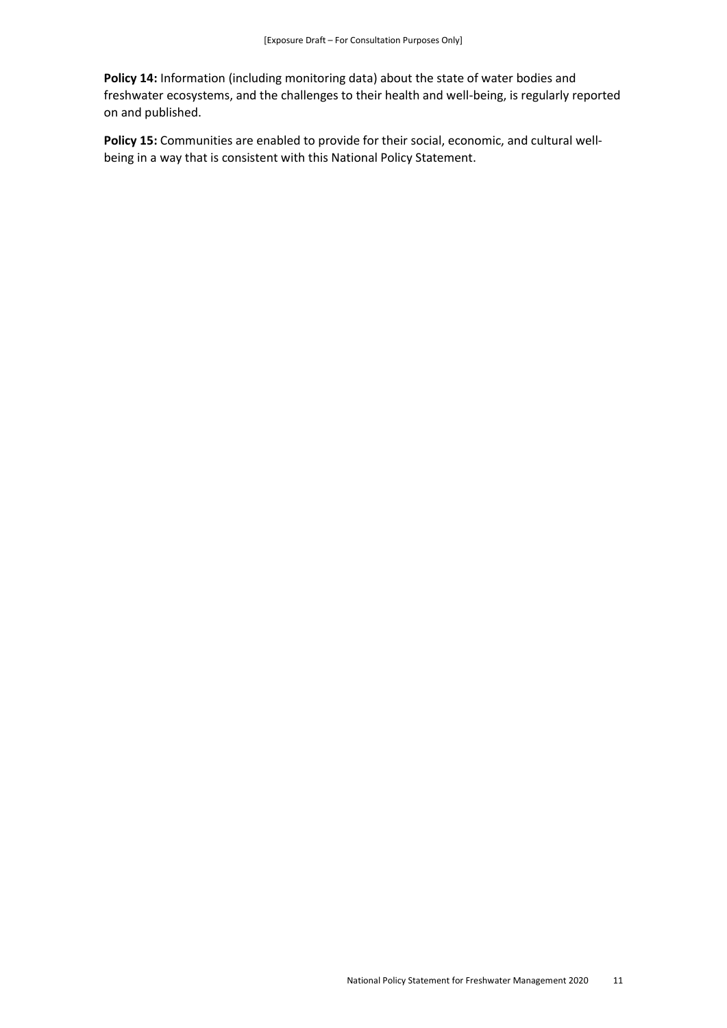**Policy 14:** Information (including monitoring data) about the state of water bodies and freshwater ecosystems, and the challenges to their health and well-being, is regularly reported on and published.

**Policy 15:** Communities are enabled to provide for their social, economic, and cultural well-being in a way that is consistent with this National Policy Statement.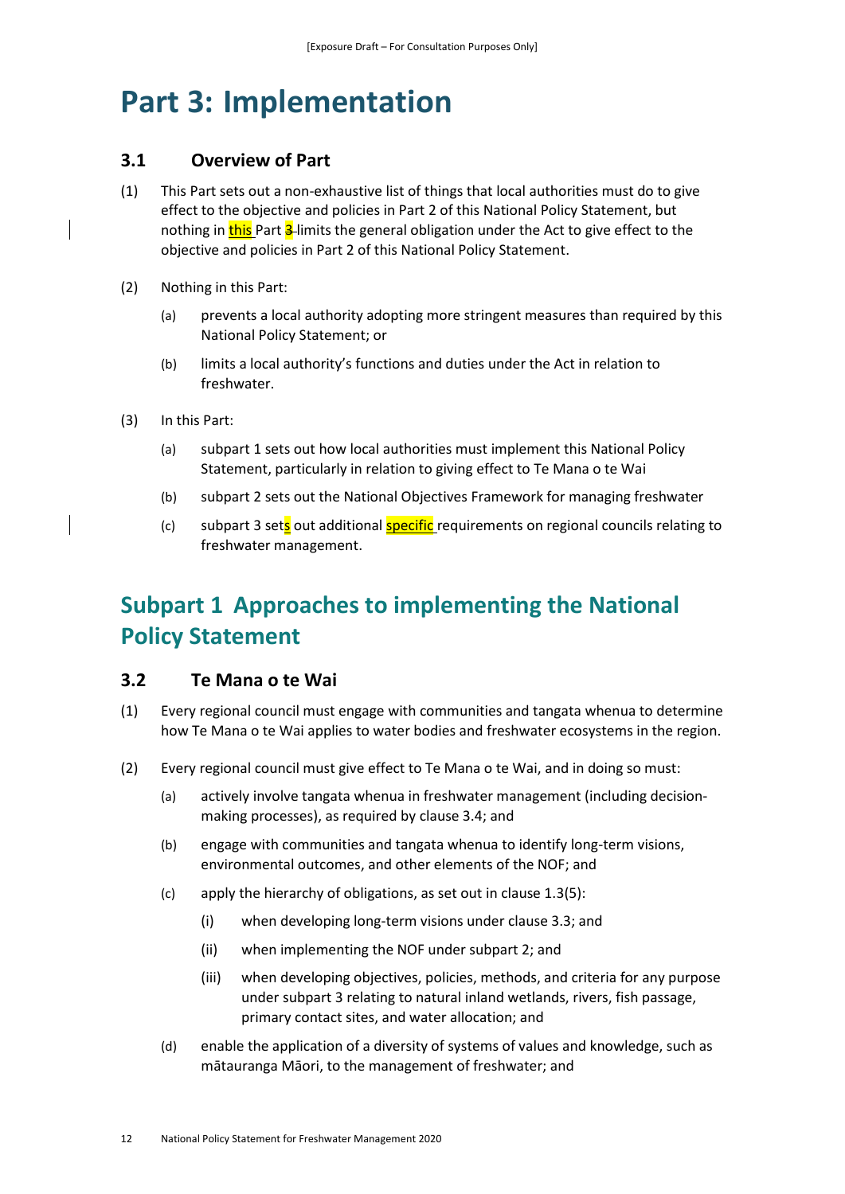# Part 3: Implementation

## 3.1 Overview of Part

(1) This Part sets out a non-exhaustive list of things that local authorities must do to give effect to the objective and policies in Part 2 of this National Policy Statement, but nothing in this Part 3 limits the general obligation under the Act to give effect to the objective and policies in Part 2 of this National Policy Statement.

(2) Nothing in this Part:

- (a) prevents a local authority adopting more stringent measures than required by this National Policy Statement; or
- (b) limits a local authority's functions and duties under the Act in relation to freshwater.

(3) In this Part:

- (a) subpart 1 sets out how local authorities must implement this National Policy Statement, particularly in relation to giving effect to Te Mana o te Wai
- (b) subpart 2 sets out the National Objectives Framework for managing freshwater
- (c) subpart 3 sets out additional specific requirements on regional councils relating to freshwater management.

## Subpart 1 Approaches to implementing the National Policy Statement

### 3.2 Te Mana o te Wai

(1) Every regional council must engage with communities and tangata whenua to determine how Te Mana o te Wai applies to water bodies and freshwater ecosystems in the region.

(2) Every regional council must give effect to Te Mana o te Wai, and in doing so must:

- (a) actively involve tangata whenua in freshwater management (including decision-making processes), as required by clause 3.4; and
- (b) engage with communities and tangata whenua to identify long-term visions, environmental outcomes, and other elements of the NOF; and
- (c) apply the hierarchy of obligations, as set out in clause 1.3(5):
  - (i) when developing long-term visions under clause 3.3; and
  - (ii) when implementing the NOF under subpart 2; and
  - (iii) when developing objectives, policies, methods, and criteria for any purpose under subpart 3 relating to natural inland wetlands, rivers, fish passage, primary contact sites, and water allocation; and
- (d) enable the application of a diversity of systems of values and knowledge, such as mātauranga Māori, to the management of freshwater; and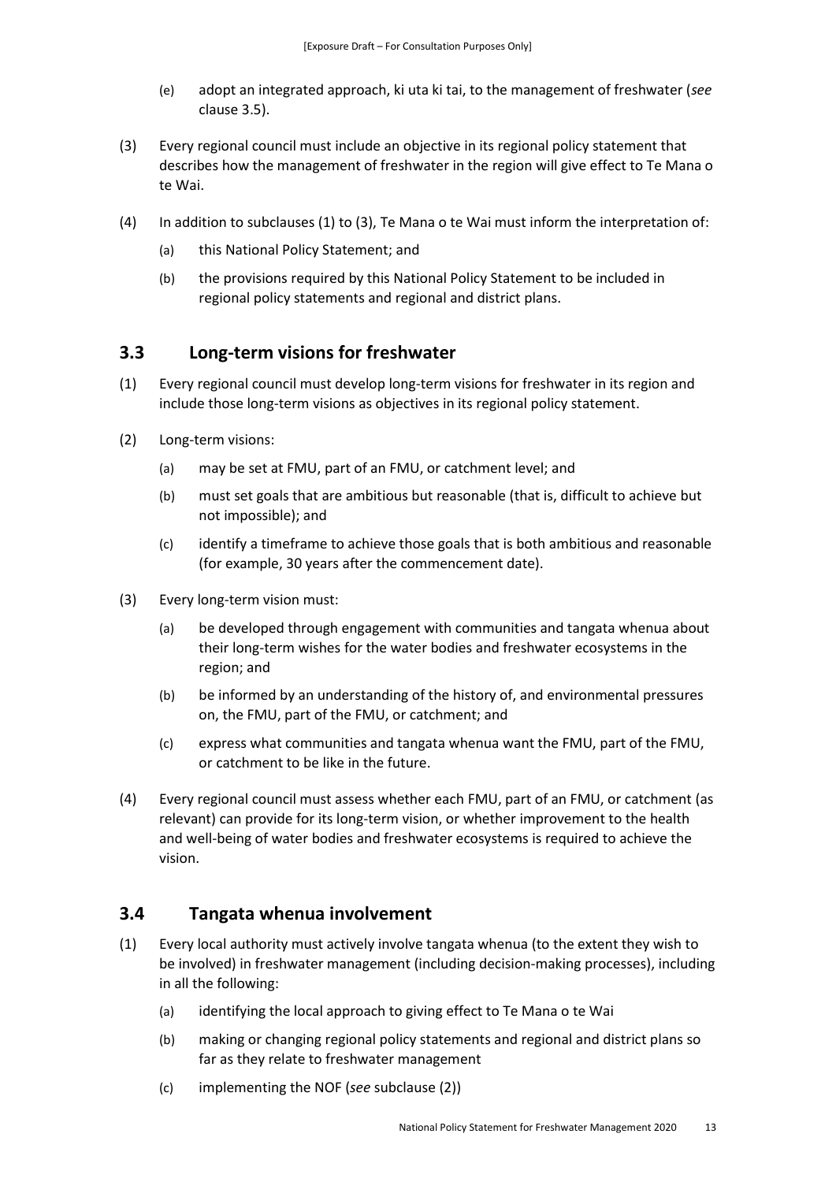(e) adopt an integrated approach, ki uta ki tai, to the management of freshwater (*see* clause 3.5).

(3) Every regional council must include an objective in its regional policy statement that describes how the management of freshwater in the region will give effect to Te Mana o te Wai.

(4) In addition to subclauses (1) to (3), Te Mana o te Wai must inform the interpretation of:

(a) this National Policy Statement; and

(b) the provisions required by this National Policy Statement to be included in regional policy statements and regional and district plans.

## 3.3 Long-term visions for freshwater

(1) Every regional council must develop long-term visions for freshwater in its region and include those long-term visions as objectives in its regional policy statement.

(2) Long-term visions:

(a) may be set at FMU, part of an FMU, or catchment level; and

(b) must set goals that are ambitious but reasonable (that is, difficult to achieve but not impossible); and

(c) identify a timeframe to achieve those goals that is both ambitious and reasonable (for example, 30 years after the commencement date).

(3) Every long-term vision must:

(a) be developed through engagement with communities and tangata whenua about their long-term wishes for the water bodies and freshwater ecosystems in the region; and

(b) be informed by an understanding of the history of, and environmental pressures on, the FMU, part of the FMU, or catchment; and

(c) express what communities and tangata whenua want the FMU, part of the FMU, or catchment to be like in the future.

(4) Every regional council must assess whether each FMU, part of an FMU, or catchment (as relevant) can provide for its long-term vision, or whether improvement to the health and well-being of water bodies and freshwater ecosystems is required to achieve the vision.

## 3.4 Tangata whenua involvement

(1) Every local authority must actively involve tangata whenua (to the extent they wish to be involved) in freshwater management (including decision-making processes), including in all the following:

(a) identifying the local approach to giving effect to Te Mana o te Wai

(b) making or changing regional policy statements and regional and district plans so far as they relate to freshwater management

(c) implementing the NOF (*see* subclause (2))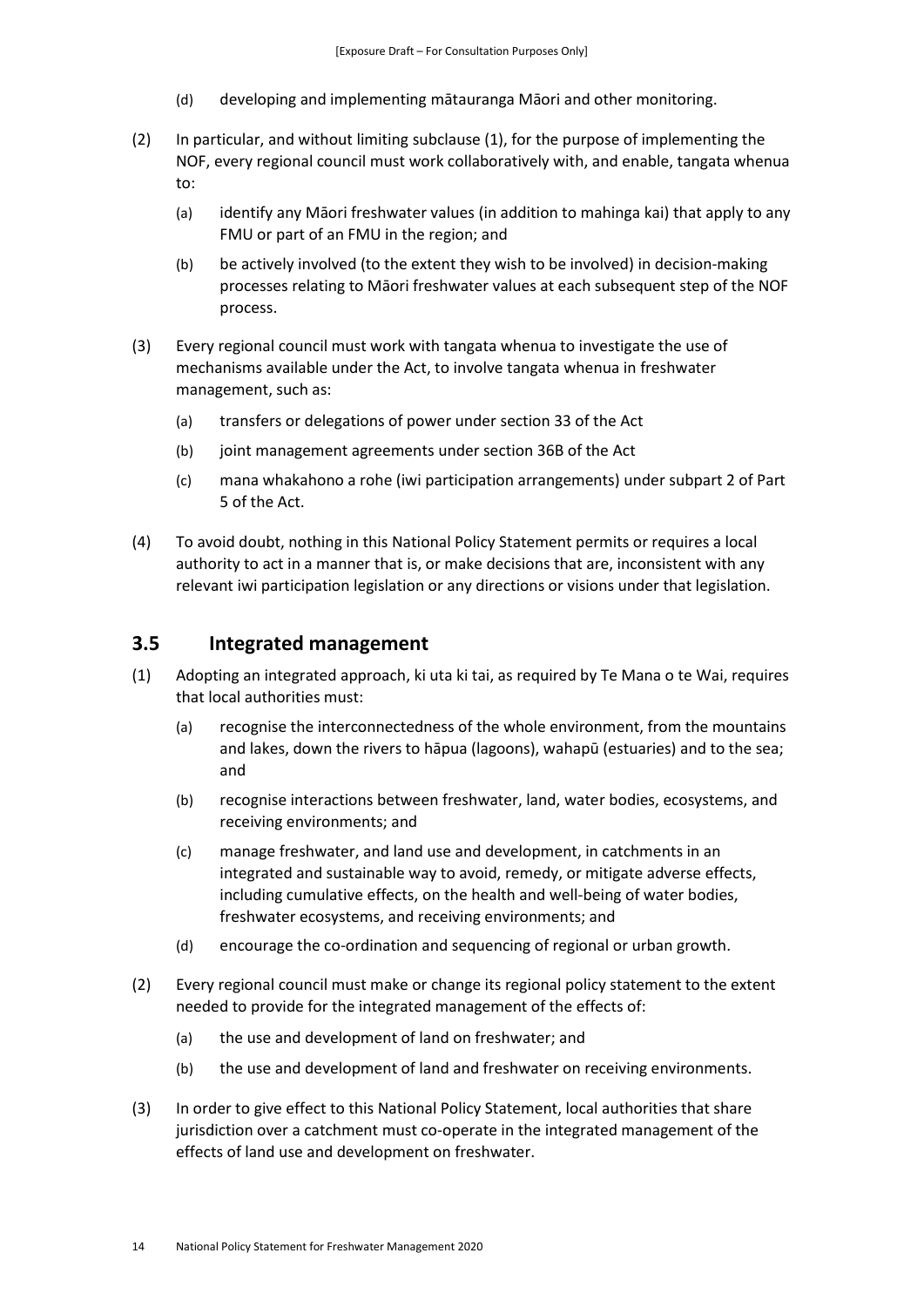(d) developing and implementing mātauranga Māori and other monitoring.

(2) In particular, and without limiting subclause (1), for the purpose of implementing the NOF, every regional council must work collaboratively with, and enable, tangata whenua to:

(a) identify any Māori freshwater values (in addition to mahinga kai) that apply to any FMU or part of an FMU in the region; and

(b) be actively involved (to the extent they wish to be involved) in decision-making processes relating to Māori freshwater values at each subsequent step of the NOF process.

(3) Every regional council must work with tangata whenua to investigate the use of mechanisms available under the Act, to involve tangata whenua in freshwater management, such as:

(a) transfers or delegations of power under section 33 of the Act

(b) joint management agreements under section 36B of the Act

(c) mana whakahono a rohe (iwi participation arrangements) under subpart 2 of Part 5 of the Act.

(4) To avoid doubt, nothing in this National Policy Statement permits or requires a local authority to act in a manner that is, or make decisions that are, inconsistent with any relevant iwi participation legislation or any directions or visions under that legislation.

## 3.5 Integrated management

(1) Adopting an integrated approach, ki uta ki tai, as required by Te Mana o te Wai, requires that local authorities must:

(a) recognise the interconnectedness of the whole environment, from the mountains and lakes, down the rivers to hāpua (lagoons), wahapū (estuaries) and to the sea; and

(b) recognise interactions between freshwater, land, water bodies, ecosystems, and receiving environments; and

(c) manage freshwater, and land use and development, in catchments in an integrated and sustainable way to avoid, remedy, or mitigate adverse effects, including cumulative effects, on the health and well-being of water bodies, freshwater ecosystems, and receiving environments; and

(d) encourage the co-ordination and sequencing of regional or urban growth.

(2) Every regional council must make or change its regional policy statement to the extent needed to provide for the integrated management of the effects of:

(a) the use and development of land on freshwater; and

(b) the use and development of land and freshwater on receiving environments.

(3) In order to give effect to this National Policy Statement, local authorities that share jurisdiction over a catchment must co-operate in the integrated management of the effects of land use and development on freshwater.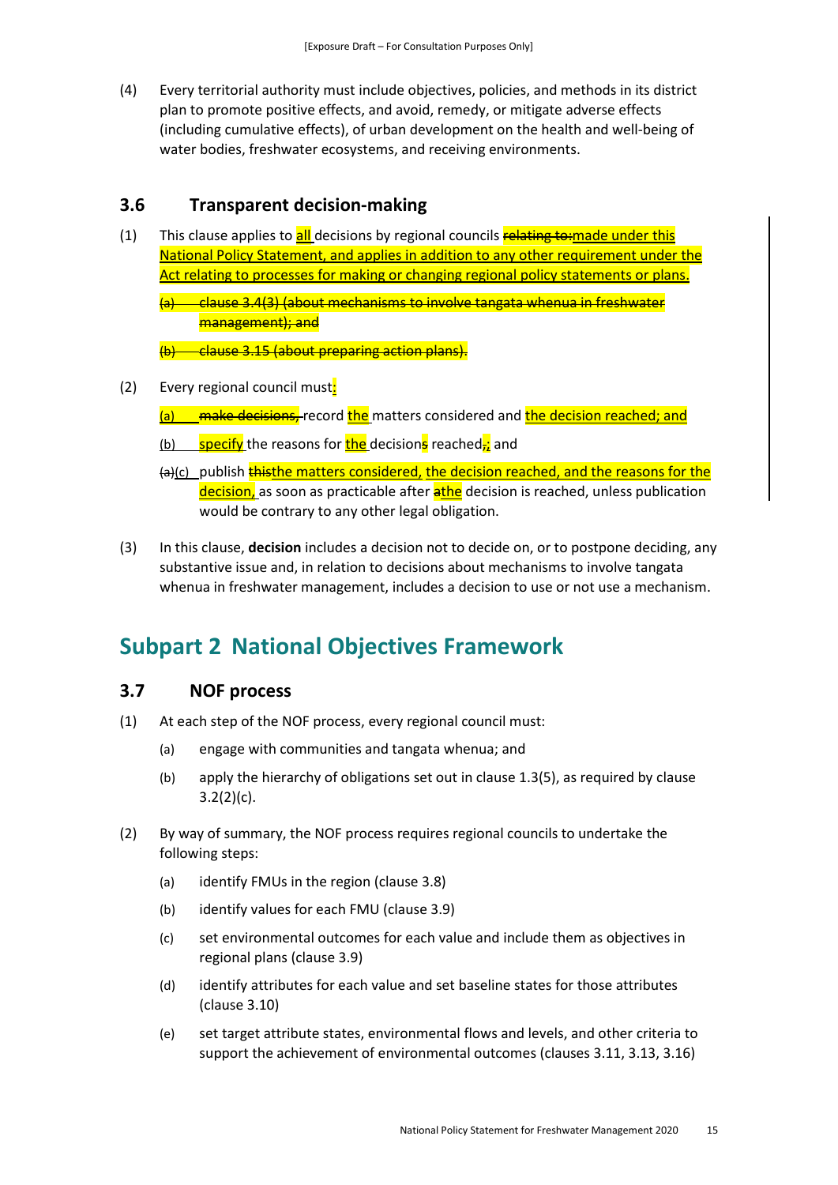(4) Every territorial authority must include objectives, policies, and methods in its district plan to promote positive effects, and avoid, remedy, or mitigate adverse effects (including cumulative effects), of urban development on the health and well-being of water bodies, freshwater ecosystems, and receiving environments.

### 3.6 Transparent decision-making

(1) This clause applies to all decisions by regional councils ~~relating to:~~made under this National Policy Statement, and applies in addition to any other requirement under the Act relating to processes for making or changing regional policy statements or plans.

~~(a) clause 3.4(3) (about mechanisms to involve tangata whenua in freshwater management); and~~

~~(b) clause 3.15 (about preparing action plans).~~

(2) Every regional council must:

(a) ~~make decisions,~~ record the matters considered and the decision reached; and

(b) specify the reasons for the decision~~s~~ reached~~,~~; and

~~(a)~~(c) publish ~~this~~the matters considered, the decision reached, and the reasons for the decision, as soon as practicable after ~~a~~the decision is reached, unless publication would be contrary to any other legal obligation.

(3) In this clause, **decision** includes a decision not to decide on, or to postpone deciding, any substantive issue and, in relation to decisions about mechanisms to involve tangata whenua in freshwater management, includes a decision to use or not use a mechanism.

## Subpart 2 National Objectives Framework

### 3.7 NOF process

(1) At each step of the NOF process, every regional council must:

(a) engage with communities and tangata whenua; and

(b) apply the hierarchy of obligations set out in clause 1.3(5), as required by clause 3.2(2)(c).

(2) By way of summary, the NOF process requires regional councils to undertake the following steps:

(a) identify FMUs in the region (clause 3.8)

(b) identify values for each FMU (clause 3.9)

(c) set environmental outcomes for each value and include them as objectives in regional plans (clause 3.9)

(d) identify attributes for each value and set baseline states for those attributes (clause 3.10)

(e) set target attribute states, environmental flows and levels, and other criteria to support the achievement of environmental outcomes (clauses 3.11, 3.13, 3.16)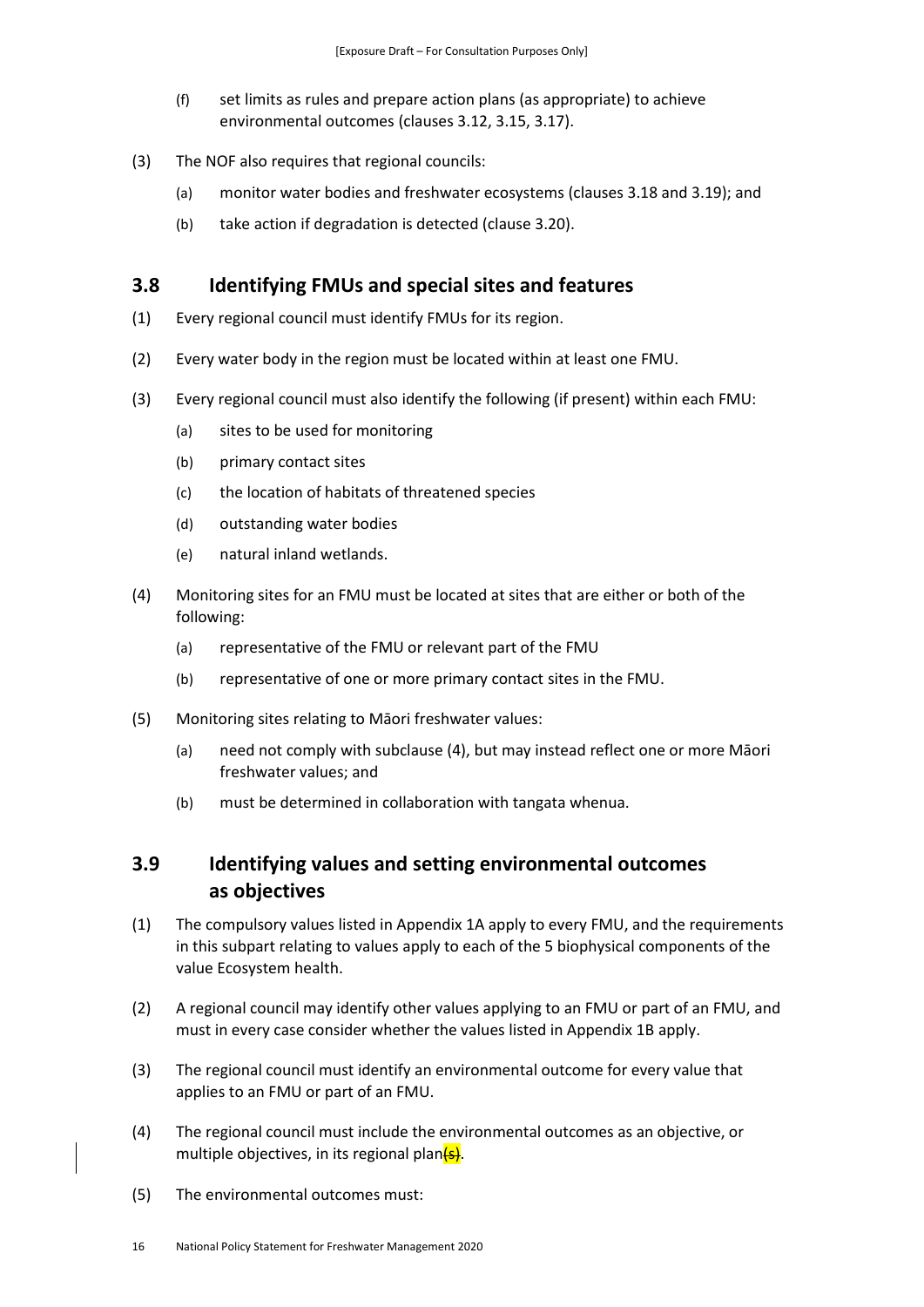(f) set limits as rules and prepare action plans (as appropriate) to achieve environmental outcomes (clauses 3.12, 3.15, 3.17).

(3) The NOF also requires that regional councils:

(a) monitor water bodies and freshwater ecosystems (clauses 3.18 and 3.19); and

(b) take action if degradation is detected (clause 3.20).

## 3.8 Identifying FMUs and special sites and features

(1) Every regional council must identify FMUs for its region.

(2) Every water body in the region must be located within at least one FMU.

(3) Every regional council must also identify the following (if present) within each FMU:

(a) sites to be used for monitoring

(b) primary contact sites

(c) the location of habitats of threatened species

(d) outstanding water bodies

(e) natural inland wetlands.

(4) Monitoring sites for an FMU must be located at sites that are either or both of the following:

(a) representative of the FMU or relevant part of the FMU

(b) representative of one or more primary contact sites in the FMU.

(5) Monitoring sites relating to Māori freshwater values:

(a) need not comply with subclause (4), but may instead reflect one or more Māori freshwater values; and

(b) must be determined in collaboration with tangata whenua.

## 3.9 Identifying values and setting environmental outcomes as objectives

(1) The compulsory values listed in Appendix 1A apply to every FMU, and the requirements in this subpart relating to values apply to each of the 5 biophysical components of the value Ecosystem health.

(2) A regional council may identify other values applying to an FMU or part of an FMU, and must in every case consider whether the values listed in Appendix 1B apply.

(3) The regional council must identify an environmental outcome for every value that applies to an FMU or part of an FMU.

(4) The regional council must include the environmental outcomes as an objective, or multiple objectives, in its regional plan~~(s)~~.

(5) The environmental outcomes must: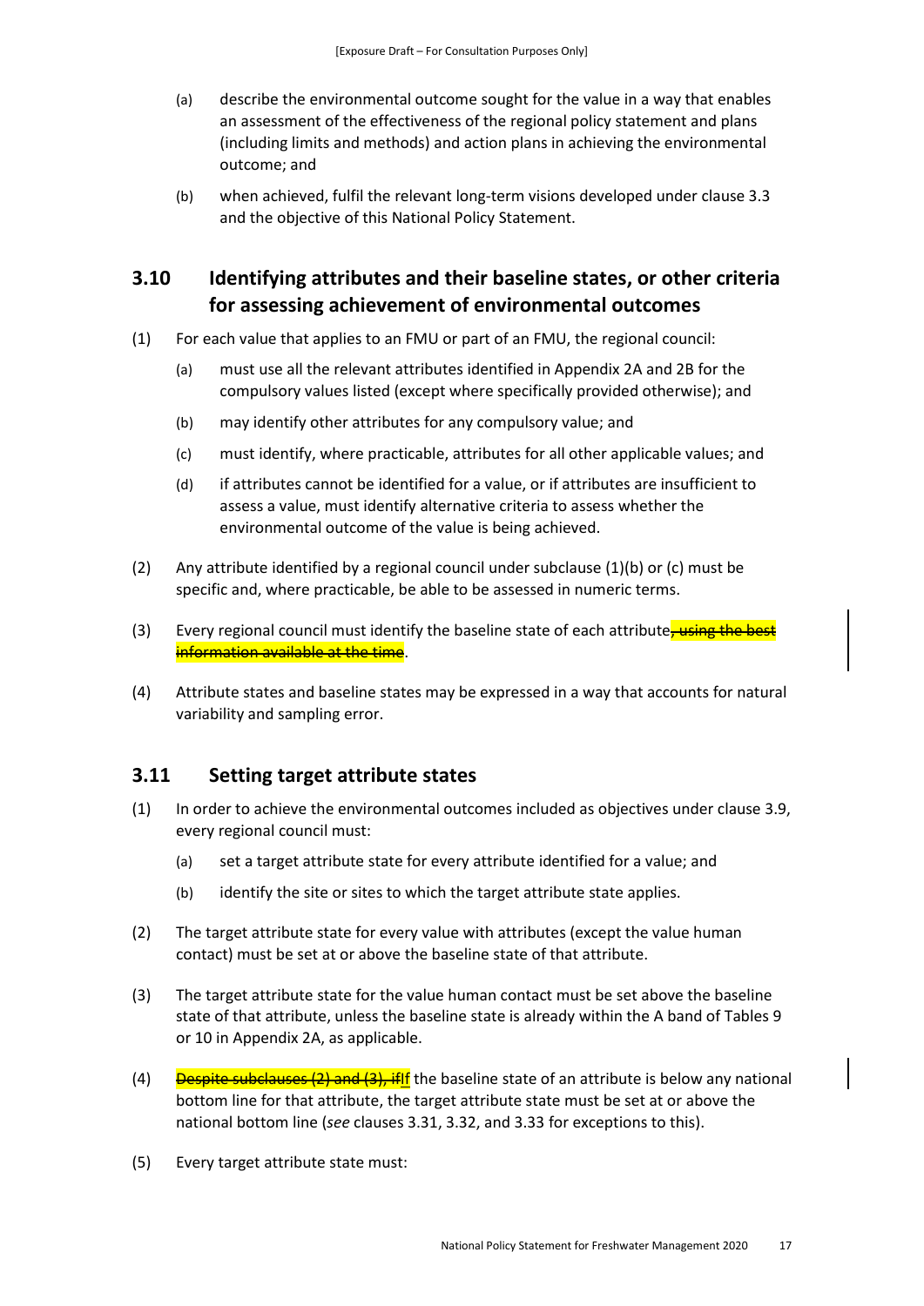(a) describe the environmental outcome sought for the value in a way that enables an assessment of the effectiveness of the regional policy statement and plans (including limits and methods) and action plans in achieving the environmental outcome; and

(b) when achieved, fulfil the relevant long-term visions developed under clause 3.3 and the objective of this National Policy Statement.

## 3.10 Identifying attributes and their baseline states, or other criteria for assessing achievement of environmental outcomes

(1) For each value that applies to an FMU or part of an FMU, the regional council:

(a) must use all the relevant attributes identified in Appendix 2A and 2B for the compulsory values listed (except where specifically provided otherwise); and

(b) may identify other attributes for any compulsory value; and

(c) must identify, where practicable, attributes for all other applicable values; and

(d) if attributes cannot be identified for a value, or if attributes are insufficient to assess a value, must identify alternative criteria to assess whether the environmental outcome of the value is being achieved.

(2) Any attribute identified by a regional council under subclause (1)(b) or (c) must be specific and, where practicable, be able to be assessed in numeric terms.

(3) Every regional council must identify the baseline state of each attribute~~, using the best information available at the time~~.

(4) Attribute states and baseline states may be expressed in a way that accounts for natural variability and sampling error.

## 3.11 Setting target attribute states

(1) In order to achieve the environmental outcomes included as objectives under clause 3.9, every regional council must:

(a) set a target attribute state for every attribute identified for a value; and

(b) identify the site or sites to which the target attribute state applies.

(2) The target attribute state for every value with attributes (except the value human contact) must be set at or above the baseline state of that attribute.

(3) The target attribute state for the value human contact must be set above the baseline state of that attribute, unless the baseline state is already within the A band of Tables 9 or 10 in Appendix 2A, as applicable.

(4) ~~Despite subclauses (2) and (3), if~~If the baseline state of an attribute is below any national bottom line for that attribute, the target attribute state must be set at or above the national bottom line (*see* clauses 3.31, 3.32, and 3.33 for exceptions to this).

(5) Every target attribute state must: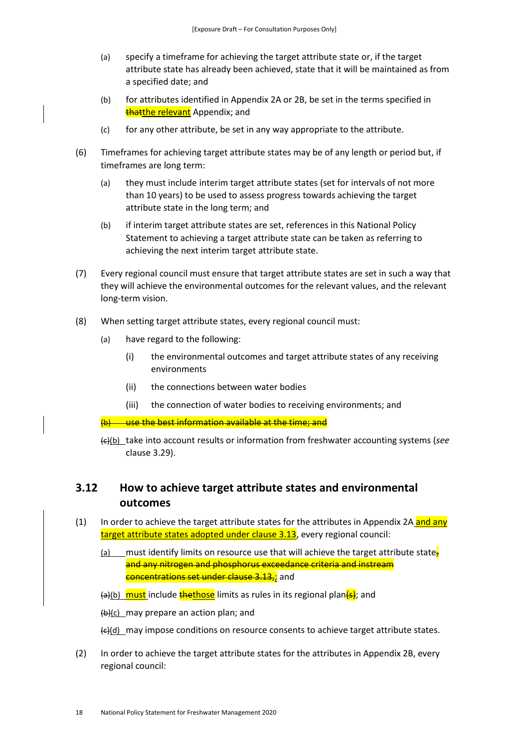(a) specify a timeframe for achieving the target attribute state or, if the target attribute state has already been achieved, state that it will be maintained as from a specified date; and

(b) for attributes identified in Appendix 2A or 2B, be set in the terms specified in ~~that~~the relevant Appendix; and

(c) for any other attribute, be set in any way appropriate to the attribute.

(6) Timeframes for achieving target attribute states may be of any length or period but, if timeframes are long term:

(a) they must include interim target attribute states (set for intervals of not more than 10 years) to be used to assess progress towards achieving the target attribute state in the long term; and

(b) if interim target attribute states are set, references in this National Policy Statement to achieving a target attribute state can be taken as referring to achieving the next interim target attribute state.

(7) Every regional council must ensure that target attribute states are set in such a way that they will achieve the environmental outcomes for the relevant values, and the relevant long-term vision.

(8) When setting target attribute states, every regional council must:

(a) have regard to the following:

(i) the environmental outcomes and target attribute states of any receiving environments

(ii) the connections between water bodies

(iii) the connection of water bodies to receiving environments; and

~~(b) use the best information available at the time; and~~

~~(c)~~(b) take into account results or information from freshwater accounting systems (*see* clause 3.29).

## 3.12 How to achieve target attribute states and environmental outcomes

(1) In order to achieve the target attribute states for the attributes in Appendix 2A and any target attribute states adopted under clause 3.13, every regional council:

(a) must identify limits on resource use that will achieve the target attribute state~~, and any nitrogen and phosphorus exceedance criteria and instream concentrations set under clause 3.13,~~; and

~~(a)~~(b) must include ~~the~~those limits as rules in its regional plan~~(s)~~; and

~~(b)~~(c) may prepare an action plan; and

~~(c)~~(d) may impose conditions on resource consents to achieve target attribute states.

(2) In order to achieve the target attribute states for the attributes in Appendix 2B, every regional council: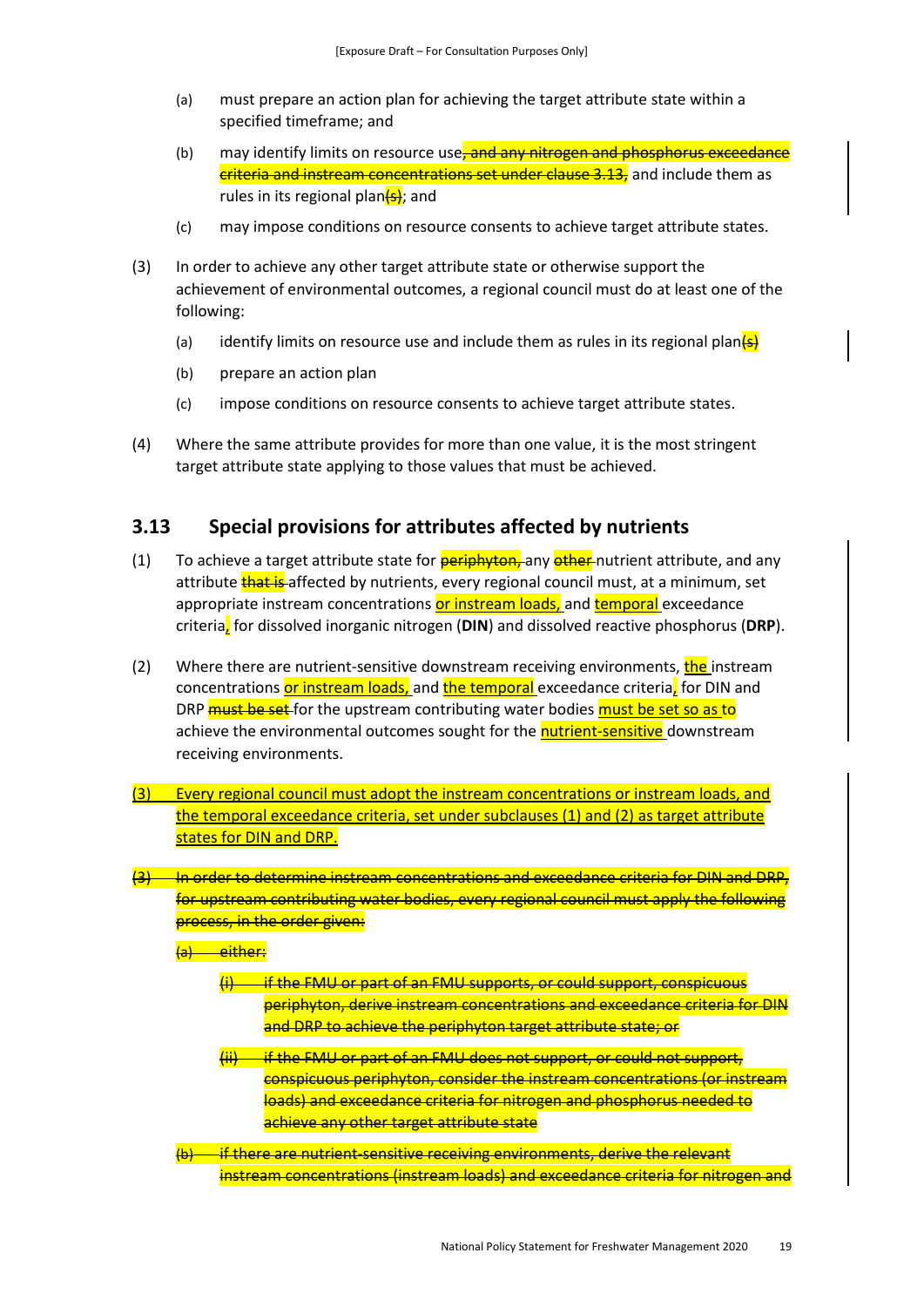(a) must prepare an action plan for achieving the target attribute state within a specified timeframe; and

(b) may identify limits on resource use~~, and any nitrogen and phosphorus exceedance criteria and instream concentrations set under clause 3.13,~~ and include them as rules in its regional plan~~(s)~~; and

(c) may impose conditions on resource consents to achieve target attribute states.

(3) In order to achieve any other target attribute state or otherwise support the achievement of environmental outcomes, a regional council must do at least one of the following:

(a) identify limits on resource use and include them as rules in its regional plan~~(s)~~

(b) prepare an action plan

(c) impose conditions on resource consents to achieve target attribute states.

(4) Where the same attribute provides for more than one value, it is the most stringent target attribute state applying to those values that must be achieved.

## 3.13 Special provisions for attributes affected by nutrients

(1) To achieve a target attribute state for ~~periphyton,~~ any ~~other~~ nutrient attribute, and any attribute ~~that is~~ affected by nutrients, every regional council must, at a minimum, set appropriate instream concentrations or instream loads, and temporal exceedance criteria, for dissolved inorganic nitrogen (**DIN**) and dissolved reactive phosphorus (**DRP**).

(2) Where there are nutrient-sensitive downstream receiving environments, the instream concentrations or instream loads, and the temporal exceedance criteria, for DIN and DRP ~~must be set~~ for the upstream contributing water bodies must be set so as to achieve the environmental outcomes sought for the nutrient-sensitive downstream receiving environments.

(3) Every regional council must adopt the instream concentrations or instream loads, and the temporal exceedance criteria, set under subclauses (1) and (2) as target attribute states for DIN and DRP.

~~(3) In order to determine instream concentrations and exceedance criteria for DIN and DRP, for upstream contributing water bodies, every regional council must apply the following process, in the order given:~~

~~(a) either:~~

~~(i) if the FMU or part of an FMU supports, or could support, conspicuous periphyton, derive instream concentrations and exceedance criteria for DIN and DRP to achieve the periphyton target attribute state; or~~

~~(ii) if the FMU or part of an FMU does not support, or could not support, conspicuous periphyton, consider the instream concentrations (or instream loads) and exceedance criteria for nitrogen and phosphorus needed to achieve any other target attribute state~~

~~(b) if there are nutrient-sensitive receiving environments, derive the relevant instream concentrations (instream loads) and exceedance criteria for nitrogen and~~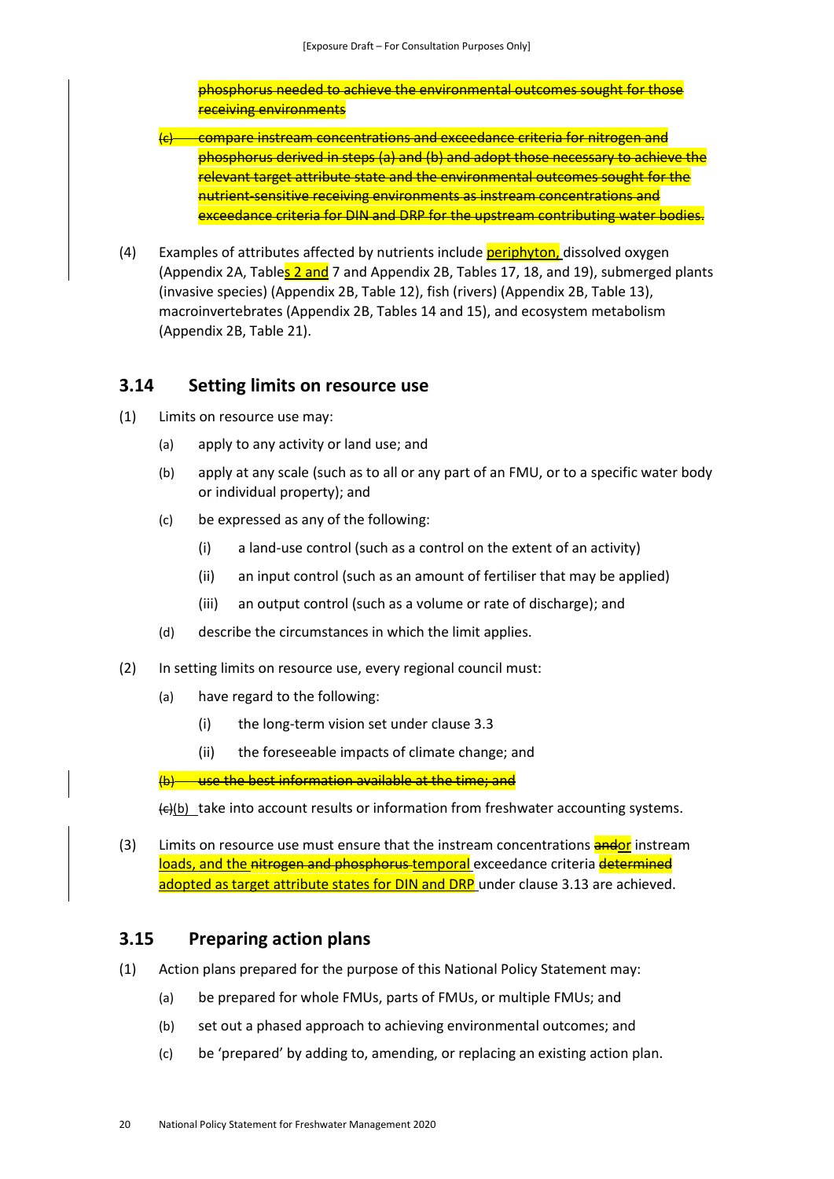~~phosphorus needed to achieve the environmental outcomes sought for those receiving environments~~

~~(c) compare instream concentrations and exceedance criteria for nitrogen and phosphorus derived in steps (a) and (b) and adopt those necessary to achieve the relevant target attribute state and the environmental outcomes sought for the nutrient-sensitive receiving environments as instream concentrations and exceedance criteria for DIN and DRP for the upstream contributing water bodies.~~

(4) Examples of attributes affected by nutrients include periphyton, dissolved oxygen (Appendix 2A, Tables 2 and 7 and Appendix 2B, Tables 17, 18, and 19), submerged plants (invasive species) (Appendix 2B, Table 12), fish (rivers) (Appendix 2B, Table 13), macroinvertebrates (Appendix 2B, Tables 14 and 15), and ecosystem metabolism (Appendix 2B, Table 21).

## 3.14 Setting limits on resource use

(1) Limits on resource use may:

- (a) apply to any activity or land use; and
- (b) apply at any scale (such as to all or any part of an FMU, or to a specific water body or individual property); and
- (c) be expressed as any of the following:
  - (i) a land-use control (such as a control on the extent of an activity)
  - (ii) an input control (such as an amount of fertiliser that may be applied)
  - (iii) an output control (such as a volume or rate of discharge); and
- (d) describe the circumstances in which the limit applies.

(2) In setting limits on resource use, every regional council must:

- (a) have regard to the following:
  - (i) the long-term vision set under clause 3.3
  - (ii) the foreseeable impacts of climate change; and
- ~~(b) use the best information available at the time; and~~
- ~~(c)~~(b) take into account results or information from freshwater accounting systems.

(3) Limits on resource use must ensure that the instream concentrations ~~and~~or instream loads, and the ~~nitrogen and phosphorus~~ temporal exceedance criteria ~~determined~~ adopted as target attribute states for DIN and DRP under clause 3.13 are achieved.

## 3.15 Preparing action plans

(1) Action plans prepared for the purpose of this National Policy Statement may:

- (a) be prepared for whole FMUs, parts of FMUs, or multiple FMUs; and
- (b) set out a phased approach to achieving environmental outcomes; and
- (c) be 'prepared' by adding to, amending, or replacing an existing action plan.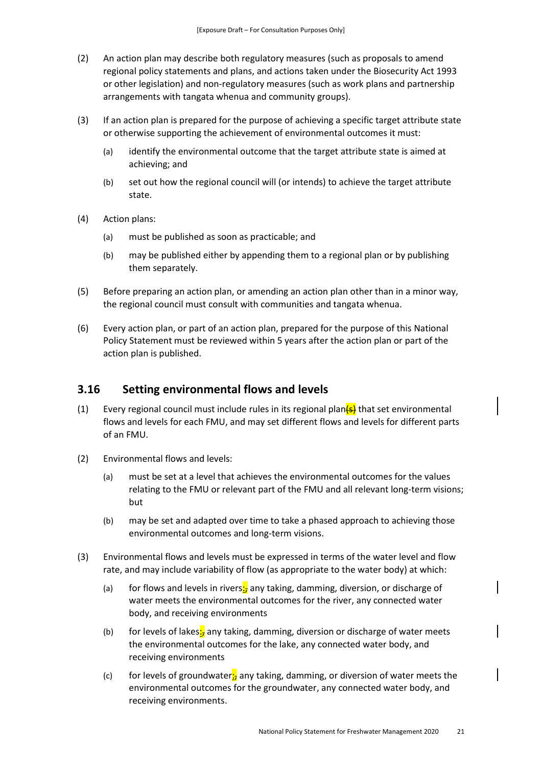(2) An action plan may describe both regulatory measures (such as proposals to amend regional policy statements and plans, and actions taken under the Biosecurity Act 1993 or other legislation) and non-regulatory measures (such as work plans and partnership arrangements with tangata whenua and community groups).

(3) If an action plan is prepared for the purpose of achieving a specific target attribute state or otherwise supporting the achievement of environmental outcomes it must:

   (a) identify the environmental outcome that the target attribute state is aimed at achieving; and

   (b) set out how the regional council will (or intends) to achieve the target attribute state.

(4) Action plans:

   (a) must be published as soon as practicable; and

   (b) may be published either by appending them to a regional plan or by publishing them separately.

(5) Before preparing an action plan, or amending an action plan other than in a minor way, the regional council must consult with communities and tangata whenua.

(6) Every action plan, or part of an action plan, prepared for the purpose of this National Policy Statement must be reviewed within 5 years after the action plan or part of the action plan is published.

## 3.16 Setting environmental flows and levels

(1) Every regional council must include rules in its regional plan~~(s)~~ that set environmental flows and levels for each FMU, and may set different flows and levels for different parts of an FMU.

(2) Environmental flows and levels:

   (a) must be set at a level that achieves the environmental outcomes for the values relating to the FMU or relevant part of the FMU and all relevant long-term visions; but

   (b) may be set and adapted over time to take a phased approach to achieving those environmental outcomes and long-term visions.

(3) Environmental flows and levels must be expressed in terms of the water level and flow rate, and may include variability of flow (as appropriate to the water body) at which:

   (a) for flows and levels in rivers:~~,~~ any taking, damming, diversion, or discharge of water meets the environmental outcomes for the river, any connected water body, and receiving environments

   (b) for levels of lakes:~~,~~ any taking, damming, diversion or discharge of water meets the environmental outcomes for the lake, any connected water body, and receiving environments

   (c) for levels of groundwater:~~,~~ any taking, damming, or diversion of water meets the environmental outcomes for the groundwater, any connected water body, and receiving environments.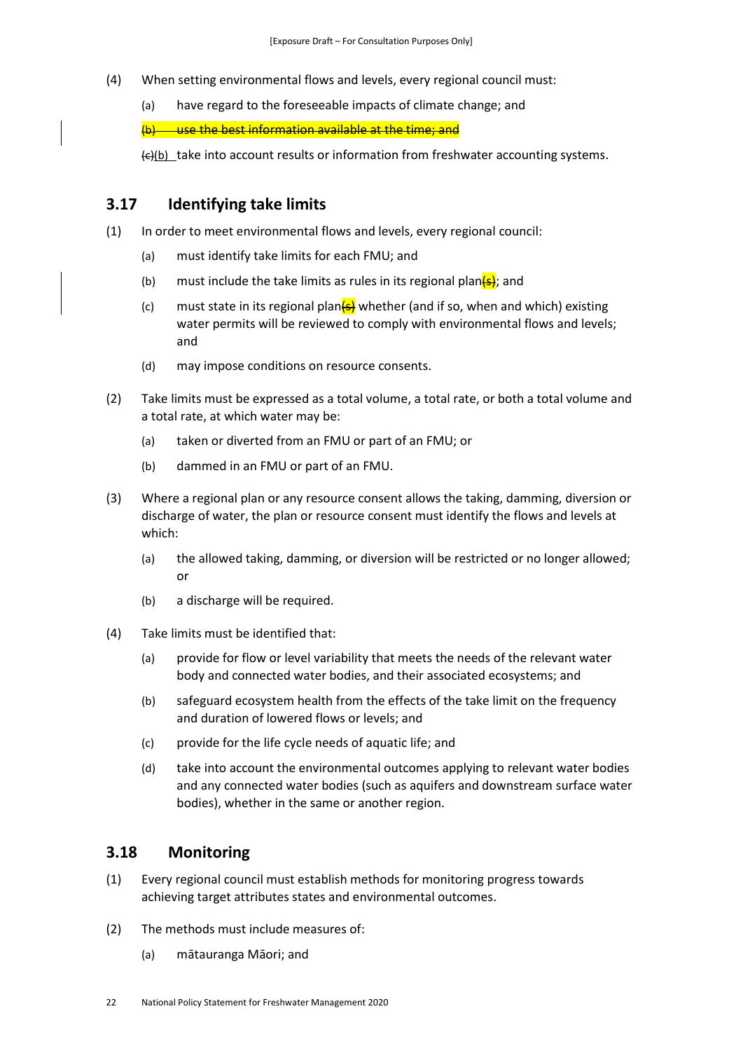(4) When setting environmental flows and levels, every regional council must:

(a) have regard to the foreseeable impacts of climate change; and

~~(b) use the best information available at the time; and~~

~~(c)~~(b) take into account results or information from freshwater accounting systems.

## 3.17 Identifying take limits

(1) In order to meet environmental flows and levels, every regional council:

(a) must identify take limits for each FMU; and

(b) must include the take limits as rules in its regional plan~~(s)~~; and

(c) must state in its regional plan~~(s)~~ whether (and if so, when and which) existing water permits will be reviewed to comply with environmental flows and levels; and

(d) may impose conditions on resource consents.

(2) Take limits must be expressed as a total volume, a total rate, or both a total volume and a total rate, at which water may be:

(a) taken or diverted from an FMU or part of an FMU; or

(b) dammed in an FMU or part of an FMU.

(3) Where a regional plan or any resource consent allows the taking, damming, diversion or discharge of water, the plan or resource consent must identify the flows and levels at which:

(a) the allowed taking, damming, or diversion will be restricted or no longer allowed; or

(b) a discharge will be required.

(4) Take limits must be identified that:

(a) provide for flow or level variability that meets the needs of the relevant water body and connected water bodies, and their associated ecosystems; and

(b) safeguard ecosystem health from the effects of the take limit on the frequency and duration of lowered flows or levels; and

(c) provide for the life cycle needs of aquatic life; and

(d) take into account the environmental outcomes applying to relevant water bodies and any connected water bodies (such as aquifers and downstream surface water bodies), whether in the same or another region.

## 3.18 Monitoring

(1) Every regional council must establish methods for monitoring progress towards achieving target attributes states and environmental outcomes.

(2) The methods must include measures of:

(a) mātauranga Māori; and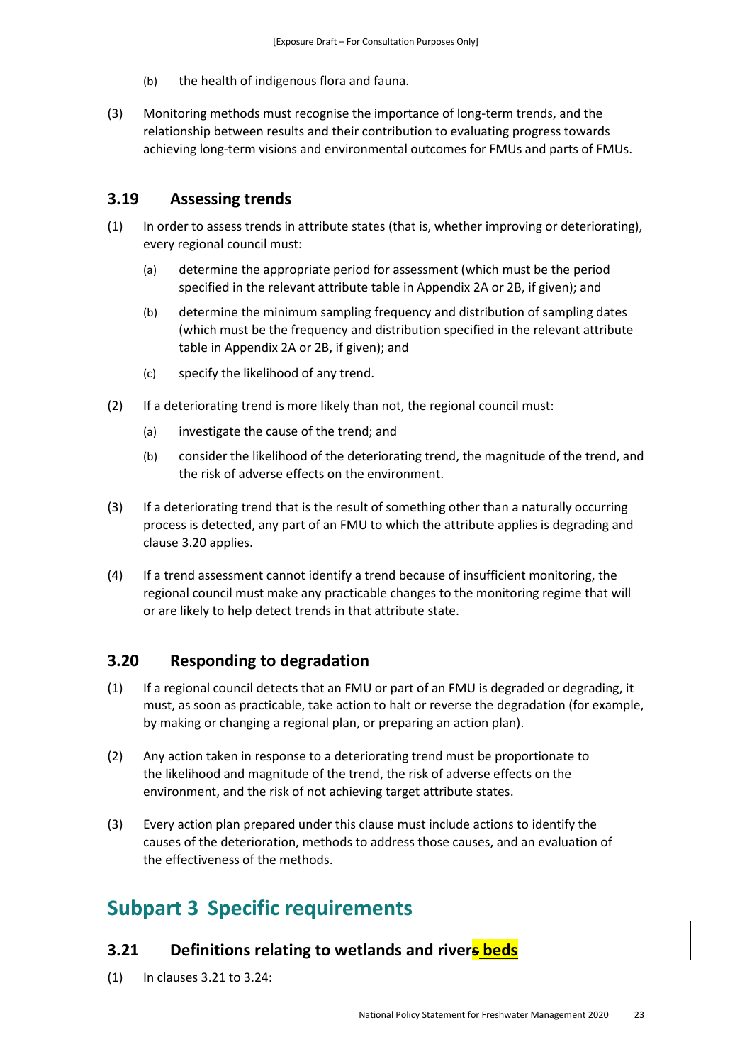(b) the health of indigenous flora and fauna.

(3) Monitoring methods must recognise the importance of long-term trends, and the relationship between results and their contribution to evaluating progress towards achieving long-term visions and environmental outcomes for FMUs and parts of FMUs.

### 3.19 Assessing trends

(1) In order to assess trends in attribute states (that is, whether improving or deteriorating), every regional council must:

   (a) determine the appropriate period for assessment (which must be the period specified in the relevant attribute table in Appendix 2A or 2B, if given); and

   (b) determine the minimum sampling frequency and distribution of sampling dates (which must be the frequency and distribution specified in the relevant attribute table in Appendix 2A or 2B, if given); and

   (c) specify the likelihood of any trend.

(2) If a deteriorating trend is more likely than not, the regional council must:

   (a) investigate the cause of the trend; and

   (b) consider the likelihood of the deteriorating trend, the magnitude of the trend, and the risk of adverse effects on the environment.

(3) If a deteriorating trend that is the result of something other than a naturally occurring process is detected, any part of an FMU to which the attribute applies is degrading and clause 3.20 applies.

(4) If a trend assessment cannot identify a trend because of insufficient monitoring, the regional council must make any practicable changes to the monitoring regime that will or are likely to help detect trends in that attribute state.

### 3.20 Responding to degradation

(1) If a regional council detects that an FMU or part of an FMU is degraded or degrading, it must, as soon as practicable, take action to halt or reverse the degradation (for example, by making or changing a regional plan, or preparing an action plan).

(2) Any action taken in response to a deteriorating trend must be proportionate to the likelihood and magnitude of the trend, the risk of adverse effects on the environment, and the risk of not achieving target attribute states.

(3) Every action plan prepared under this clause must include actions to identify the causes of the deterioration, methods to address those causes, and an evaluation of the effectiveness of the methods.

## Subpart 3 Specific requirements

### 3.21 Definitions relating to wetlands and river~~s~~ beds

(1) In clauses 3.21 to 3.24: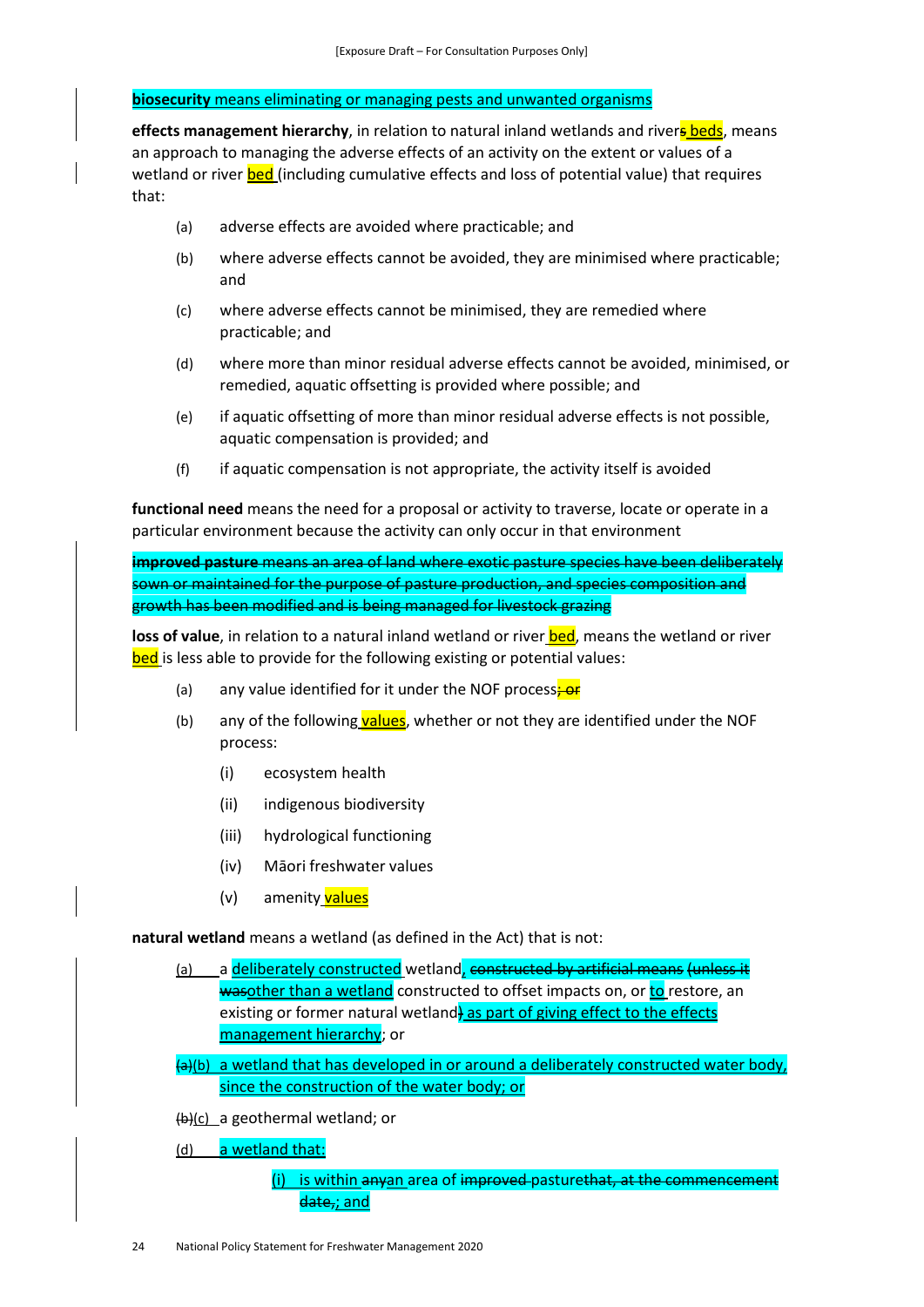**biosecurity** means eliminating or managing pests and unwanted organisms

**effects management hierarchy**, in relation to natural inland wetlands and ~~rivers~~ beds, means an approach to managing the adverse effects of an activity on the extent or values of a wetland or river bed (including cumulative effects and loss of potential value) that requires that:

(a) adverse effects are avoided where practicable; and

(b) where adverse effects cannot be avoided, they are minimised where practicable; and

(c) where adverse effects cannot be minimised, they are remedied where practicable; and

(d) where more than minor residual adverse effects cannot be avoided, minimised, or remedied, aquatic offsetting is provided where possible; and

(e) if aquatic offsetting of more than minor residual adverse effects is not possible, aquatic compensation is provided; and

(f) if aquatic compensation is not appropriate, the activity itself is avoided

**functional need** means the need for a proposal or activity to traverse, locate or operate in a particular environment because the activity can only occur in that environment

~~**improved pasture** means an area of land where exotic pasture species have been deliberately sown or maintained for the purpose of pasture production, and species composition and growth has been modified and is being managed for livestock grazing~~

**loss of value**, in relation to a natural inland wetland or river bed, means the wetland or river bed is less able to provide for the following existing or potential values:

(a) any value identified for it under the NOF process~~; or~~

(b) any of the following values, whether or not they are identified under the NOF process:

(i) ecosystem health

(ii) indigenous biodiversity

(iii) hydrological functioning

(iv) Māori freshwater values

(v) amenity values

**natural wetland** means a wetland (as defined in the Act) that is not:

(a) a deliberately constructed wetland~~, constructed by artificial means (unless it was~~other than a wetland constructed to offset impacts on, or to restore, an existing or former natural wetland~~)~~ as part of giving effect to the effects management hierarchy; or

~~(a)~~(b) a wetland that has developed in or around a deliberately constructed water body, since the construction of the water body; or

~~(b)~~(c) a geothermal wetland; or

(d) a wetland that:

(i) is within ~~any~~an area of ~~improved~~ pasture~~that, at the commencement date,~~; and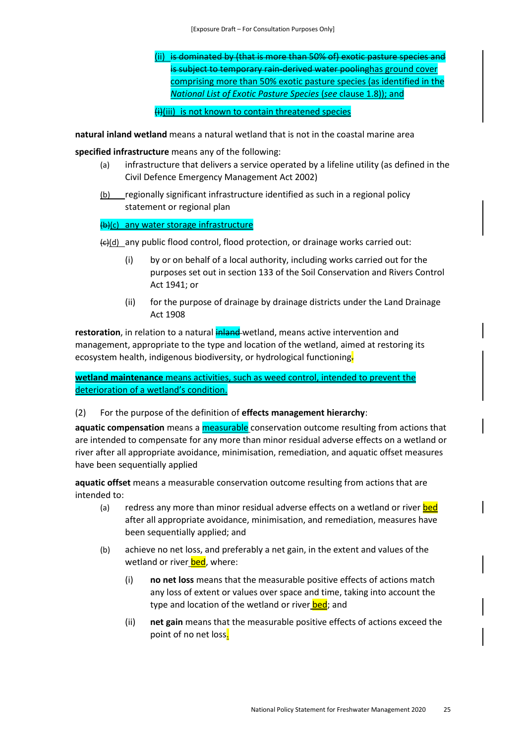(ii) ~~is dominated by (that is more than 50% of) exotic pasture species and is subject to temporary rain-derived water pooling~~has ground cover comprising more than 50% exotic pasture species (as identified in the *National List of Exotic Pasture Species* (*see* clause 1.8)); and

~~(i)~~(iii) is not known to contain threatened species

**natural inland wetland** means a natural wetland that is not in the coastal marine area

**specified infrastructure** means any of the following:

(a) infrastructure that delivers a service operated by a lifeline utility (as defined in the Civil Defence Emergency Management Act 2002)

(b) regionally significant infrastructure identified as such in a regional policy statement or regional plan

~~(b)~~(c) any water storage infrastructure

~~(c)~~(d) any public flood control, flood protection, or drainage works carried out:

(i) by or on behalf of a local authority, including works carried out for the purposes set out in section 133 of the Soil Conservation and Rivers Control Act 1941; or

(ii) for the purpose of drainage by drainage districts under the Land Drainage Act 1908

**restoration**, in relation to a natural ~~inland~~ wetland, means active intervention and management, appropriate to the type and location of the wetland, aimed at restoring its ecosystem health, indigenous biodiversity, or hydrological functioning.

**wetland maintenance** means activities, such as weed control, intended to prevent the deterioration of a wetland's condition.

(2) For the purpose of the definition of **effects management hierarchy**:

**aquatic compensation** means a measurable conservation outcome resulting from actions that are intended to compensate for any more than minor residual adverse effects on a wetland or river after all appropriate avoidance, minimisation, remediation, and aquatic offset measures have been sequentially applied

**aquatic offset** means a measurable conservation outcome resulting from actions that are intended to:

(a) redress any more than minor residual adverse effects on a wetland or river bed after all appropriate avoidance, minimisation, and remediation, measures have been sequentially applied; and

(b) achieve no net loss, and preferably a net gain, in the extent and values of the wetland or river bed, where:

(i) **no net loss** means that the measurable positive effects of actions match any loss of extent or values over space and time, taking into account the type and location of the wetland or river bed; and

(ii) **net gain** means that the measurable positive effects of actions exceed the point of no net loss.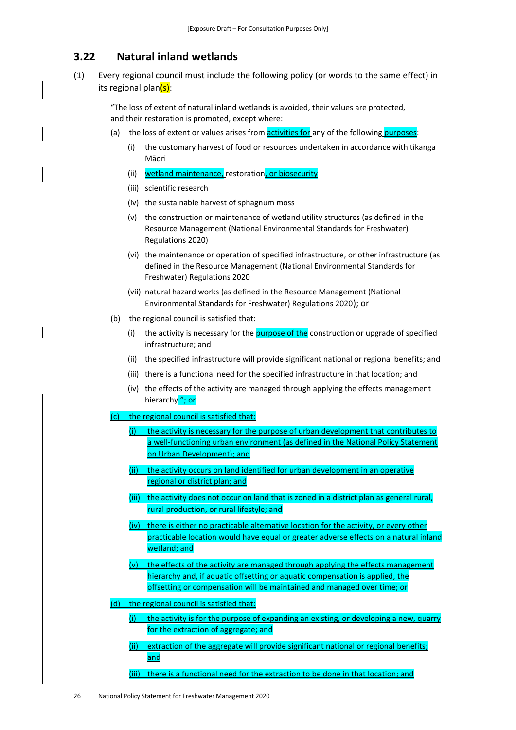## 3.22 Natural inland wetlands

(1) Every regional council must include the following policy (or words to the same effect) in its regional plan(s):

"The loss of extent of natural inland wetlands is avoided, their values are protected, and their restoration is promoted, except where:

(a) the loss of extent or values arises from activities for any of the following purposes:

  (i) the customary harvest of food or resources undertaken in accordance with tikanga Māori

  (ii) wetland maintenance, restoration, or biosecurity

  (iii) scientific research

  (iv) the sustainable harvest of sphagnum moss

  (v) the construction or maintenance of wetland utility structures (as defined in the Resource Management (National Environmental Standards for Freshwater) Regulations 2020)

  (vi) the maintenance or operation of specified infrastructure, or other infrastructure (as defined in the Resource Management (National Environmental Standards for Freshwater) Regulations 2020

  (vii) natural hazard works (as defined in the Resource Management (National Environmental Standards for Freshwater) Regulations 2020); or

(b) the regional council is satisfied that:

  (i) the activity is necessary for the purpose of the construction or upgrade of specified infrastructure; and

  (ii) the specified infrastructure will provide significant national or regional benefits; and

  (iii) there is a functional need for the specified infrastructure in that location; and

  (iv) the effects of the activity are managed through applying the effects management hierarchy."; or

(c) the regional council is satisfied that:

  (i) the activity is necessary for the purpose of urban development that contributes to a well-functioning urban environment (as defined in the National Policy Statement on Urban Development); and

  (ii) the activity occurs on land identified for urban development in an operative regional or district plan; and

  (iii) the activity does not occur on land that is zoned in a district plan as general rural, rural production, or rural lifestyle; and

  (iv) there is either no practicable alternative location for the activity, or every other practicable location would have equal or greater adverse effects on a natural inland wetland; and

  (v) the effects of the activity are managed through applying the effects management hierarchy and, if aquatic offsetting or aquatic compensation is applied, the offsetting or compensation will be maintained and managed over time; or

(d) the regional council is satisfied that:

  (i) the activity is for the purpose of expanding an existing, or developing a new, quarry for the extraction of aggregate; and

  (ii) extraction of the aggregate will provide significant national or regional benefits; and

  (iii) there is a functional need for the extraction to be done in that location; and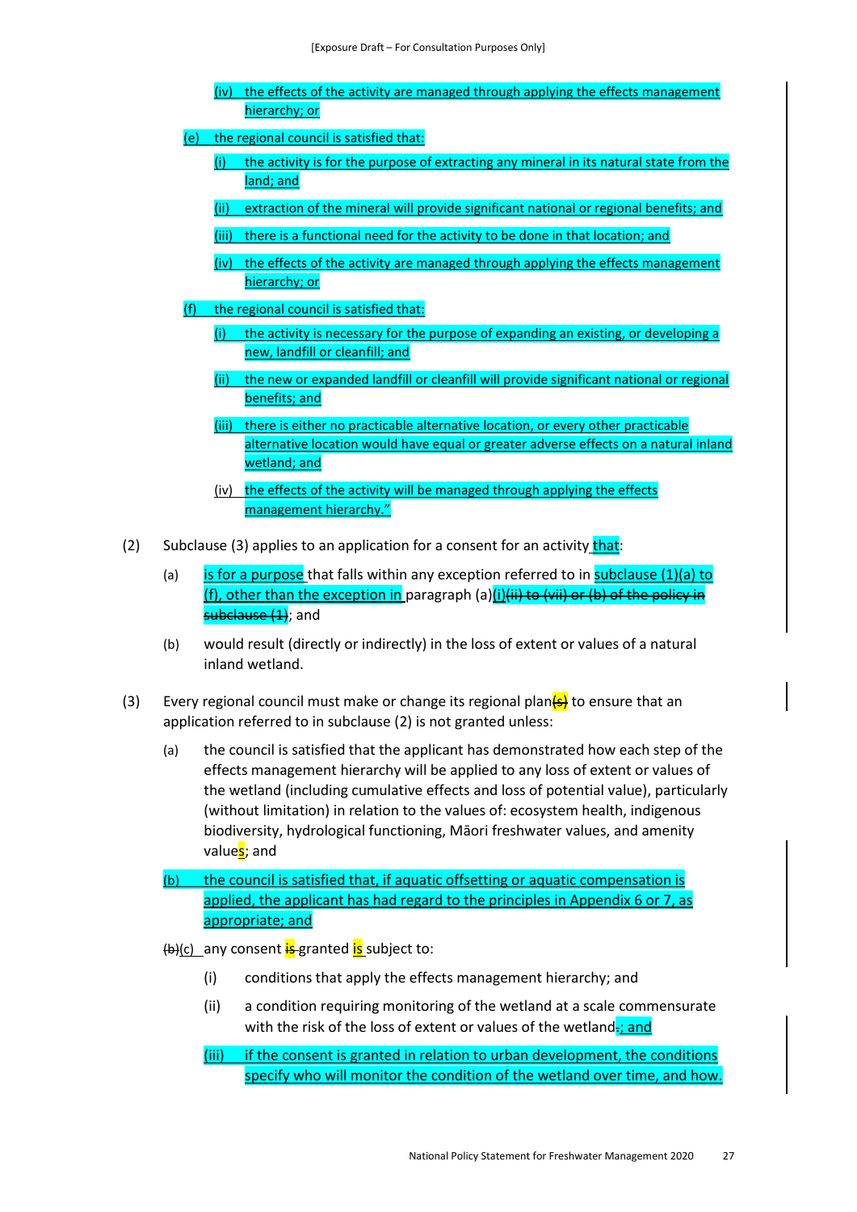(iv) the effects of the activity are managed through applying the effects management hierarchy; or

(e) the regional council is satisfied that:

(i) the activity is for the purpose of extracting any mineral in its natural state from the land; and

(ii) extraction of the mineral will provide significant national or regional benefits; and

(iii) there is a functional need for the activity to be done in that location; and

(iv) the effects of the activity are managed through applying the effects management hierarchy; or

(f) the regional council is satisfied that:

(i) the activity is necessary for the purpose of expanding an existing, or developing a new, landfill or cleanfill; and

(ii) the new or expanded landfill or cleanfill will provide significant national or regional benefits; and

(iii) there is either no practicable alternative location, or every other practicable alternative location would have equal or greater adverse effects on a natural inland wetland; and

(iv) the effects of the activity will be managed through applying the effects management hierarchy."

(2) Subclause (3) applies to an application for a consent for an activity that:

(a) is for a purpose that falls within any exception referred to in subclause (1)(a) to (f), other than the exception in paragraph (a)(i)~~(ii) to (vii) or (b) of the policy in subclause (1)~~; and

(b) would result (directly or indirectly) in the loss of extent or values of a natural inland wetland.

(3) Every regional council must make or change its regional plan~~(s)~~ to ensure that an application referred to in subclause (2) is not granted unless:

(a) the council is satisfied that the applicant has demonstrated how each step of the effects management hierarchy will be applied to any loss of extent or values of the wetland (including cumulative effects and loss of potential value), particularly (without limitation) in relation to the values of: ecosystem health, indigenous biodiversity, hydrological functioning, Māori freshwater values, and amenity values; and

(b) the council is satisfied that, if aquatic offsetting or aquatic compensation is applied, the applicant has had regard to the principles in Appendix 6 or 7, as appropriate; and

~~(b)~~(c) any consent ~~is~~ granted is subject to:

(i) conditions that apply the effects management hierarchy; and

(ii) a condition requiring monitoring of the wetland at a scale commensurate with the risk of the loss of extent or values of the wetland~~.~~; and

(iii) if the consent is granted in relation to urban development, the conditions specify who will monitor the condition of the wetland over time, and how.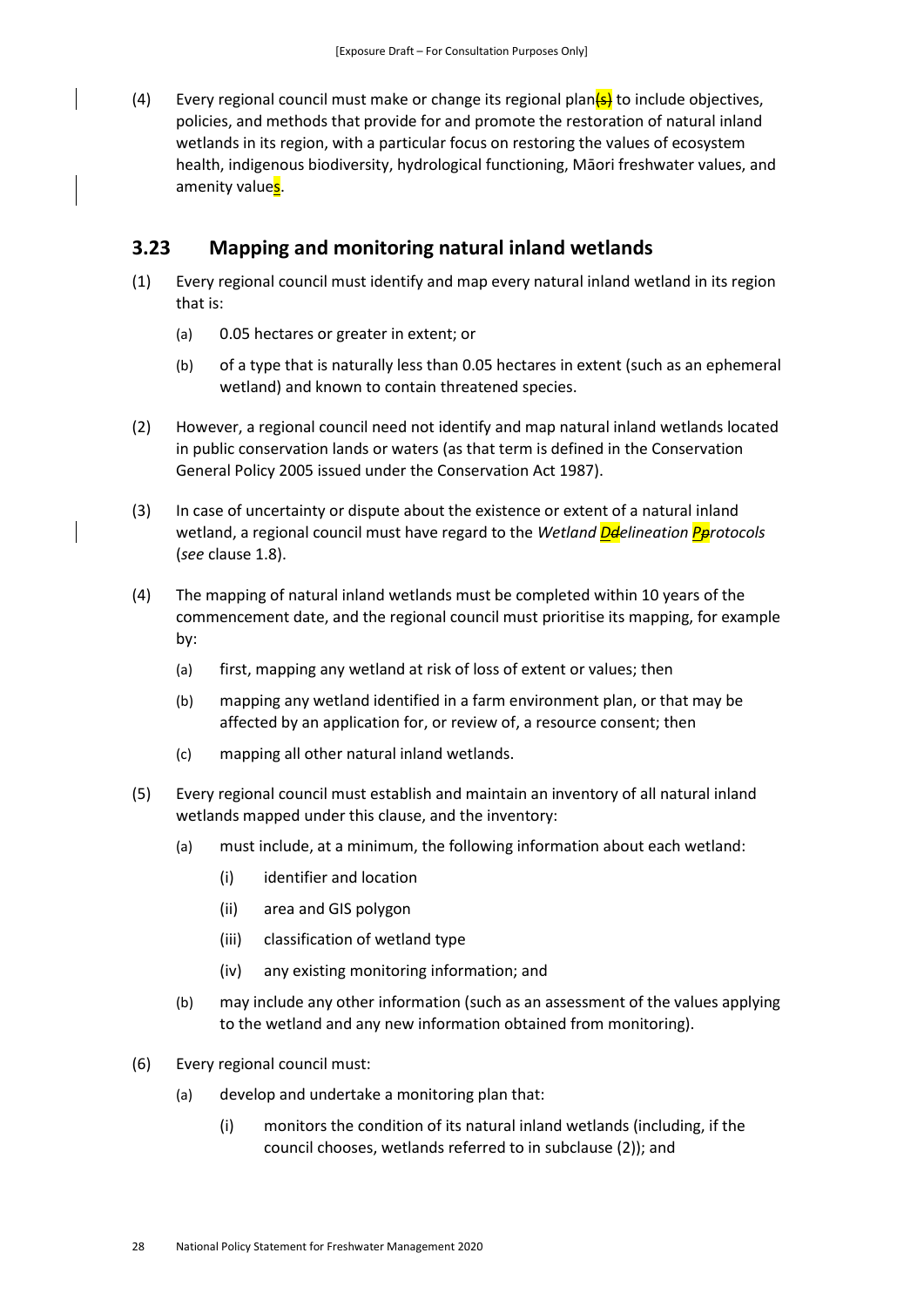(4) Every regional council must make or change its regional plan(s) to include objectives, policies, and methods that provide for and promote the restoration of natural inland wetlands in its region, with a particular focus on restoring the values of ecosystem health, indigenous biodiversity, hydrological functioning, Māori freshwater values, and amenity values.

## 3.23 Mapping and monitoring natural inland wetlands

(1) Every regional council must identify and map every natural inland wetland in its region that is:

- (a) 0.05 hectares or greater in extent; or
- (b) of a type that is naturally less than 0.05 hectares in extent (such as an ephemeral wetland) and known to contain threatened species.

(2) However, a regional council need not identify and map natural inland wetlands located in public conservation lands or waters (as that term is defined in the Conservation General Policy 2005 issued under the Conservation Act 1987).

(3) In case of uncertainty or dispute about the existence or extent of a natural inland wetland, a regional council must have regard to the *Wetland Ddelineation Pprotocols* (*see* clause 1.8).

(4) The mapping of natural inland wetlands must be completed within 10 years of the commencement date, and the regional council must prioritise its mapping, for example by:

- (a) first, mapping any wetland at risk of loss of extent or values; then
- (b) mapping any wetland identified in a farm environment plan, or that may be affected by an application for, or review of, a resource consent; then
- (c) mapping all other natural inland wetlands.

(5) Every regional council must establish and maintain an inventory of all natural inland wetlands mapped under this clause, and the inventory:

- (a) must include, at a minimum, the following information about each wetland:
  - (i) identifier and location
  - (ii) area and GIS polygon
  - (iii) classification of wetland type
  - (iv) any existing monitoring information; and
- (b) may include any other information (such as an assessment of the values applying to the wetland and any new information obtained from monitoring).

(6) Every regional council must:

- (a) develop and undertake a monitoring plan that:
  - (i) monitors the condition of its natural inland wetlands (including, if the council chooses, wetlands referred to in subclause (2)); and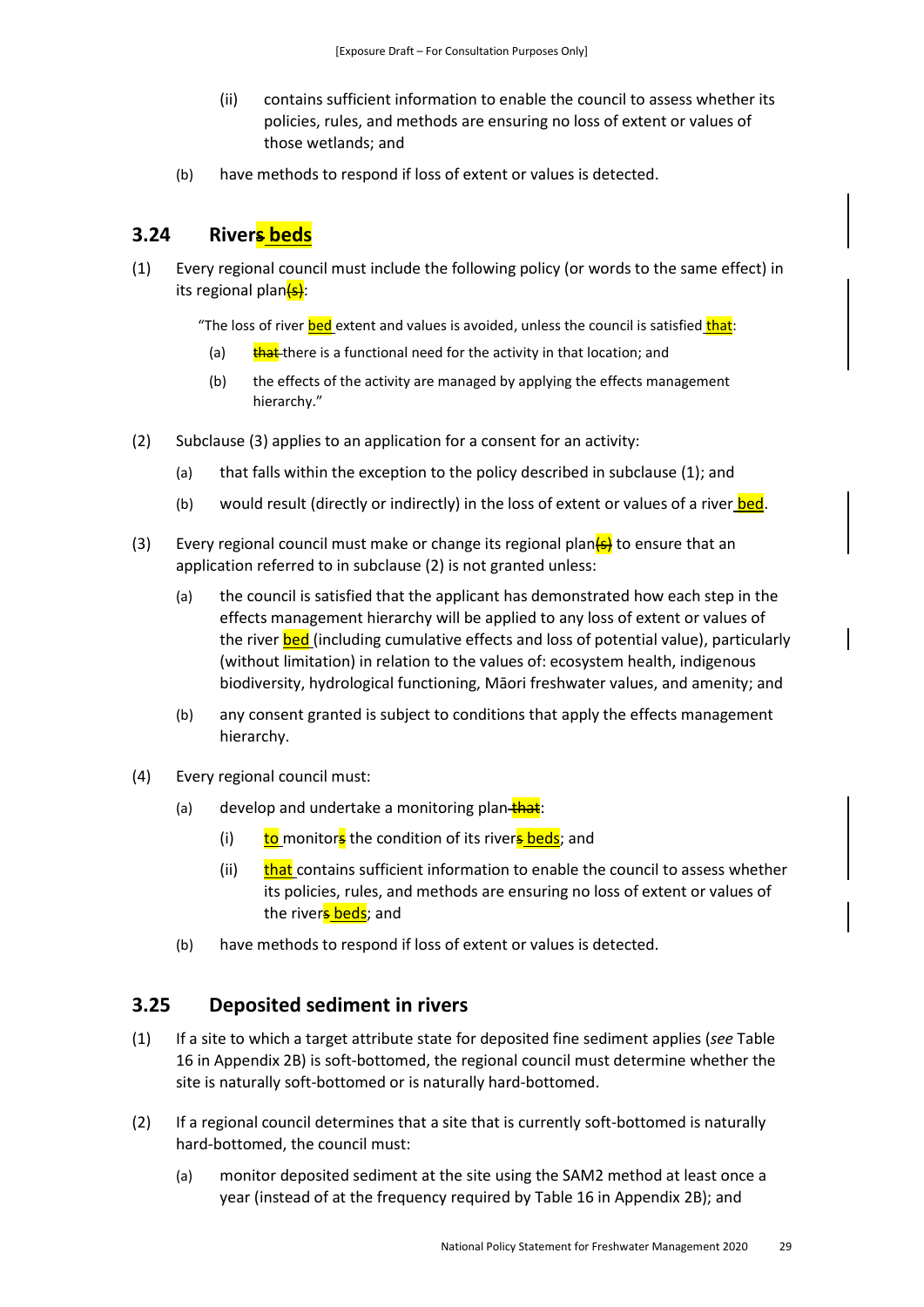(ii) contains sufficient information to enable the council to assess whether its policies, rules, and methods are ensuring no loss of extent or values of those wetlands; and

(b) have methods to respond if loss of extent or values is detected.

## 3.24 Rivers beds

(1) Every regional council must include the following policy (or words to the same effect) in its regional plan(s):

> "The loss of river bed extent and values is avoided, unless the council is satisfied that:
>
> (a) that there is a functional need for the activity in that location; and
>
> (b) the effects of the activity are managed by applying the effects management hierarchy."

(2) Subclause (3) applies to an application for a consent for an activity:

(a) that falls within the exception to the policy described in subclause (1); and

(b) would result (directly or indirectly) in the loss of extent or values of a river bed.

(3) Every regional council must make or change its regional plan(s) to ensure that an application referred to in subclause (2) is not granted unless:

(a) the council is satisfied that the applicant has demonstrated how each step in the effects management hierarchy will be applied to any loss of extent or values of the river bed (including cumulative effects and loss of potential value), particularly (without limitation) in relation to the values of: ecosystem health, indigenous biodiversity, hydrological functioning, Māori freshwater values, and amenity; and

(b) any consent granted is subject to conditions that apply the effects management hierarchy.

(4) Every regional council must:

(a) develop and undertake a monitoring plan that:

(i) to monitors the condition of its rivers beds; and

(ii) that contains sufficient information to enable the council to assess whether its policies, rules, and methods are ensuring no loss of extent or values of the rivers beds; and

(b) have methods to respond if loss of extent or values is detected.

## 3.25 Deposited sediment in rivers

(1) If a site to which a target attribute state for deposited fine sediment applies (*see* Table 16 in Appendix 2B) is soft-bottomed, the regional council must determine whether the site is naturally soft-bottomed or is naturally hard-bottomed.

(2) If a regional council determines that a site that is currently soft-bottomed is naturally hard-bottomed, the council must:

(a) monitor deposited sediment at the site using the SAM2 method at least once a year (instead of at the frequency required by Table 16 in Appendix 2B); and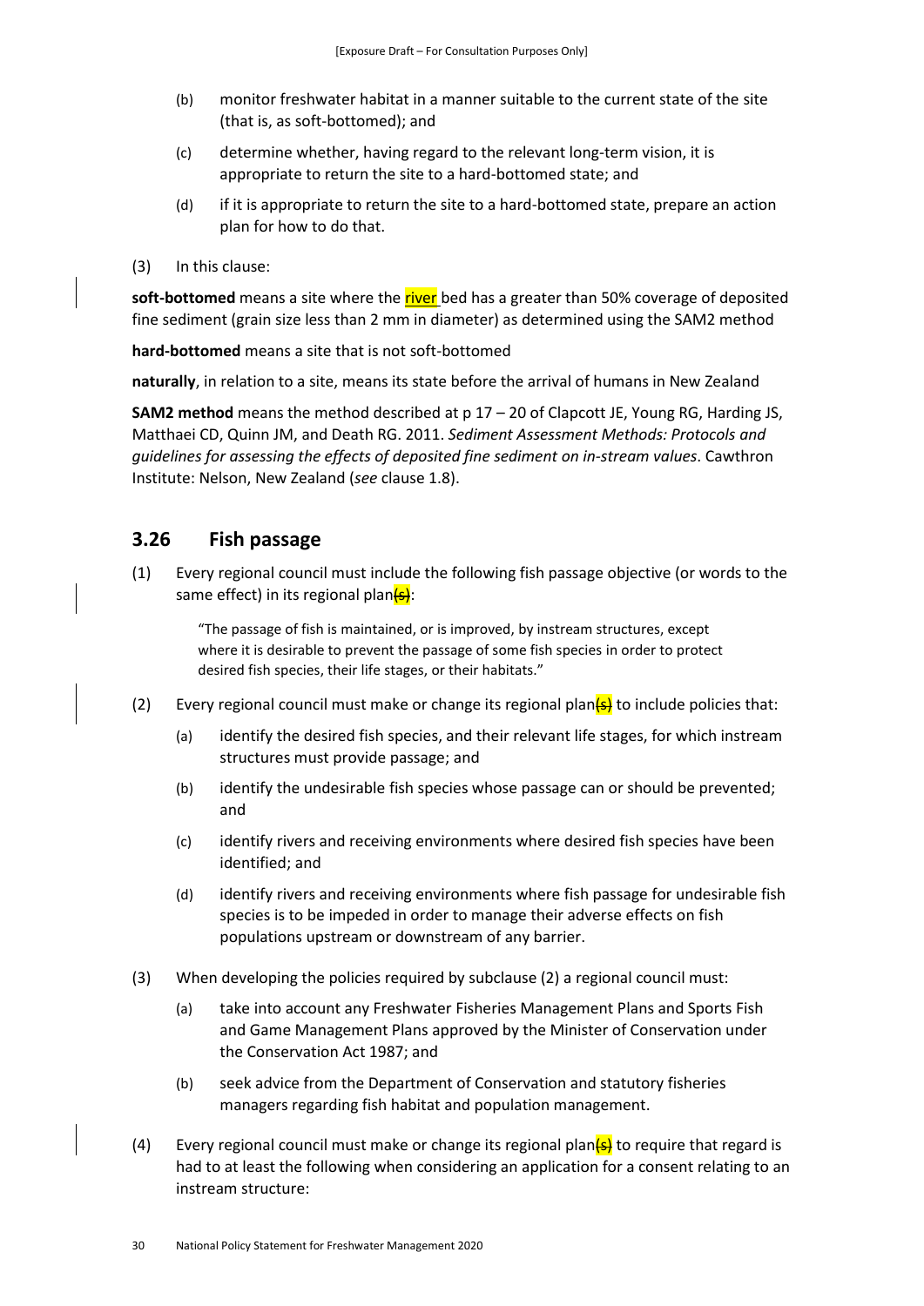(b) monitor freshwater habitat in a manner suitable to the current state of the site (that is, as soft-bottomed); and

(c) determine whether, having regard to the relevant long-term vision, it is appropriate to return the site to a hard-bottomed state; and

(d) if it is appropriate to return the site to a hard-bottomed state, prepare an action plan for how to do that.

(3) In this clause:

**soft-bottomed** means a site where the river bed has a greater than 50% coverage of deposited fine sediment (grain size less than 2 mm in diameter) as determined using the SAM2 method

**hard-bottomed** means a site that is not soft-bottomed

**naturally**, in relation to a site, means its state before the arrival of humans in New Zealand

**SAM2 method** means the method described at p 17 – 20 of Clapcott JE, Young RG, Harding JS, Matthaei CD, Quinn JM, and Death RG. 2011. *Sediment Assessment Methods: Protocols and guidelines for assessing the effects of deposited fine sediment on in-stream values*. Cawthron Institute: Nelson, New Zealand (*see* clause 1.8).

## 3.26 Fish passage

(1) Every regional council must include the following fish passage objective (or words to the same effect) in its regional plan~~(s)~~:

> "The passage of fish is maintained, or is improved, by instream structures, except where it is desirable to prevent the passage of some fish species in order to protect desired fish species, their life stages, or their habitats."

(2) Every regional council must make or change its regional plan~~(s)~~ to include policies that:

(a) identify the desired fish species, and their relevant life stages, for which instream structures must provide passage; and

(b) identify the undesirable fish species whose passage can or should be prevented; and

(c) identify rivers and receiving environments where desired fish species have been identified; and

(d) identify rivers and receiving environments where fish passage for undesirable fish species is to be impeded in order to manage their adverse effects on fish populations upstream or downstream of any barrier.

(3) When developing the policies required by subclause (2) a regional council must:

(a) take into account any Freshwater Fisheries Management Plans and Sports Fish and Game Management Plans approved by the Minister of Conservation under the Conservation Act 1987; and

(b) seek advice from the Department of Conservation and statutory fisheries managers regarding fish habitat and population management.

(4) Every regional council must make or change its regional plan~~(s)~~ to require that regard is had to at least the following when considering an application for a consent relating to an instream structure: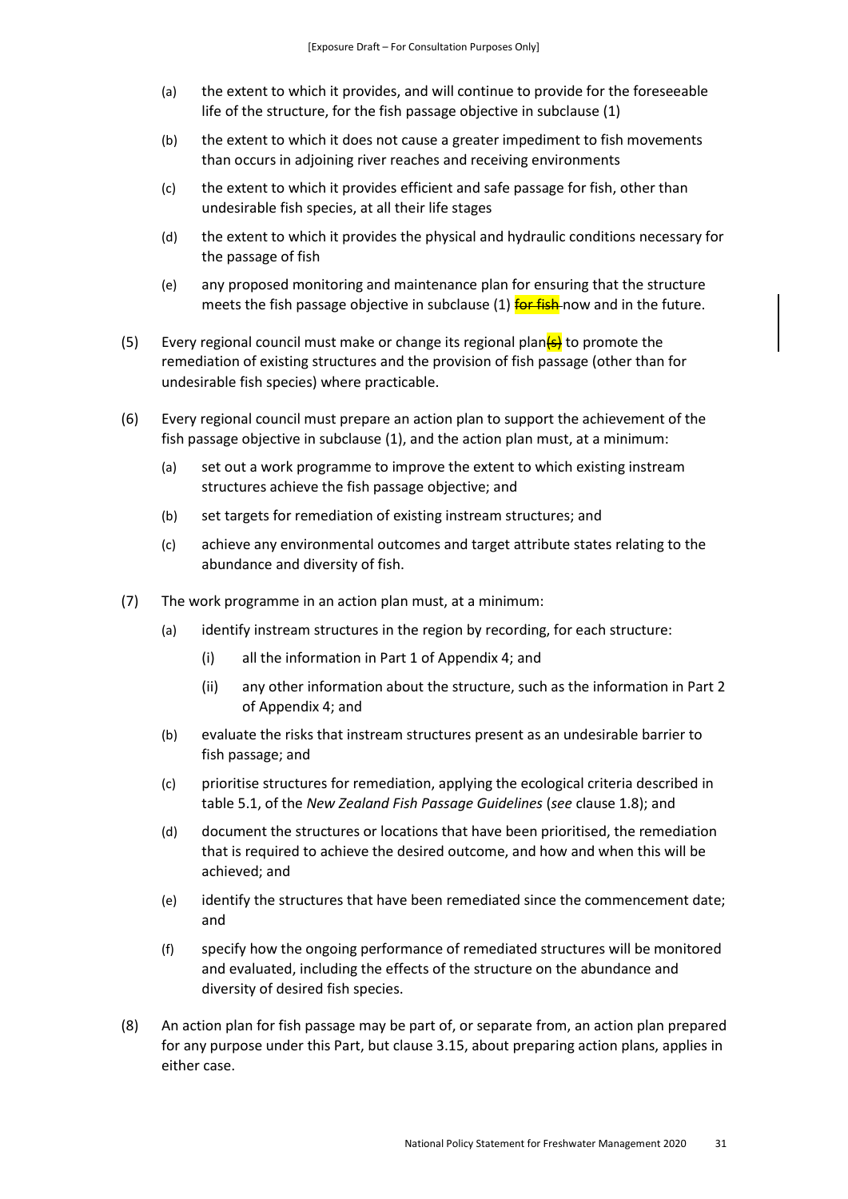(a) the extent to which it provides, and will continue to provide for the foreseeable life of the structure, for the fish passage objective in subclause (1)

(b) the extent to which it does not cause a greater impediment to fish movements than occurs in adjoining river reaches and receiving environments

(c) the extent to which it provides efficient and safe passage for fish, other than undesirable fish species, at all their life stages

(d) the extent to which it provides the physical and hydraulic conditions necessary for the passage of fish

(e) any proposed monitoring and maintenance plan for ensuring that the structure meets the fish passage objective in subclause (1) ~~for fish~~ now and in the future.

(5) Every regional council must make or change its regional plan~~(s)~~ to promote the remediation of existing structures and the provision of fish passage (other than for undesirable fish species) where practicable.

(6) Every regional council must prepare an action plan to support the achievement of the fish passage objective in subclause (1), and the action plan must, at a minimum:

(a) set out a work programme to improve the extent to which existing instream structures achieve the fish passage objective; and

(b) set targets for remediation of existing instream structures; and

(c) achieve any environmental outcomes and target attribute states relating to the abundance and diversity of fish.

(7) The work programme in an action plan must, at a minimum:

(a) identify instream structures in the region by recording, for each structure:

(i) all the information in Part 1 of Appendix 4; and

(ii) any other information about the structure, such as the information in Part 2 of Appendix 4; and

(b) evaluate the risks that instream structures present as an undesirable barrier to fish passage; and

(c) prioritise structures for remediation, applying the ecological criteria described in table 5.1, of the *New Zealand Fish Passage Guidelines* (*see* clause 1.8); and

(d) document the structures or locations that have been prioritised, the remediation that is required to achieve the desired outcome, and how and when this will be achieved; and

(e) identify the structures that have been remediated since the commencement date; and

(f) specify how the ongoing performance of remediated structures will be monitored and evaluated, including the effects of the structure on the abundance and diversity of desired fish species.

(8) An action plan for fish passage may be part of, or separate from, an action plan prepared for any purpose under this Part, but clause 3.15, about preparing action plans, applies in either case.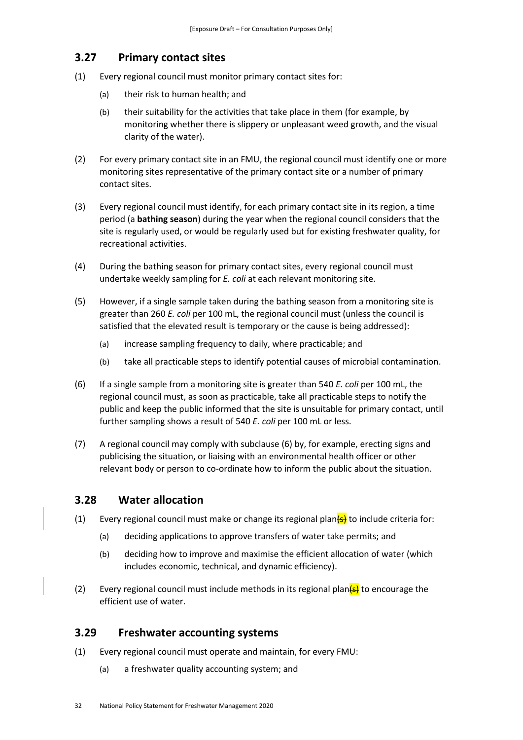## 3.27 Primary contact sites

(1) Every regional council must monitor primary contact sites for:

(a) their risk to human health; and

(b) their suitability for the activities that take place in them (for example, by monitoring whether there is slippery or unpleasant weed growth, and the visual clarity of the water).

(2) For every primary contact site in an FMU, the regional council must identify one or more monitoring sites representative of the primary contact site or a number of primary contact sites.

(3) Every regional council must identify, for each primary contact site in its region, a time period (a **bathing season**) during the year when the regional council considers that the site is regularly used, or would be regularly used but for existing freshwater quality, for recreational activities.

(4) During the bathing season for primary contact sites, every regional council must undertake weekly sampling for *E. coli* at each relevant monitoring site.

(5) However, if a single sample taken during the bathing season from a monitoring site is greater than 260 *E. coli* per 100 mL, the regional council must (unless the council is satisfied that the elevated result is temporary or the cause is being addressed):

(a) increase sampling frequency to daily, where practicable; and

(b) take all practicable steps to identify potential causes of microbial contamination.

(6) If a single sample from a monitoring site is greater than 540 *E. coli* per 100 mL, the regional council must, as soon as practicable, take all practicable steps to notify the public and keep the public informed that the site is unsuitable for primary contact, until further sampling shows a result of 540 *E. coli* per 100 mL or less.

(7) A regional council may comply with subclause (6) by, for example, erecting signs and publicising the situation, or liaising with an environmental health officer or other relevant body or person to co-ordinate how to inform the public about the situation.

## 3.28 Water allocation

(1) Every regional council must make or change its regional plan~~(s)~~ to include criteria for:

(a) deciding applications to approve transfers of water take permits; and

(b) deciding how to improve and maximise the efficient allocation of water (which includes economic, technical, and dynamic efficiency).

(2) Every regional council must include methods in its regional plan~~(s)~~ to encourage the efficient use of water.

## 3.29 Freshwater accounting systems

(1) Every regional council must operate and maintain, for every FMU:

(a) a freshwater quality accounting system; and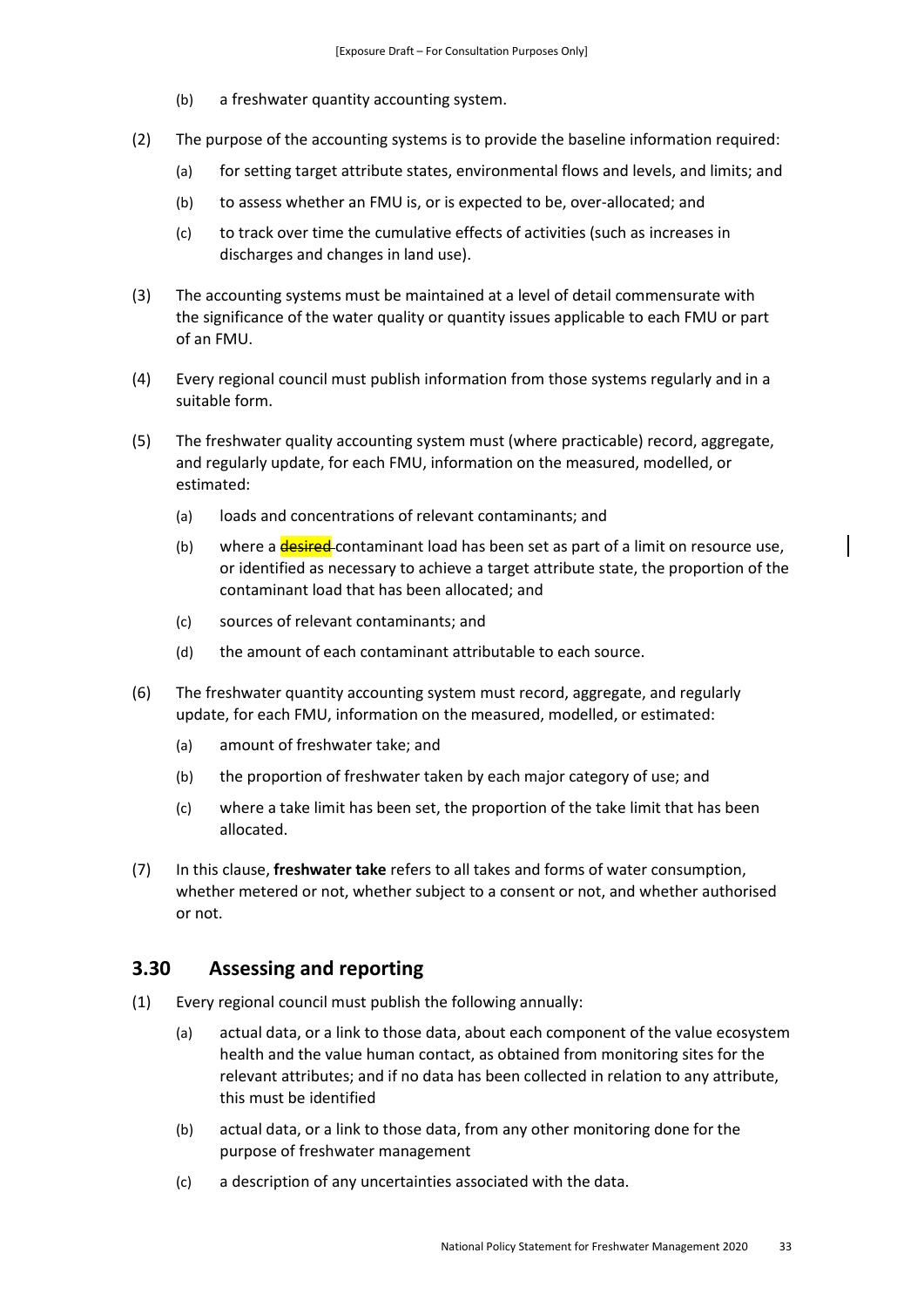(b) a freshwater quantity accounting system.

(2) The purpose of the accounting systems is to provide the baseline information required:

(a) for setting target attribute states, environmental flows and levels, and limits; and

(b) to assess whether an FMU is, or is expected to be, over-allocated; and

(c) to track over time the cumulative effects of activities (such as increases in discharges and changes in land use).

(3) The accounting systems must be maintained at a level of detail commensurate with the significance of the water quality or quantity issues applicable to each FMU or part of an FMU.

(4) Every regional council must publish information from those systems regularly and in a suitable form.

(5) The freshwater quality accounting system must (where practicable) record, aggregate, and regularly update, for each FMU, information on the measured, modelled, or estimated:

(a) loads and concentrations of relevant contaminants; and

(b) where a ~~desired~~ contaminant load has been set as part of a limit on resource use, or identified as necessary to achieve a target attribute state, the proportion of the contaminant load that has been allocated; and

(c) sources of relevant contaminants; and

(d) the amount of each contaminant attributable to each source.

(6) The freshwater quantity accounting system must record, aggregate, and regularly update, for each FMU, information on the measured, modelled, or estimated:

(a) amount of freshwater take; and

(b) the proportion of freshwater taken by each major category of use; and

(c) where a take limit has been set, the proportion of the take limit that has been allocated.

(7) In this clause, **freshwater take** refers to all takes and forms of water consumption, whether metered or not, whether subject to a consent or not, and whether authorised or not.

## 3.30 Assessing and reporting

(1) Every regional council must publish the following annually:

(a) actual data, or a link to those data, about each component of the value ecosystem health and the value human contact, as obtained from monitoring sites for the relevant attributes; and if no data has been collected in relation to any attribute, this must be identified

(b) actual data, or a link to those data, from any other monitoring done for the purpose of freshwater management

(c) a description of any uncertainties associated with the data.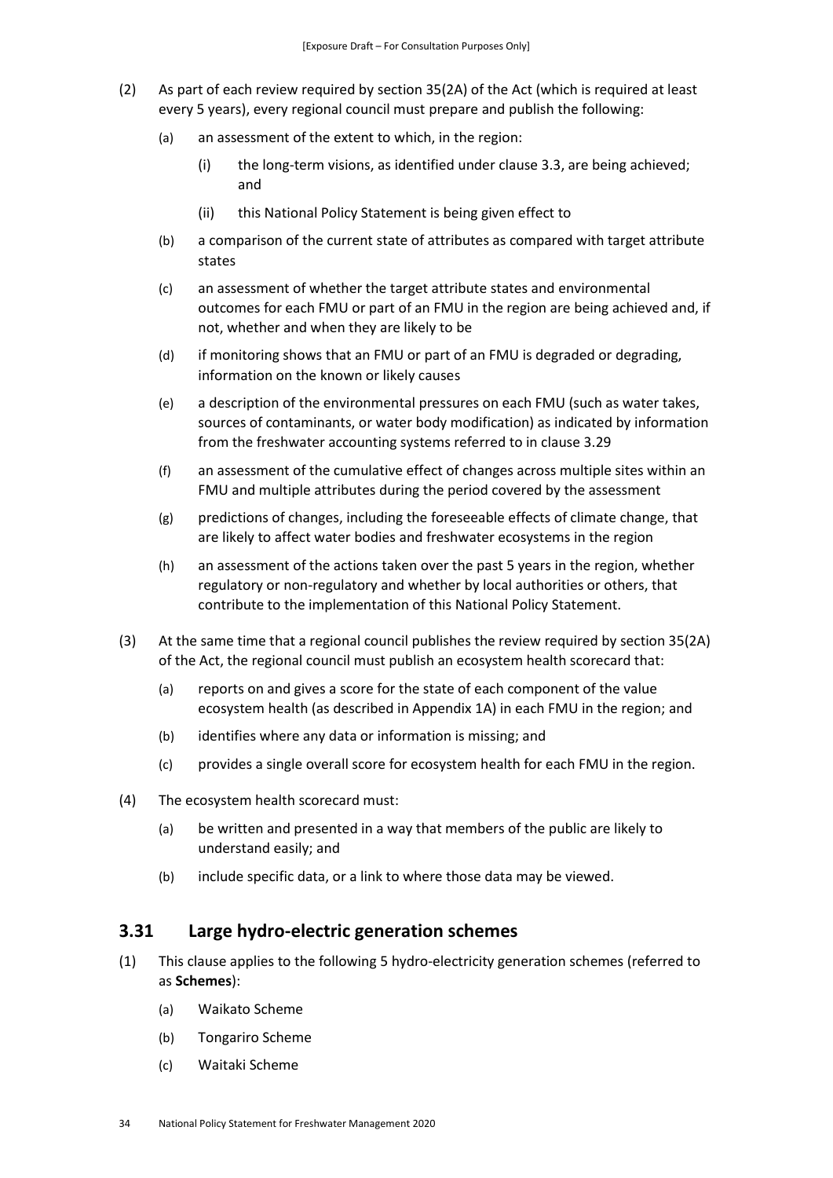(2) As part of each review required by section 35(2A) of the Act (which is required at least every 5 years), every regional council must prepare and publish the following:

   (a) an assessment of the extent to which, in the region:

      (i) the long-term visions, as identified under clause 3.3, are being achieved; and

      (ii) this National Policy Statement is being given effect to

   (b) a comparison of the current state of attributes as compared with target attribute states

   (c) an assessment of whether the target attribute states and environmental outcomes for each FMU or part of an FMU in the region are being achieved and, if not, whether and when they are likely to be

   (d) if monitoring shows that an FMU or part of an FMU is degraded or degrading, information on the known or likely causes

   (e) a description of the environmental pressures on each FMU (such as water takes, sources of contaminants, or water body modification) as indicated by information from the freshwater accounting systems referred to in clause 3.29

   (f) an assessment of the cumulative effect of changes across multiple sites within an FMU and multiple attributes during the period covered by the assessment

   (g) predictions of changes, including the foreseeable effects of climate change, that are likely to affect water bodies and freshwater ecosystems in the region

   (h) an assessment of the actions taken over the past 5 years in the region, whether regulatory or non-regulatory and whether by local authorities or others, that contribute to the implementation of this National Policy Statement.

(3) At the same time that a regional council publishes the review required by section 35(2A) of the Act, the regional council must publish an ecosystem health scorecard that:

   (a) reports on and gives a score for the state of each component of the value ecosystem health (as described in Appendix 1A) in each FMU in the region; and

   (b) identifies where any data or information is missing; and

   (c) provides a single overall score for ecosystem health for each FMU in the region.

(4) The ecosystem health scorecard must:

   (a) be written and presented in a way that members of the public are likely to understand easily; and

   (b) include specific data, or a link to where those data may be viewed.

## 3.31 Large hydro-electric generation schemes

(1) This clause applies to the following 5 hydro-electricity generation schemes (referred to as **Schemes**):

   (a) Waikato Scheme

   (b) Tongariro Scheme

   (c) Waitaki Scheme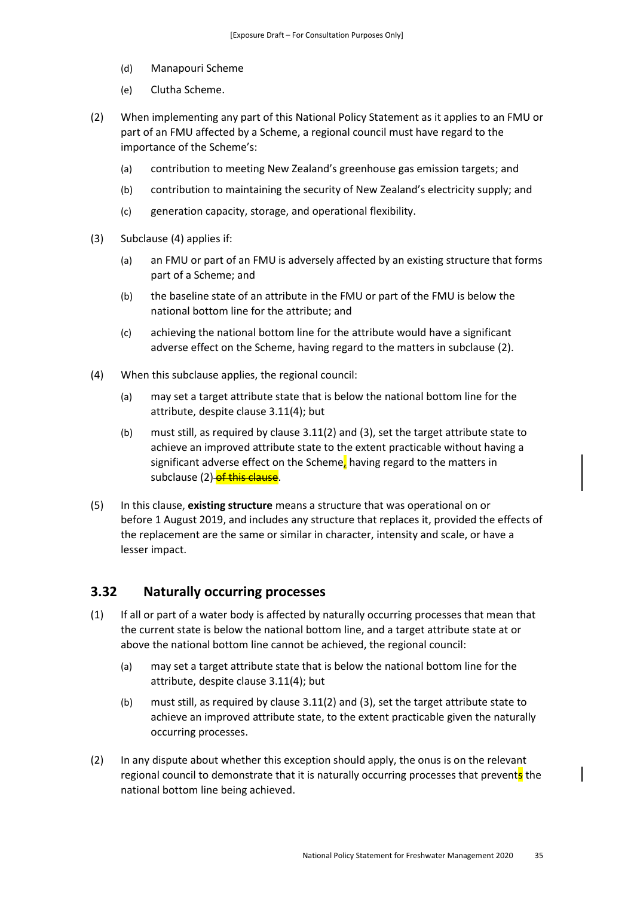(d) Manapouri Scheme

(e) Clutha Scheme.

(2) When implementing any part of this National Policy Statement as it applies to an FMU or part of an FMU affected by a Scheme, a regional council must have regard to the importance of the Scheme's:

(a) contribution to meeting New Zealand's greenhouse gas emission targets; and

(b) contribution to maintaining the security of New Zealand's electricity supply; and

(c) generation capacity, storage, and operational flexibility.

(3) Subclause (4) applies if:

(a) an FMU or part of an FMU is adversely affected by an existing structure that forms part of a Scheme; and

(b) the baseline state of an attribute in the FMU or part of the FMU is below the national bottom line for the attribute; and

(c) achieving the national bottom line for the attribute would have a significant adverse effect on the Scheme, having regard to the matters in subclause (2).

(4) When this subclause applies, the regional council:

(a) may set a target attribute state that is below the national bottom line for the attribute, despite clause 3.11(4); but

(b) must still, as required by clause 3.11(2) and (3), set the target attribute state to achieve an improved attribute state to the extent practicable without having a significant adverse effect on the Scheme, having regard to the matters in subclause (2) ~~of this clause~~.

(5) In this clause, **existing structure** means a structure that was operational on or before 1 August 2019, and includes any structure that replaces it, provided the effects of the replacement are the same or similar in character, intensity and scale, or have a lesser impact.

## 3.32 Naturally occurring processes

(1) If all or part of a water body is affected by naturally occurring processes that mean that the current state is below the national bottom line, and a target attribute state at or above the national bottom line cannot be achieved, the regional council:

(a) may set a target attribute state that is below the national bottom line for the attribute, despite clause 3.11(4); but

(b) must still, as required by clause 3.11(2) and (3), set the target attribute state to achieve an improved attribute state, to the extent practicable given the naturally occurring processes.

(2) In any dispute about whether this exception should apply, the onus is on the relevant regional council to demonstrate that it is naturally occurring processes that prevents the national bottom line being achieved.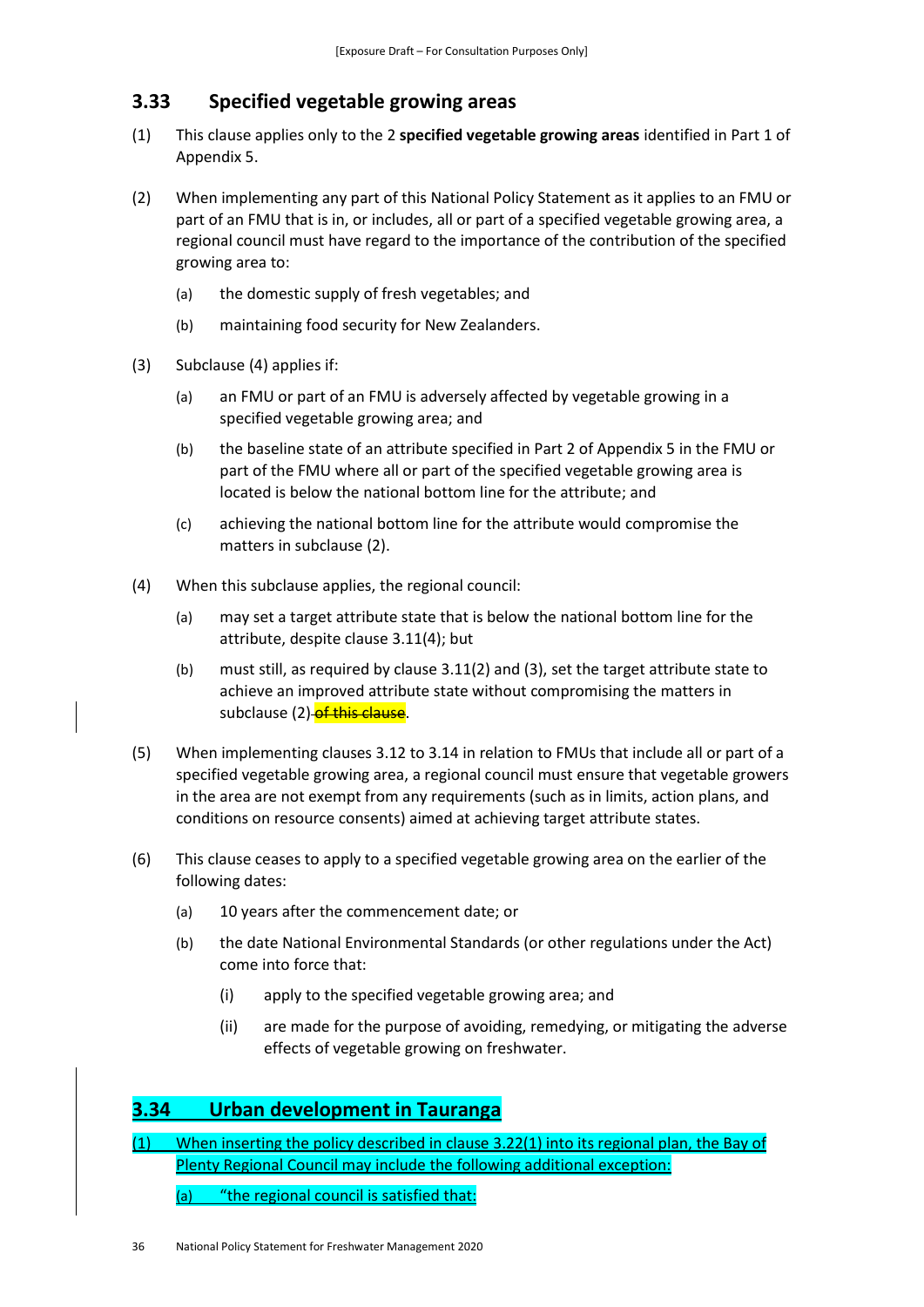## 3.33 Specified vegetable growing areas

(1) This clause applies only to the 2 **specified vegetable growing areas** identified in Part 1 of Appendix 5.

(2) When implementing any part of this National Policy Statement as it applies to an FMU or part of an FMU that is in, or includes, all or part of a specified vegetable growing area, a regional council must have regard to the importance of the contribution of the specified growing area to:

  (a) the domestic supply of fresh vegetables; and

  (b) maintaining food security for New Zealanders.

(3) Subclause (4) applies if:

  (a) an FMU or part of an FMU is adversely affected by vegetable growing in a specified vegetable growing area; and

  (b) the baseline state of an attribute specified in Part 2 of Appendix 5 in the FMU or part of the FMU where all or part of the specified vegetable growing area is located is below the national bottom line for the attribute; and

  (c) achieving the national bottom line for the attribute would compromise the matters in subclause (2).

(4) When this subclause applies, the regional council:

  (a) may set a target attribute state that is below the national bottom line for the attribute, despite clause 3.11(4); but

  (b) must still, as required by clause 3.11(2) and (3), set the target attribute state to achieve an improved attribute state without compromising the matters in subclause (2) ~~of this clause~~.

(5) When implementing clauses 3.12 to 3.14 in relation to FMUs that include all or part of a specified vegetable growing area, a regional council must ensure that vegetable growers in the area are not exempt from any requirements (such as in limits, action plans, and conditions on resource consents) aimed at achieving target attribute states.

(6) This clause ceases to apply to a specified vegetable growing area on the earlier of the following dates:

  (a) 10 years after the commencement date; or

  (b) the date National Environmental Standards (or other regulations under the Act) come into force that:

    (i) apply to the specified vegetable growing area; and

    (ii) are made for the purpose of avoiding, remedying, or mitigating the adverse effects of vegetable growing on freshwater.

## 3.34 Urban development in Tauranga

(1) When inserting the policy described in clause 3.22(1) into its regional plan, the Bay of Plenty Regional Council may include the following additional exception:

  (a) "the regional council is satisfied that: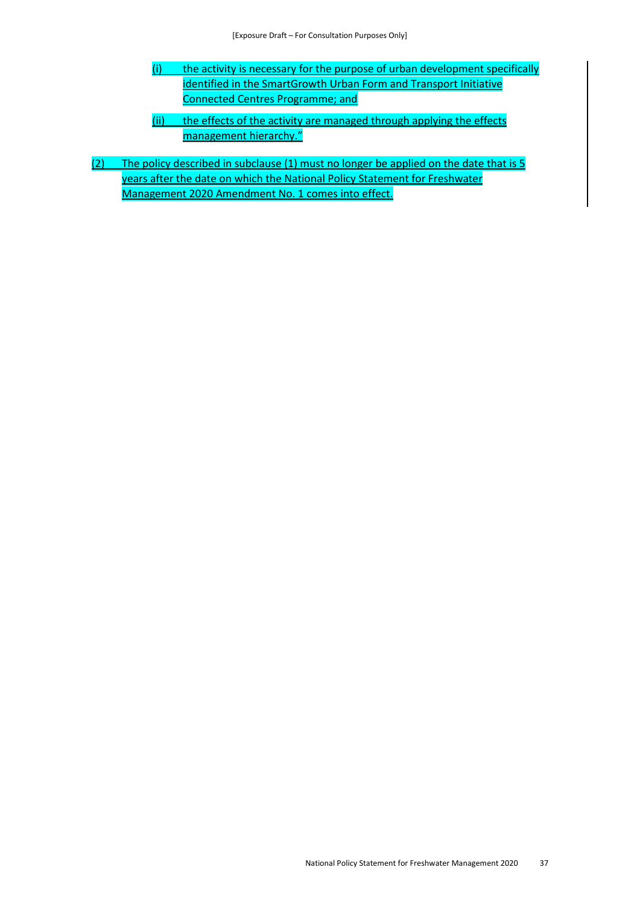(i) the activity is necessary for the purpose of urban development specifically identified in the SmartGrowth Urban Form and Transport Initiative Connected Centres Programme; and

(ii) the effects of the activity are managed through applying the effects management hierarchy."

(2) The policy described in subclause (1) must no longer be applied on the date that is 5 years after the date on which the National Policy Statement for Freshwater Management 2020 Amendment No. 1 comes into effect.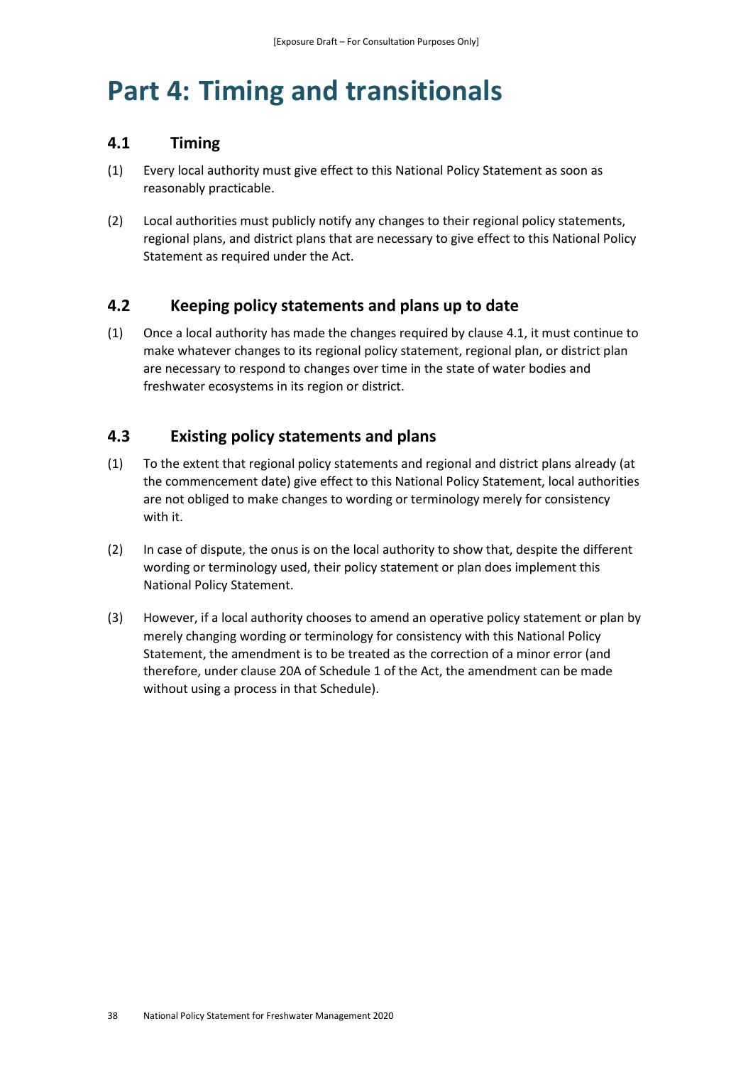# Part 4: Timing and transitionals

## 4.1 Timing

(1) Every local authority must give effect to this National Policy Statement as soon as reasonably practicable.

(2) Local authorities must publicly notify any changes to their regional policy statements, regional plans, and district plans that are necessary to give effect to this National Policy Statement as required under the Act.

## 4.2 Keeping policy statements and plans up to date

(1) Once a local authority has made the changes required by clause 4.1, it must continue to make whatever changes to its regional policy statement, regional plan, or district plan are necessary to respond to changes over time in the state of water bodies and freshwater ecosystems in its region or district.

## 4.3 Existing policy statements and plans

(1) To the extent that regional policy statements and regional and district plans already (at the commencement date) give effect to this National Policy Statement, local authorities are not obliged to make changes to wording or terminology merely for consistency with it.

(2) In case of dispute, the onus is on the local authority to show that, despite the different wording or terminology used, their policy statement or plan does implement this National Policy Statement.

(3) However, if a local authority chooses to amend an operative policy statement or plan by merely changing wording or terminology for consistency with this National Policy Statement, the amendment is to be treated as the correction of a minor error (and therefore, under clause 20A of Schedule 1 of the Act, the amendment can be made without using a process in that Schedule).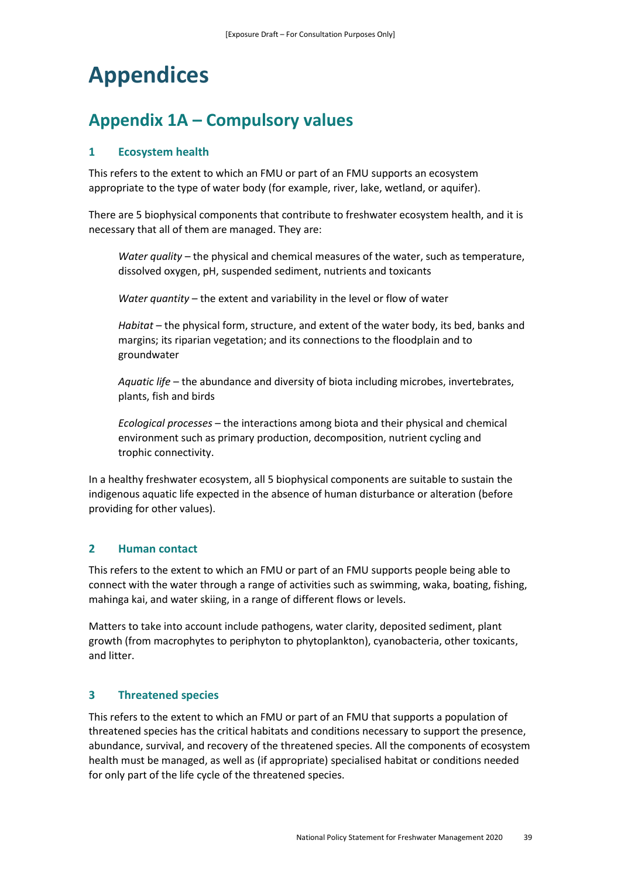# Appendices

## Appendix 1A – Compulsory values

### 1 Ecosystem health

This refers to the extent to which an FMU or part of an FMU supports an ecosystem appropriate to the type of water body (for example, river, lake, wetland, or aquifer).

There are 5 biophysical components that contribute to freshwater ecosystem health, and it is necessary that all of them are managed. They are:

> *Water quality* – the physical and chemical measures of the water, such as temperature, dissolved oxygen, pH, suspended sediment, nutrients and toxicants
>
> *Water quantity* – the extent and variability in the level or flow of water
>
> *Habitat* – the physical form, structure, and extent of the water body, its bed, banks and margins; its riparian vegetation; and its connections to the floodplain and to groundwater
>
> *Aquatic life* – the abundance and diversity of biota including microbes, invertebrates, plants, fish and birds
>
> *Ecological processes* – the interactions among biota and their physical and chemical environment such as primary production, decomposition, nutrient cycling and trophic connectivity.

In a healthy freshwater ecosystem, all 5 biophysical components are suitable to sustain the indigenous aquatic life expected in the absence of human disturbance or alteration (before providing for other values).

### 2 Human contact

This refers to the extent to which an FMU or part of an FMU supports people being able to connect with the water through a range of activities such as swimming, waka, boating, fishing, mahinga kai, and water skiing, in a range of different flows or levels.

Matters to take into account include pathogens, water clarity, deposited sediment, plant growth (from macrophytes to periphyton to phytoplankton), cyanobacteria, other toxicants, and litter.

### 3 Threatened species

This refers to the extent to which an FMU or part of an FMU that supports a population of threatened species has the critical habitats and conditions necessary to support the presence, abundance, survival, and recovery of the threatened species. All the components of ecosystem health must be managed, as well as (if appropriate) specialised habitat or conditions needed for only part of the life cycle of the threatened species.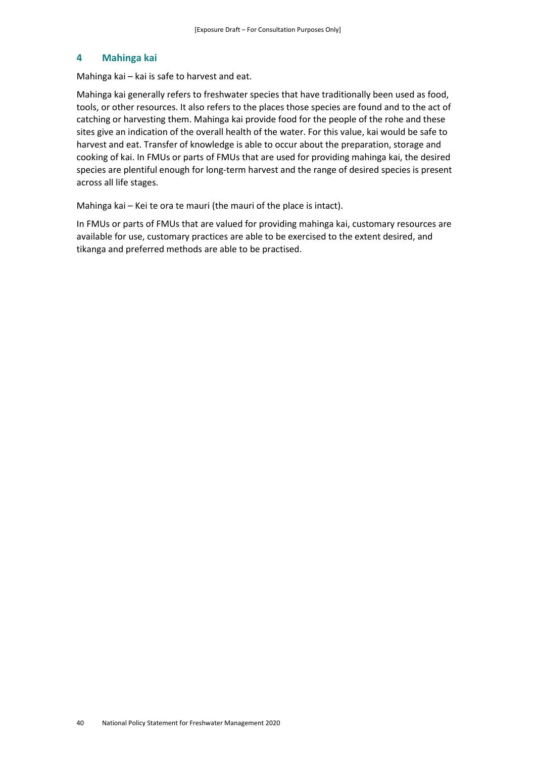## 4 Mahinga kai

Mahinga kai – kai is safe to harvest and eat.

Mahinga kai generally refers to freshwater species that have traditionally been used as food, tools, or other resources. It also refers to the places those species are found and to the act of catching or harvesting them. Mahinga kai provide food for the people of the rohe and these sites give an indication of the overall health of the water. For this value, kai would be safe to harvest and eat. Transfer of knowledge is able to occur about the preparation, storage and cooking of kai. In FMUs or parts of FMUs that are used for providing mahinga kai, the desired species are plentiful enough for long-term harvest and the range of desired species is present across all life stages.

Mahinga kai – Kei te ora te mauri (the mauri of the place is intact).

In FMUs or parts of FMUs that are valued for providing mahinga kai, customary resources are available for use, customary practices are able to be exercised to the extent desired, and tikanga and preferred methods are able to be practised.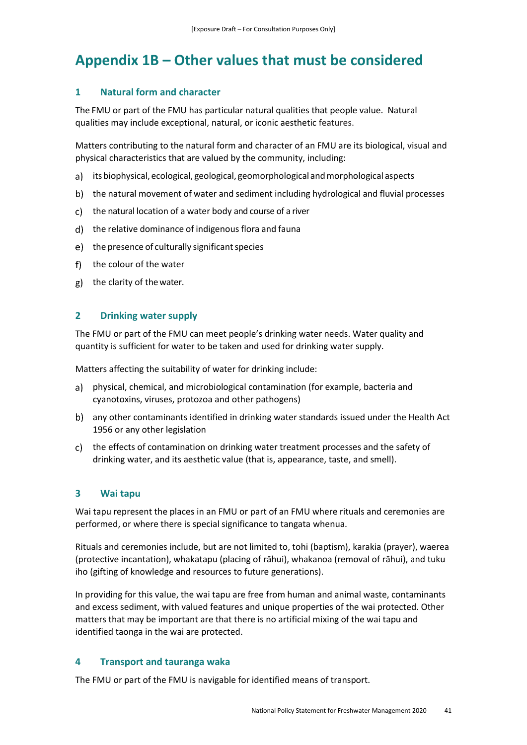# Appendix 1B – Other values that must be considered

## 1 Natural form and character

The FMU or part of the FMU has particular natural qualities that people value. Natural qualities may include exceptional, natural, or iconic aesthetic features.

Matters contributing to the natural form and character of an FMU are its biological, visual and physical characteristics that are valued by the community, including:

a) its biophysical, ecological, geological, geomorphological and morphological aspects
b) the natural movement of water and sediment including hydrological and fluvial processes
c) the natural location of a water body and course of a river
d) the relative dominance of indigenous flora and fauna
e) the presence of culturally significant species
f) the colour of the water
g) the clarity of the water.

## 2 Drinking water supply

The FMU or part of the FMU can meet people's drinking water needs. Water quality and quantity is sufficient for water to be taken and used for drinking water supply.

Matters affecting the suitability of water for drinking include:

a) physical, chemical, and microbiological contamination (for example, bacteria and cyanotoxins, viruses, protozoa and other pathogens)
b) any other contaminants identified in drinking water standards issued under the Health Act 1956 or any other legislation
c) the effects of contamination on drinking water treatment processes and the safety of drinking water, and its aesthetic value (that is, appearance, taste, and smell).

## 3 Wai tapu

Wai tapu represent the places in an FMU or part of an FMU where rituals and ceremonies are performed, or where there is special significance to tangata whenua.

Rituals and ceremonies include, but are not limited to, tohi (baptism), karakia (prayer), waerea (protective incantation), whakatapu (placing of rāhui), whakanoa (removal of rāhui), and tuku iho (gifting of knowledge and resources to future generations).

In providing for this value, the wai tapu are free from human and animal waste, contaminants and excess sediment, with valued features and unique properties of the wai protected. Other matters that may be important are that there is no artificial mixing of the wai tapu and identified taonga in the wai are protected.

## 4 Transport and tauranga waka

The FMU or part of the FMU is navigable for identified means of transport.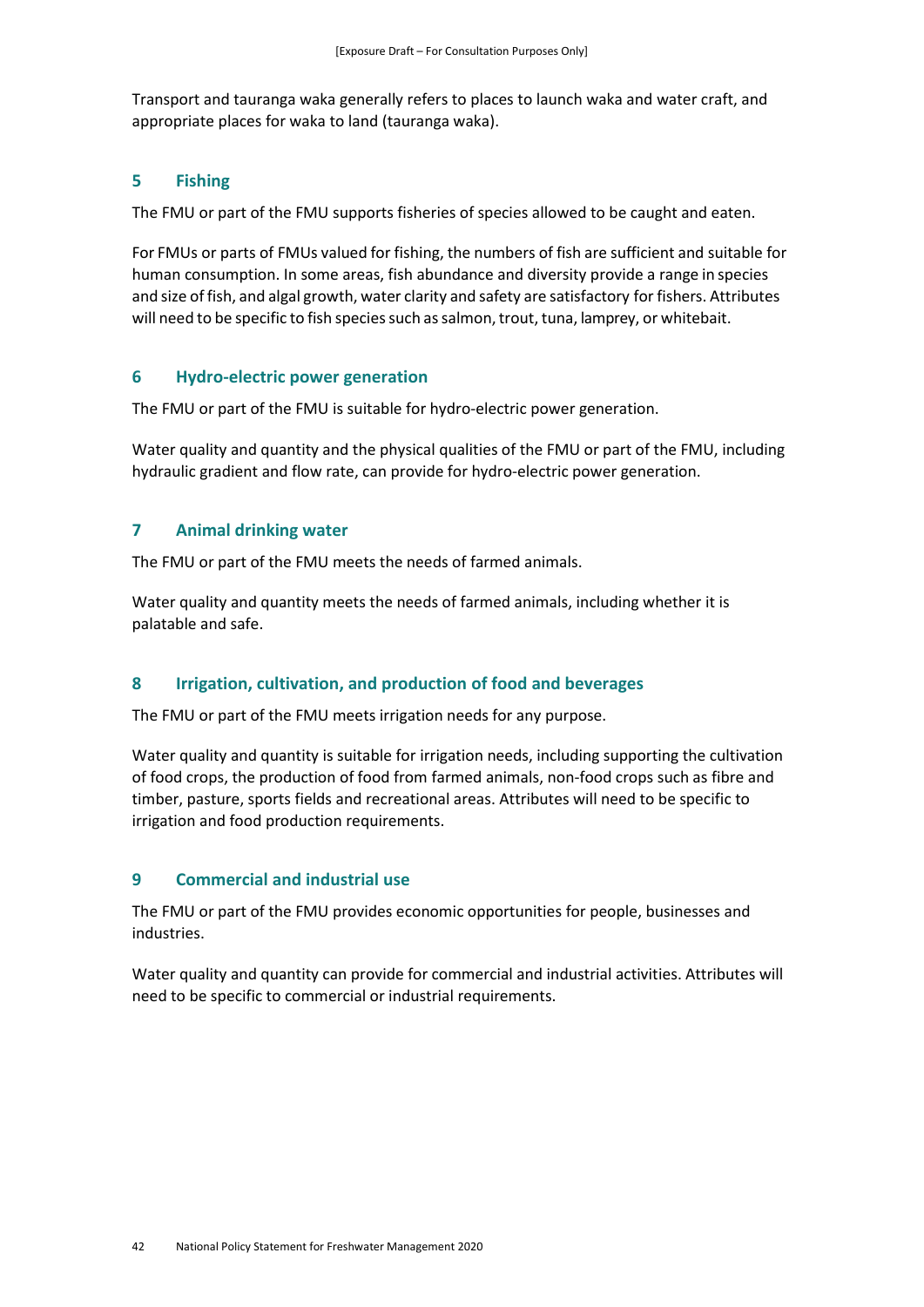Transport and tauranga waka generally refers to places to launch waka and water craft, and appropriate places for waka to land (tauranga waka).

## 5 Fishing

The FMU or part of the FMU supports fisheries of species allowed to be caught and eaten.

For FMUs or parts of FMUs valued for fishing, the numbers of fish are sufficient and suitable for human consumption. In some areas, fish abundance and diversity provide a range in species and size of fish, and algal growth, water clarity and safety are satisfactory for fishers. Attributes will need to be specific to fish species such as salmon, trout, tuna, lamprey, or whitebait.

## 6 Hydro-electric power generation

The FMU or part of the FMU is suitable for hydro-electric power generation.

Water quality and quantity and the physical qualities of the FMU or part of the FMU, including hydraulic gradient and flow rate, can provide for hydro-electric power generation.

## 7 Animal drinking water

The FMU or part of the FMU meets the needs of farmed animals.

Water quality and quantity meets the needs of farmed animals, including whether it is palatable and safe.

## 8 Irrigation, cultivation, and production of food and beverages

The FMU or part of the FMU meets irrigation needs for any purpose.

Water quality and quantity is suitable for irrigation needs, including supporting the cultivation of food crops, the production of food from farmed animals, non-food crops such as fibre and timber, pasture, sports fields and recreational areas. Attributes will need to be specific to irrigation and food production requirements.

## 9 Commercial and industrial use

The FMU or part of the FMU provides economic opportunities for people, businesses and industries.

Water quality and quantity can provide for commercial and industrial activities. Attributes will need to be specific to commercial or industrial requirements.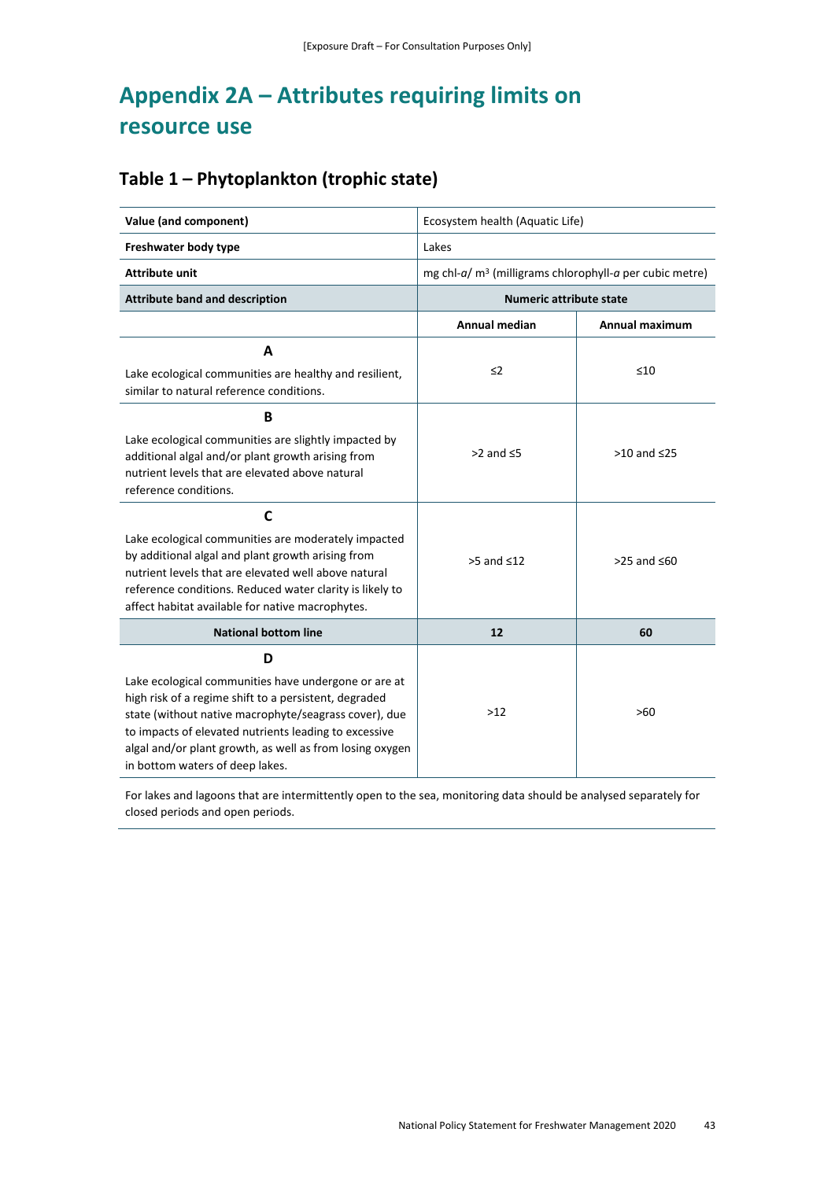# Appendix 2A – Attributes requiring limits on resource use

## Table 1 – Phytoplankton (trophic state)

| | | |
|---|---|---|
| **Value (and component)** | Ecosystem health (Aquatic Life) | |
| **Freshwater body type** | Lakes | |
| **Attribute unit** | mg chl-*a*/ $m^3$ (milligrams chlorophyll-*a* per cubic metre) | |
| **Attribute band and description** | **Numeric attribute state** | |
| | **Annual median** | **Annual maximum** |
| **A**<br>Lake ecological communities are healthy and resilient, similar to natural reference conditions. | ≤2 | ≤10 |
| **B**<br>Lake ecological communities are slightly impacted by additional algal and/or plant growth arising from nutrient levels that are elevated above natural reference conditions. | >2 and ≤5 | >10 and ≤25 |
| **C**<br>Lake ecological communities are moderately impacted by additional algal and plant growth arising from nutrient levels that are elevated well above natural reference conditions. Reduced water clarity is likely to affect habitat available for native macrophytes. | >5 and ≤12 | >25 and ≤60 |
| **National bottom line** | **12** | **60** |
| **D**<br>Lake ecological communities have undergone or are at high risk of a regime shift to a persistent, degraded state (without native macrophyte/seagrass cover), due to impacts of elevated nutrients leading to excessive algal and/or plant growth, as well as from losing oxygen in bottom waters of deep lakes. | >12 | >60 |

For lakes and lagoons that are intermittently open to the sea, monitoring data should be analysed separately for closed periods and open periods.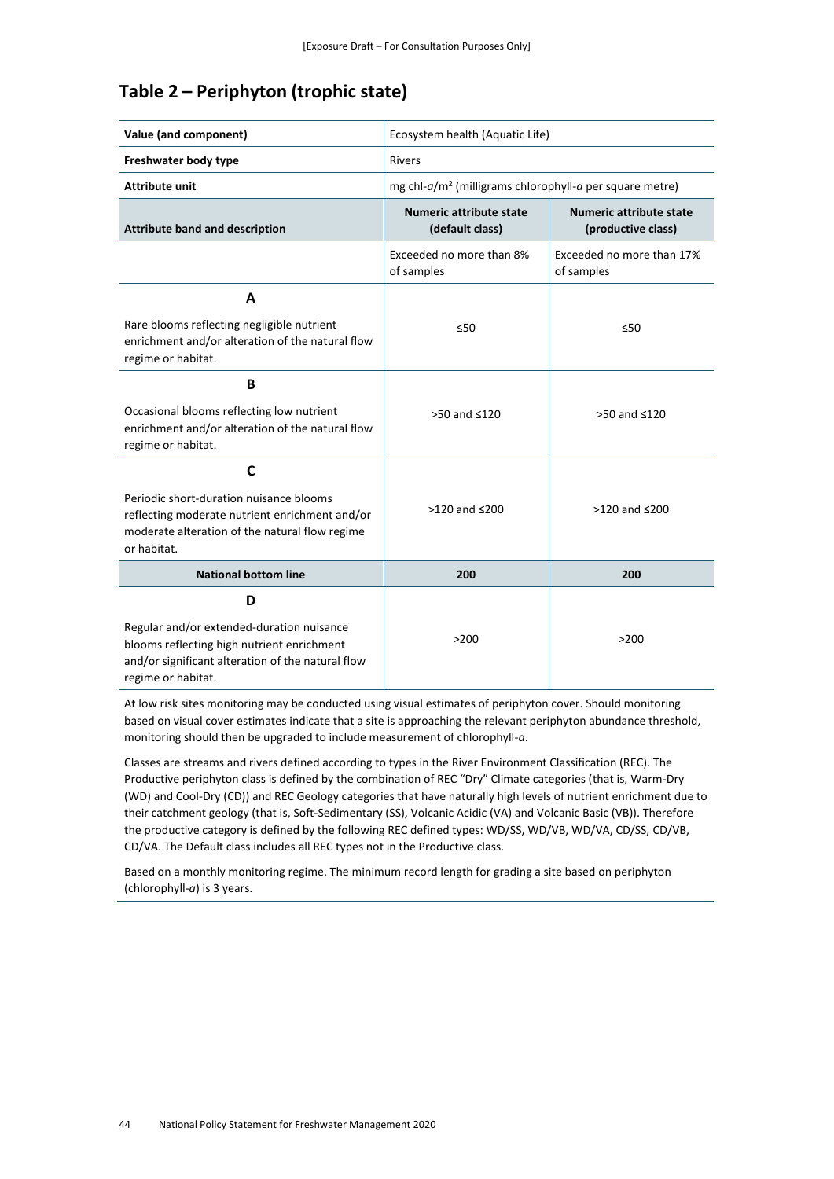## Table 2 – Periphyton (trophic state)

| Value (and component) | Ecosystem health (Aquatic Life) | |
|---|---|---|
| **Freshwater body type** | Rivers | |
| **Attribute unit** | mg chl-*a*/m² (milligrams chlorophyll-*a* per square metre) | |
| **Attribute band and description** | **Numeric attribute state (default class)** | **Numeric attribute state (productive class)** |
| | Exceeded no more than 8% of samples | Exceeded no more than 17% of samples |
| **A**<br>Rare blooms reflecting negligible nutrient enrichment and/or alteration of the natural flow regime or habitat. | ≤50 | ≤50 |
| **B**<br>Occasional blooms reflecting low nutrient enrichment and/or alteration of the natural flow regime or habitat. | >50 and ≤120 | >50 and ≤120 |
| **C**<br>Periodic short-duration nuisance blooms reflecting moderate nutrient enrichment and/or moderate alteration of the natural flow regime or habitat. | >120 and ≤200 | >120 and ≤200 |
| **National bottom line** | **200** | **200** |
| **D**<br>Regular and/or extended-duration nuisance blooms reflecting high nutrient enrichment and/or significant alteration of the natural flow regime or habitat. | >200 | >200 |

At low risk sites monitoring may be conducted using visual estimates of periphyton cover. Should monitoring based on visual cover estimates indicate that a site is approaching the relevant periphyton abundance threshold, monitoring should then be upgraded to include measurement of chlorophyll-*a*.

Classes are streams and rivers defined according to types in the River Environment Classification (REC). The Productive periphyton class is defined by the combination of REC "Dry" Climate categories (that is, Warm-Dry (WD) and Cool-Dry (CD)) and REC Geology categories that have naturally high levels of nutrient enrichment due to their catchment geology (that is, Soft-Sedimentary (SS), Volcanic Acidic (VA) and Volcanic Basic (VB)). Therefore the productive category is defined by the following REC defined types: WD/SS, WD/VB, WD/VA, CD/SS, CD/VB, CD/VA. The Default class includes all REC types not in the Productive class.

Based on a monthly monitoring regime. The minimum record length for grading a site based on periphyton (chlorophyll-*a*) is 3 years.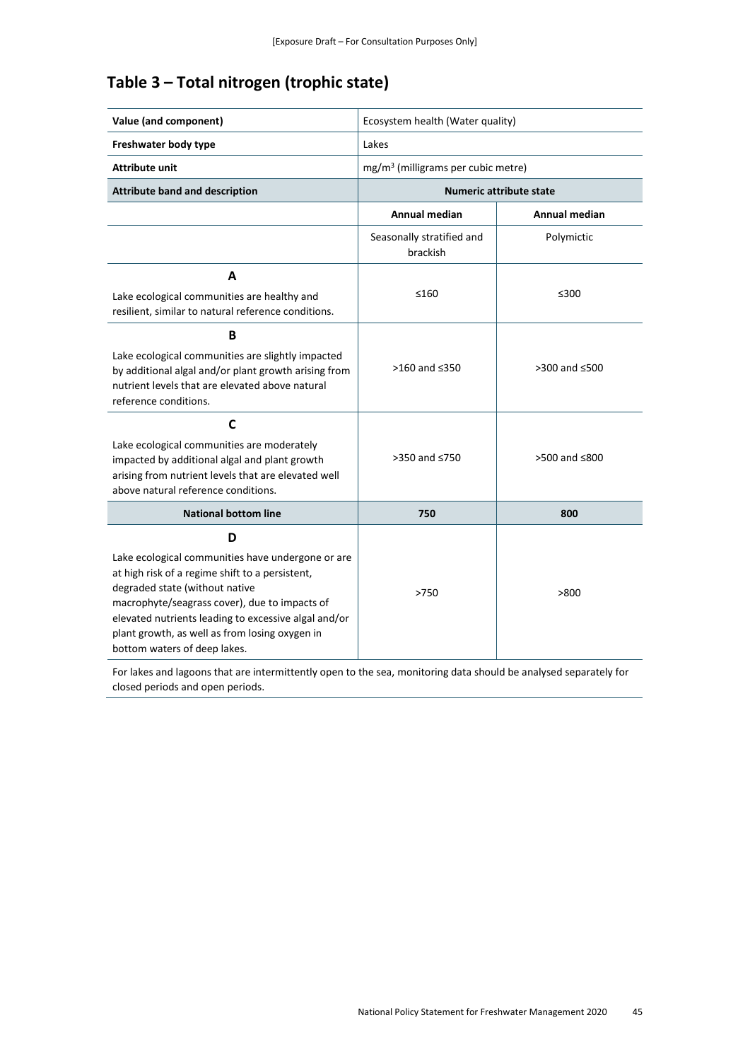## Table 3 – Total nitrogen (trophic state)

| | | |
|---|---|---|
| **Value (and component)** | Ecosystem health (Water quality) | |
| **Freshwater body type** | Lakes | |
| **Attribute unit** | $mg/m^3$ (milligrams per cubic metre) | |
| **Attribute band and description** | **Numeric attribute state** | |
| | **Annual median** | **Annual median** |
| | Seasonally stratified and brackish | Polymictic |
| **A**<br>Lake ecological communities are healthy and resilient, similar to natural reference conditions. | ≤160 | ≤300 |
| **B**<br>Lake ecological communities are slightly impacted by additional algal and/or plant growth arising from nutrient levels that are elevated above natural reference conditions. | >160 and ≤350 | >300 and ≤500 |
| **C**<br>Lake ecological communities are moderately impacted by additional algal and plant growth arising from nutrient levels that are elevated well above natural reference conditions. | >350 and ≤750 | >500 and ≤800 |
| **National bottom line** | **750** | **800** |
| **D**<br>Lake ecological communities have undergone or are at high risk of a regime shift to a persistent, degraded state (without native macrophyte/seagrass cover), due to impacts of elevated nutrients leading to excessive algal and/or plant growth, as well as from losing oxygen in bottom waters of deep lakes. | >750 | >800 |

For lakes and lagoons that are intermittently open to the sea, monitoring data should be analysed separately for closed periods and open periods.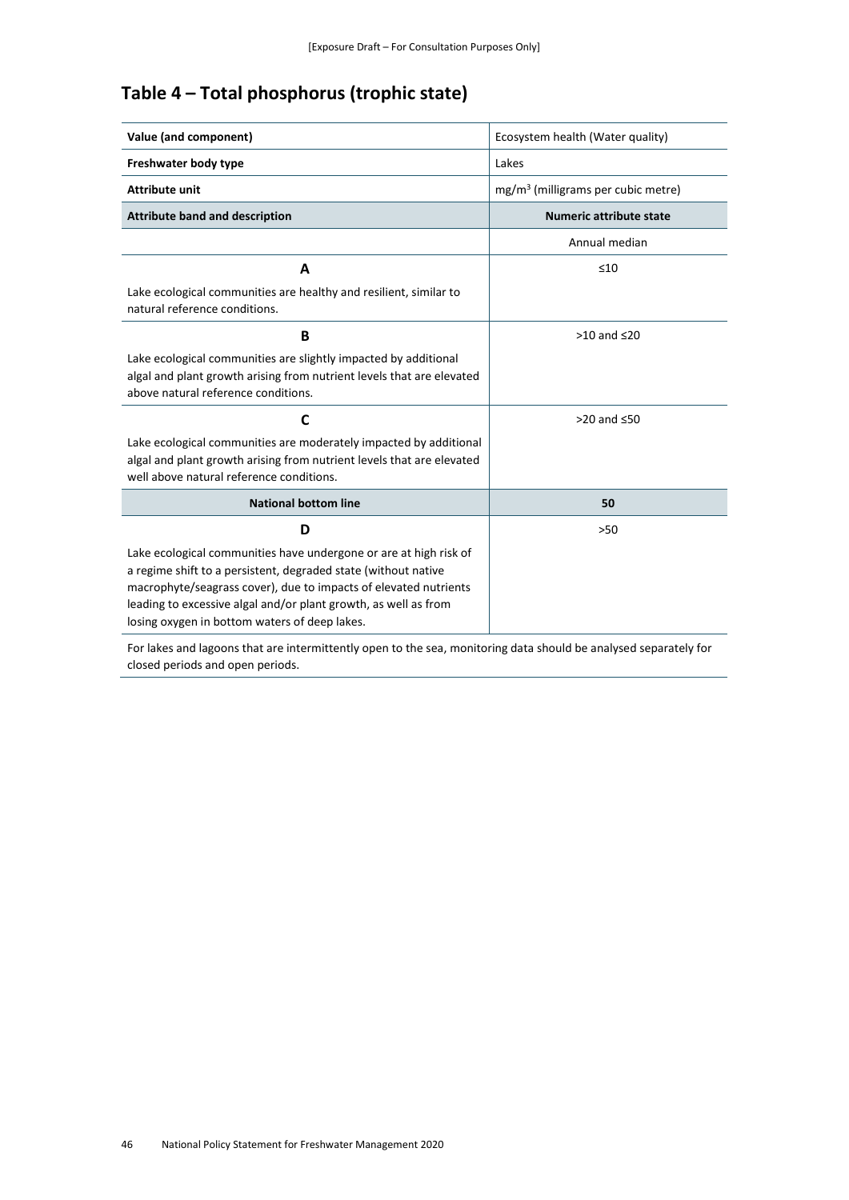## Table 4 – Total phosphorus (trophic state)

| **Value (and component)** | Ecosystem health (Water quality) |
|---|---|
| **Freshwater body type** | Lakes |
| **Attribute unit** | $mg/m^3$ (milligrams per cubic metre) |
| **Attribute band and description** | **Numeric attribute state** |
| | Annual median |
| **A**<br>Lake ecological communities are healthy and resilient, similar to natural reference conditions. | ≤10 |
| **B**<br>Lake ecological communities are slightly impacted by additional algal and plant growth arising from nutrient levels that are elevated above natural reference conditions. | >10 and ≤20 |
| **C**<br>Lake ecological communities are moderately impacted by additional algal and plant growth arising from nutrient levels that are elevated well above natural reference conditions. | >20 and ≤50 |
| **National bottom line** | **50** |
| **D**<br>Lake ecological communities have undergone or are at high risk of a regime shift to a persistent, degraded state (without native macrophyte/seagrass cover), due to impacts of elevated nutrients leading to excessive algal and/or plant growth, as well as from losing oxygen in bottom waters of deep lakes. | >50 |
| For lakes and lagoons that are intermittently open to the sea, monitoring data should be analysed separately for closed periods and open periods. | |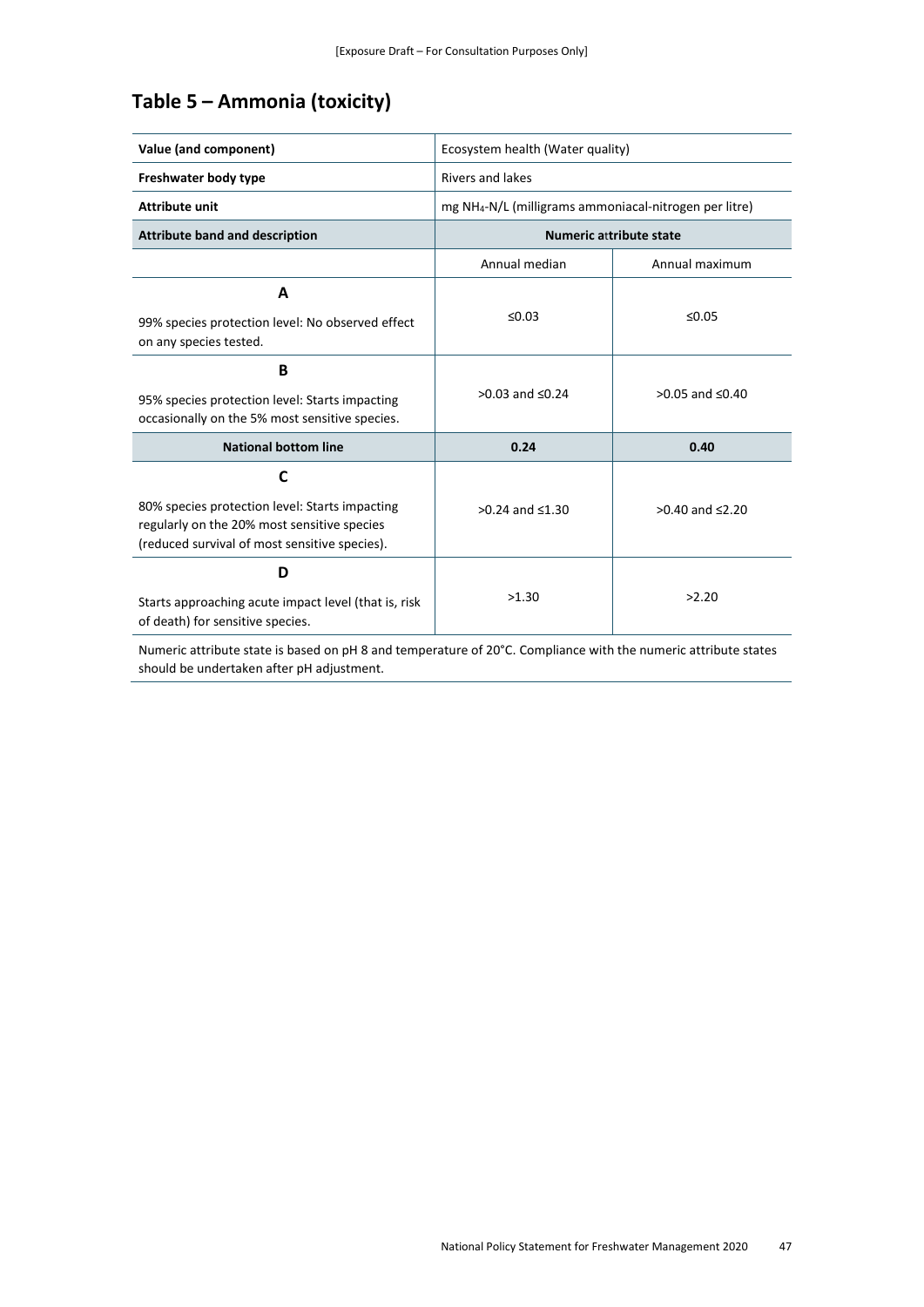## Table 5 – Ammonia (toxicity)

| | | |
|---|---|---|
| **Value (and component)** | Ecosystem health (Water quality) | |
| **Freshwater body type** | Rivers and lakes | |
| **Attribute unit** | mg $NH_4$-N/L (milligrams ammoniacal-nitrogen per litre) | |
| **Attribute band and description** | **Numeric attribute state** | |
| | Annual median | Annual maximum |
| **A**<br>99% species protection level: No observed effect on any species tested. | ≤0.03 | ≤0.05 |
| **B**<br>95% species protection level: Starts impacting occasionally on the 5% most sensitive species. | >0.03 and ≤0.24 | >0.05 and ≤0.40 |
| **National bottom line** | **0.24** | **0.40** |
| **C**<br>80% species protection level: Starts impacting regularly on the 20% most sensitive species (reduced survival of most sensitive species). | >0.24 and ≤1.30 | >0.40 and ≤2.20 |
| **D**<br>Starts approaching acute impact level (that is, risk of death) for sensitive species. | >1.30 | >2.20 |

Numeric attribute state is based on pH 8 and temperature of 20°C. Compliance with the numeric attribute states should be undertaken after pH adjustment.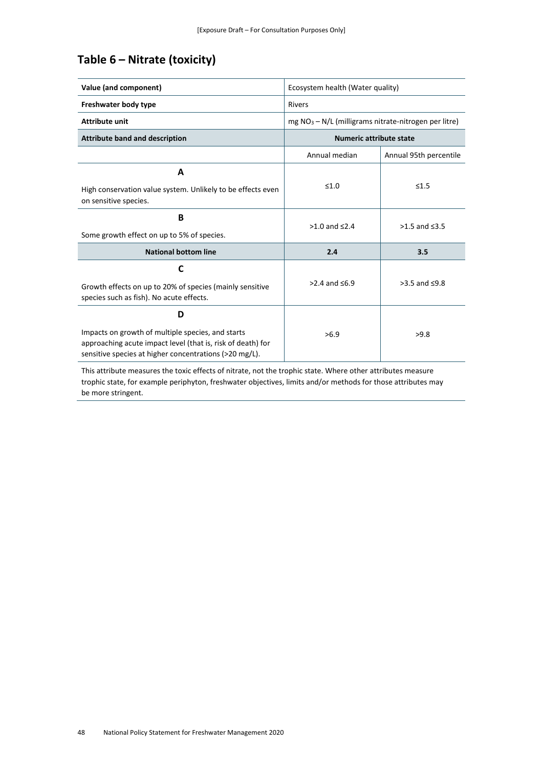## Table 6 – Nitrate (toxicity)

| | | |
|---|---|---|
| **Value (and component)** | Ecosystem health (Water quality) | |
| **Freshwater body type** | Rivers | |
| **Attribute unit** | mg $NO_3$ – N/L (milligrams nitrate-nitrogen per litre) | |
| **Attribute band and description** | **Numeric attribute state** | |
| | Annual median | Annual 95th percentile |
| **A**<br><br>High conservation value system. Unlikely to be effects even on sensitive species. | ≤1.0 | ≤1.5 |
| **B**<br><br>Some growth effect on up to 5% of species. | >1.0 and ≤2.4 | >1.5 and ≤3.5 |
| **National bottom line** | **2.4** | **3.5** |
| **C**<br><br>Growth effects on up to 20% of species (mainly sensitive species such as fish). No acute effects. | >2.4 and ≤6.9 | >3.5 and ≤9.8 |
| **D**<br><br>Impacts on growth of multiple species, and starts approaching acute impact level (that is, risk of death) for sensitive species at higher concentrations (>20 mg/L). | >6.9 | >9.8 |

This attribute measures the toxic effects of nitrate, not the trophic state. Where other attributes measure trophic state, for example periphyton, freshwater objectives, limits and/or methods for those attributes may be more stringent.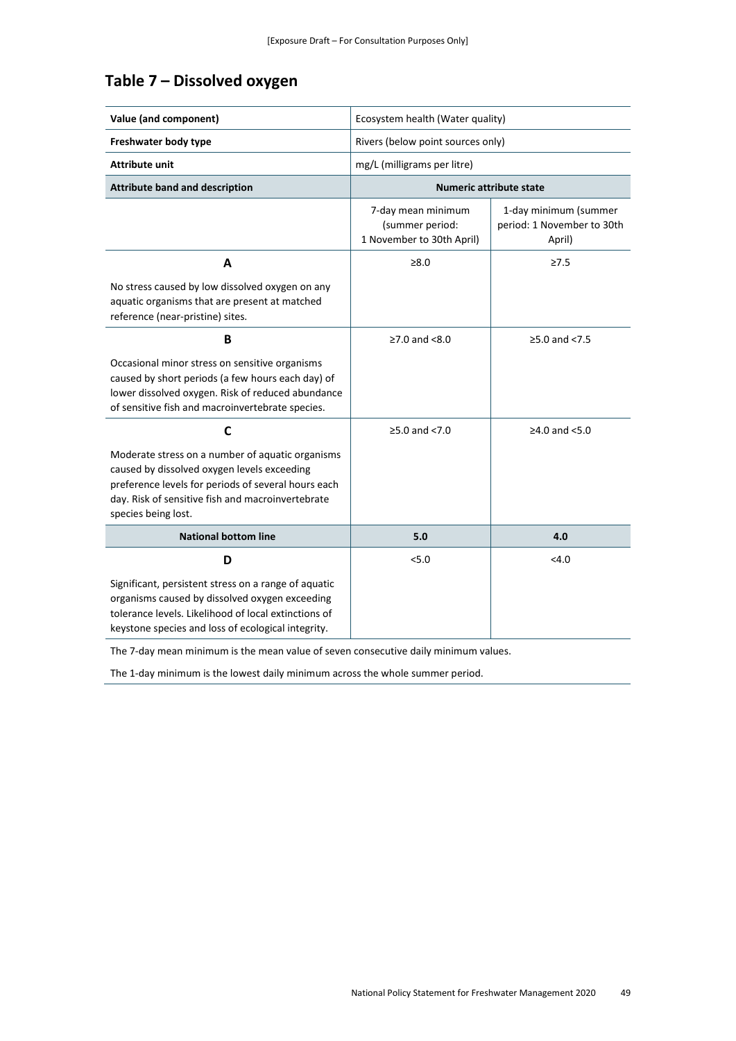## Table 7 – Dissolved oxygen

| | | |
|---|---|---|
| **Value (and component)** | Ecosystem health (Water quality) | |
| **Freshwater body type** | Rivers (below point sources only) | |
| **Attribute unit** | mg/L (milligrams per litre) | |
| **Attribute band and description** | **Numeric attribute state** | |
| | 7-day mean minimum (summer period: 1 November to 30th April) | 1-day minimum (summer period: 1 November to 30th April) |
| **A**<br>No stress caused by low dissolved oxygen on any aquatic organisms that are present at matched reference (near-pristine) sites. | ≥8.0 | ≥7.5 |
| **B**<br>Occasional minor stress on sensitive organisms caused by short periods (a few hours each day) of lower dissolved oxygen. Risk of reduced abundance of sensitive fish and macroinvertebrate species. | ≥7.0 and <8.0 | ≥5.0 and <7.5 |
| **C**<br>Moderate stress on a number of aquatic organisms caused by dissolved oxygen levels exceeding preference levels for periods of several hours each day. Risk of sensitive fish and macroinvertebrate species being lost. | ≥5.0 and <7.0 | ≥4.0 and <5.0 |
| **National bottom line** | **5.0** | **4.0** |
| **D**<br>Significant, persistent stress on a range of aquatic organisms caused by dissolved oxygen exceeding tolerance levels. Likelihood of local extinctions of keystone species and loss of ecological integrity. | <5.0 | <4.0 |

The 7-day mean minimum is the mean value of seven consecutive daily minimum values.

The 1-day minimum is the lowest daily minimum across the whole summer period.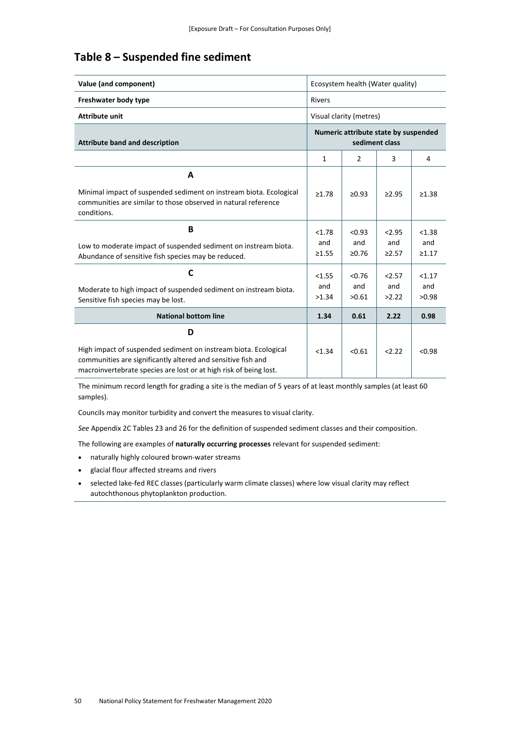## Table 8 – Suspended fine sediment

| Value (and component) | Ecosystem health (Water quality) | | | |
|---|---|---|---|---|
| **Freshwater body type** | Rivers | | | |
| **Attribute unit** | Visual clarity (metres) | | | |
| **Attribute band and description** | **Numeric attribute state by suspended sediment class** | | | |
| | 1 | 2 | 3 | 4 |
| **A**<br><br>Minimal impact of suspended sediment on instream biota. Ecological communities are similar to those observed in natural reference conditions. | ≥1.78 | ≥0.93 | ≥2.95 | ≥1.38 |
| **B**<br><br>Low to moderate impact of suspended sediment on instream biota. Abundance of sensitive fish species may be reduced. | <1.78 and ≥1.55 | <0.93 and ≥0.76 | <2.95 and ≥2.57 | <1.38 and ≥1.17 |
| **C**<br><br>Moderate to high impact of suspended sediment on instream biota. Sensitive fish species may be lost. | <1.55 and >1.34 | <0.76 and >0.61 | <2.57 and >2.22 | <1.17 and >0.98 |
| **National bottom line** | **1.34** | **0.61** | **2.22** | **0.98** |
| **D**<br><br>High impact of suspended sediment on instream biota. Ecological communities are significantly altered and sensitive fish and macroinvertebrate species are lost or at high risk of being lost. | <1.34 | <0.61 | <2.22 | <0.98 |

The minimum record length for grading a site is the median of 5 years of at least monthly samples (at least 60 samples).

Councils may monitor turbidity and convert the measures to visual clarity.

*See* Appendix 2C Tables 23 and 26 for the definition of suspended sediment classes and their composition.

The following are examples of **naturally occurring processes** relevant for suspended sediment:

- naturally highly coloured brown-water streams
- glacial flour affected streams and rivers
- selected lake-fed REC classes (particularly warm climate classes) where low visual clarity may reflect autochthonous phytoplankton production.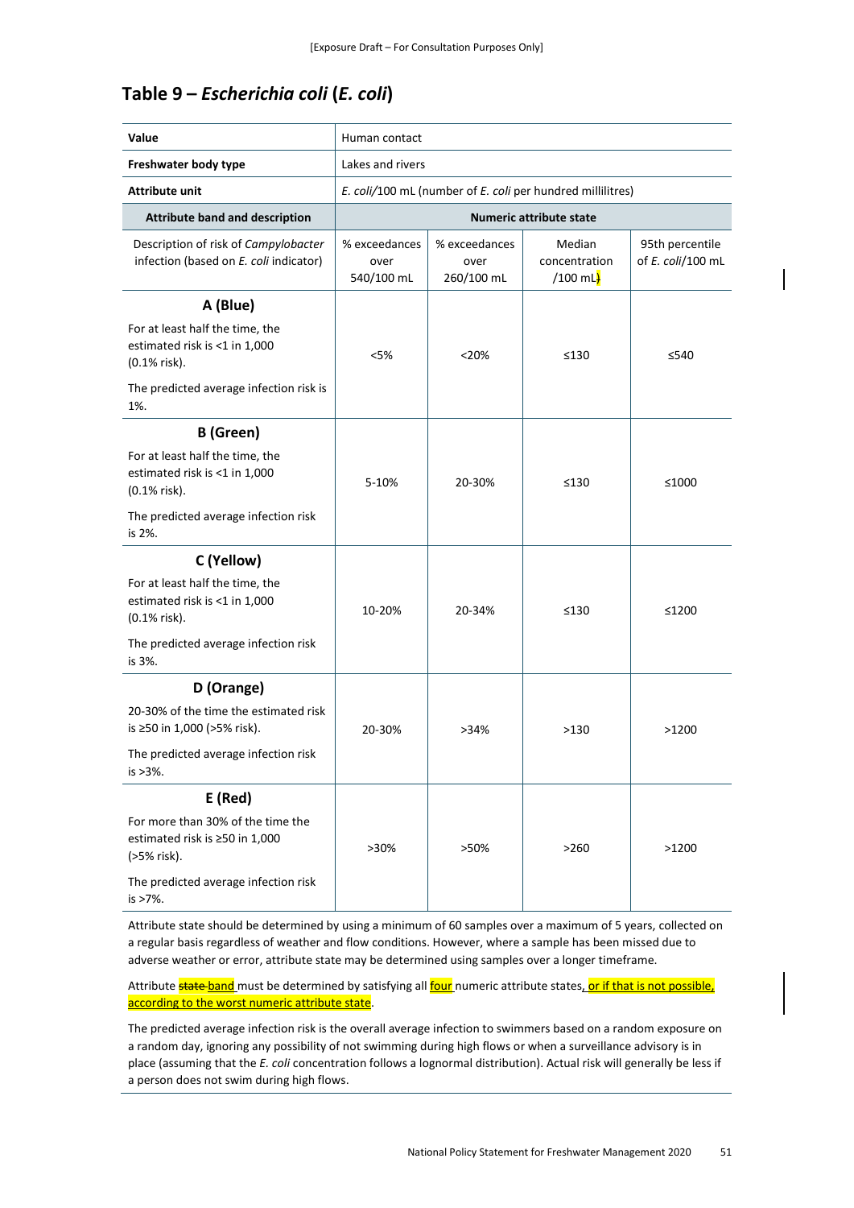## Table 9 – *Escherichia coli* (*E. coli*)

| Value | Human contact | | | |
|---|---|---|---|---|
| **Freshwater body type** | Lakes and rivers | | | |
| **Attribute unit** | *E. coli*/100 mL (number of *E. coli* per hundred millilitres) | | | |
| **Attribute band and description** | **Numeric attribute state** | | | |
| Description of risk of *Campylobacter* infection (based on *E. coli* indicator) | % exceedances over 540/100 mL | % exceedances over 260/100 mL | Median concentration /100 mL) | 95th percentile of *E. coli*/100 mL |
| **A (Blue)** For at least half the time, the estimated risk is <1 in 1,000 (0.1% risk). The predicted average infection risk is 1%. | <5% | <20% | ≤130 | ≤540 |
| **B (Green)** For at least half the time, the estimated risk is <1 in 1,000 (0.1% risk). The predicted average infection risk is 2%. | 5-10% | 20-30% | ≤130 | ≤1000 |
| **C (Yellow)** For at least half the time, the estimated risk is <1 in 1,000 (0.1% risk). The predicted average infection risk is 3%. | 10-20% | 20-34% | ≤130 | ≤1200 |
| **D (Orange)** 20-30% of the time the estimated risk is ≥50 in 1,000 (>5% risk). The predicted average infection risk is >3%. | 20-30% | >34% | >130 | >1200 |
| **E (Red)** For more than 30% of the time the estimated risk is ≥50 in 1,000 (>5% risk). The predicted average infection risk is >7%. | >30% | >50% | >260 | >1200 |

Attribute state should be determined by using a minimum of 60 samples over a maximum of 5 years, collected on a regular basis regardless of weather and flow conditions. However, where a sample has been missed due to adverse weather or error, attribute state may be determined using samples over a longer timeframe.

Attribute ~~state~~ band must be determined by satisfying all four numeric attribute states, or if that is not possible, according to the worst numeric attribute state.

The predicted average infection risk is the overall average infection to swimmers based on a random exposure on a random day, ignoring any possibility of not swimming during high flows or when a surveillance advisory is in place (assuming that the *E. coli* concentration follows a lognormal distribution). Actual risk will generally be less if a person does not swim during high flows.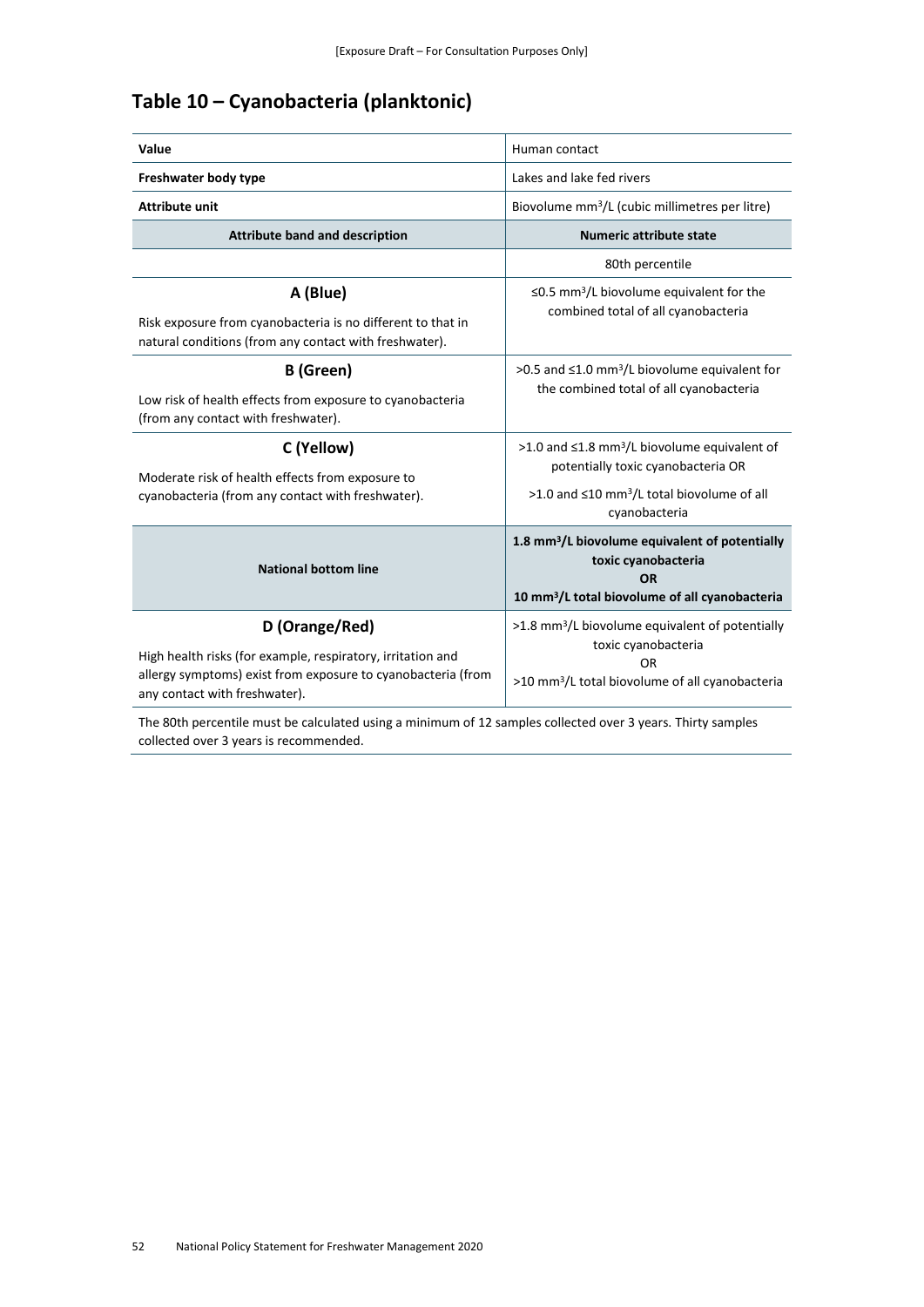## Table 10 – Cyanobacteria (planktonic)

| | |
|---|---|
| **Value** | Human contact |
| **Freshwater body type** | Lakes and lake fed rivers |
| **Attribute unit** | Biovolume $mm^3/L$ (cubic millimetres per litre) |
| **Attribute band and description** | **Numeric attribute state** |
| | 80th percentile |
| **A (Blue)**<br>Risk exposure from cyanobacteria is no different to that in natural conditions (from any contact with freshwater). | ≤0.5 $mm^3/L$ biovolume equivalent for the combined total of all cyanobacteria |
| **B (Green)**<br>Low risk of health effects from exposure to cyanobacteria (from any contact with freshwater). | >0.5 and ≤1.0 $mm^3/L$ biovolume equivalent for the combined total of all cyanobacteria |
| **C (Yellow)**<br>Moderate risk of health effects from exposure to cyanobacteria (from any contact with freshwater). | >1.0 and ≤1.8 $mm^3/L$ biovolume equivalent of potentially toxic cyanobacteria OR<br>>1.0 and ≤10 $mm^3/L$ total biovolume of all cyanobacteria |
| **National bottom line** | **1.8 $mm^3/L$ biovolume equivalent of potentially toxic cyanobacteria**<br>**OR**<br>**10 $mm^3/L$ total biovolume of all cyanobacteria** |
| **D (Orange/Red)**<br>High health risks (for example, respiratory, irritation and allergy symptoms) exist from exposure to cyanobacteria (from any contact with freshwater). | >1.8 $mm^3/L$ biovolume equivalent of potentially toxic cyanobacteria<br>OR<br>>10 $mm^3/L$ total biovolume of all cyanobacteria |

The 80th percentile must be calculated using a minimum of 12 samples collected over 3 years. Thirty samples collected over 3 years is recommended.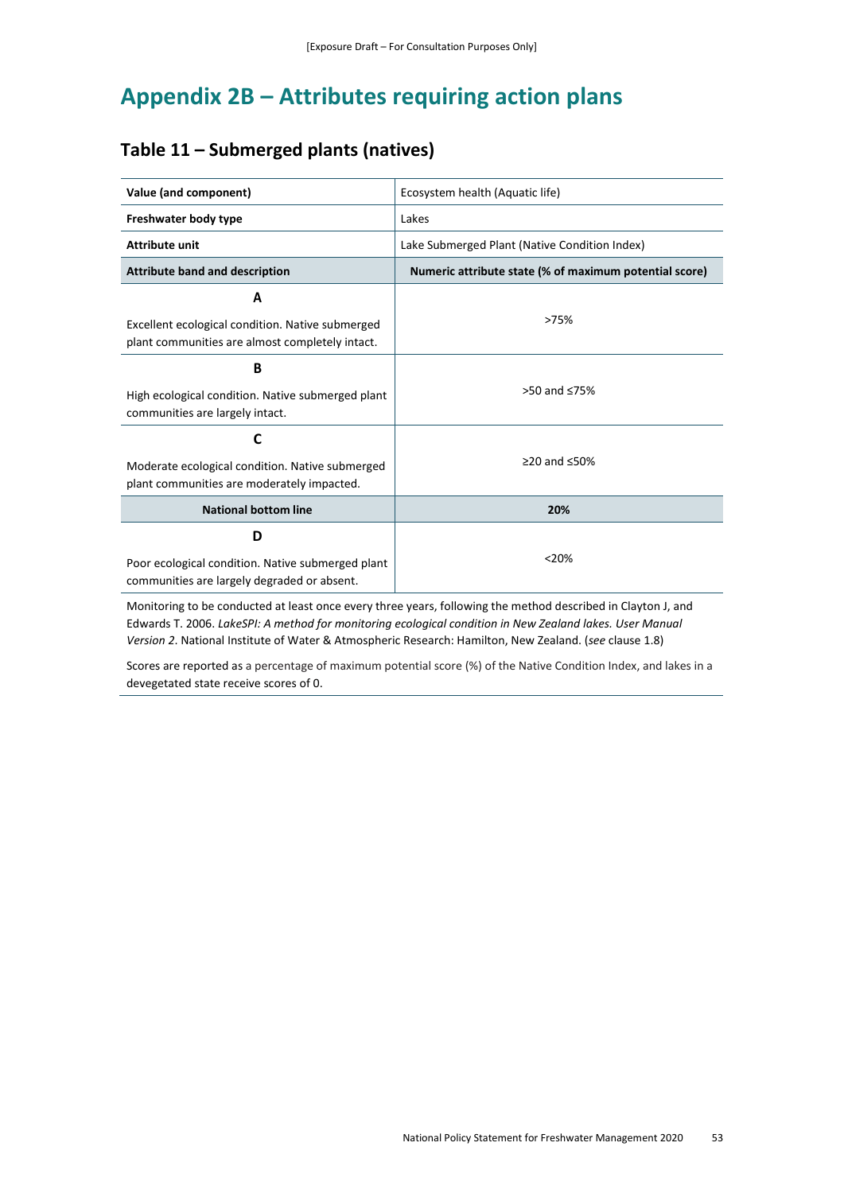# Appendix 2B – Attributes requiring action plans

## Table 11 – Submerged plants (natives)

| **Value (and component)** | Ecosystem health (Aquatic life) |
|---|---|
| **Freshwater body type** | Lakes |
| **Attribute unit** | Lake Submerged Plant (Native Condition Index) |
| **Attribute band and description** | **Numeric attribute state (% of maximum potential score)** |
| **A**<br>Excellent ecological condition. Native submerged plant communities are almost completely intact. | >75% |
| **B**<br>High ecological condition. Native submerged plant communities are largely intact. | >50 and ≤75% |
| **C**<br>Moderate ecological condition. Native submerged plant communities are moderately impacted. | ≥20 and ≤50% |
| **National bottom line** | **20%** |
| **D**<br>Poor ecological condition. Native submerged plant communities are largely degraded or absent. | <20% |

Monitoring to be conducted at least once every three years, following the method described in Clayton J, and Edwards T. 2006. *LakeSPI: A method for monitoring ecological condition in New Zealand lakes. User Manual Version 2*. National Institute of Water & Atmospheric Research: Hamilton, New Zealand. (*see* clause 1.8)

Scores are reported as a percentage of maximum potential score (%) of the Native Condition Index, and lakes in a devegetated state receive scores of 0.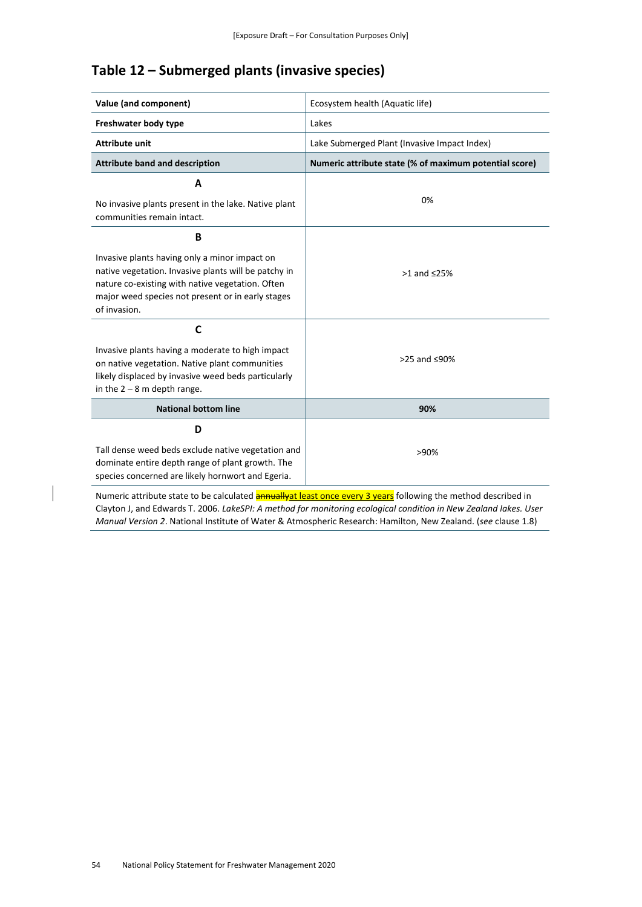## Table 12 – Submerged plants (invasive species)

| | |
|---|---|
| **Value (and component)** | Ecosystem health (Aquatic life) |
| **Freshwater body type** | Lakes |
| **Attribute unit** | Lake Submerged Plant (Invasive Impact Index) |
| **Attribute band and description** | **Numeric attribute state (% of maximum potential score)** |
| **A**<br><br>No invasive plants present in the lake. Native plant communities remain intact. | 0% |
| **B**<br><br>Invasive plants having only a minor impact on native vegetation. Invasive plants will be patchy in nature co-existing with native vegetation. Often major weed species not present or in early stages of invasion. | >1 and ≤25% |
| **C**<br><br>Invasive plants having a moderate to high impact on native vegetation. Native plant communities likely displaced by invasive weed beds particularly in the 2 – 8 m depth range. | >25 and ≤90% |
| **National bottom line** | **90%** |
| **D**<br><br>Tall dense weed beds exclude native vegetation and dominate entire depth range of plant growth. The species concerned are likely hornwort and Egeria. | >90% |

Numeric attribute state to be calculated ~~annually~~at least once every 3 years following the method described in Clayton J, and Edwards T. 2006. *LakeSPI: A method for monitoring ecological condition in New Zealand lakes. User Manual Version 2*. National Institute of Water & Atmospheric Research: Hamilton, New Zealand. (*see* clause 1.8)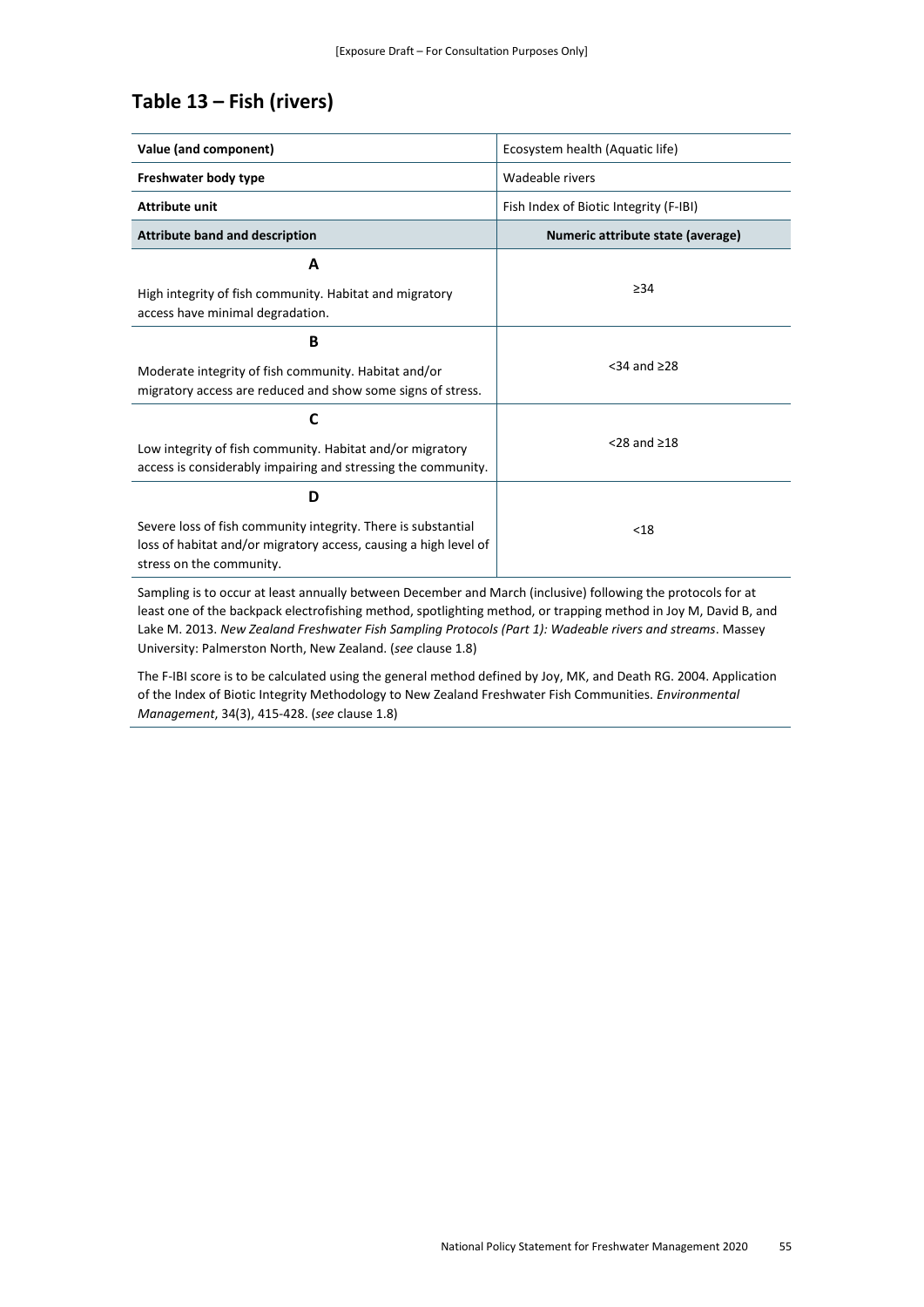## Table 13 – Fish (rivers)

| Value (and component) | Ecosystem health (Aquatic life) |
|---|---|
| **Freshwater body type** | Wadeable rivers |
| **Attribute unit** | Fish Index of Biotic Integrity (F-IBI) |
| **Attribute band and description** | **Numeric attribute state (average)** |
| **A**<br>High integrity of fish community. Habitat and migratory access have minimal degradation. | ≥34 |
| **B**<br>Moderate integrity of fish community. Habitat and/or migratory access are reduced and show some signs of stress. | <34 and ≥28 |
| **C**<br>Low integrity of fish community. Habitat and/or migratory access is considerably impairing and stressing the community. | <28 and ≥18 |
| **D**<br>Severe loss of fish community integrity. There is substantial loss of habitat and/or migratory access, causing a high level of stress on the community. | <18 |

Sampling is to occur at least annually between December and March (inclusive) following the protocols for at least one of the backpack electrofishing method, spotlighting method, or trapping method in Joy M, David B, and Lake M. 2013. *New Zealand Freshwater Fish Sampling Protocols (Part 1): Wadeable rivers and streams*. Massey University: Palmerston North, New Zealand. (*see* clause 1.8)

The F-IBI score is to be calculated using the general method defined by Joy, MK, and Death RG. 2004. Application of the Index of Biotic Integrity Methodology to New Zealand Freshwater Fish Communities. *Environmental Management*, 34(3), 415-428. (*see* clause 1.8)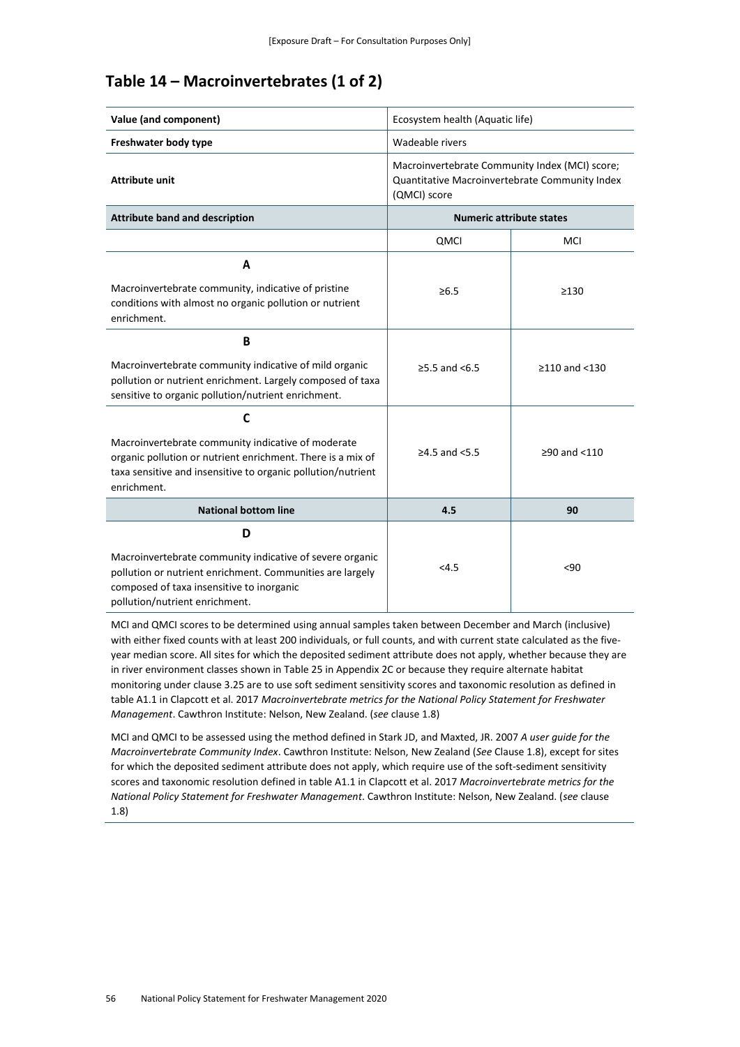## Table 14 – Macroinvertebrates (1 of 2)

| Value (and component) | Ecosystem health (Aquatic life) | |
|---|---|---|
| **Freshwater body type** | Wadeable rivers | |
| **Attribute unit** | Macroinvertebrate Community Index (MCI) score; Quantitative Macroinvertebrate Community Index (QMCI) score | |
| **Attribute band and description** | **Numeric attribute states** | |
| | QMCI | MCI |
| **A**<br><br>Macroinvertebrate community, indicative of pristine conditions with almost no organic pollution or nutrient enrichment. | ≥6.5 | ≥130 |
| **B**<br><br>Macroinvertebrate community indicative of mild organic pollution or nutrient enrichment. Largely composed of taxa sensitive to organic pollution/nutrient enrichment. | ≥5.5 and <6.5 | ≥110 and <130 |
| **C**<br><br>Macroinvertebrate community indicative of moderate organic pollution or nutrient enrichment. There is a mix of taxa sensitive and insensitive to organic pollution/nutrient enrichment. | ≥4.5 and <5.5 | ≥90 and <110 |
| **National bottom line** | **4.5** | **90** |
| **D**<br><br>Macroinvertebrate community indicative of severe organic pollution or nutrient enrichment. Communities are largely composed of taxa insensitive to inorganic pollution/nutrient enrichment. | <4.5 | <90 |

MCI and QMCI scores to be determined using annual samples taken between December and March (inclusive) with either fixed counts with at least 200 individuals, or full counts, and with current state calculated as the five-year median score. All sites for which the deposited sediment attribute does not apply, whether because they are in river environment classes shown in Table 25 in Appendix 2C or because they require alternate habitat monitoring under clause 3.25 are to use soft sediment sensitivity scores and taxonomic resolution as defined in table A1.1 in Clapcott et al. 2017 *Macroinvertebrate metrics for the National Policy Statement for Freshwater Management*. Cawthron Institute: Nelson, New Zealand. (*see* clause 1.8)

MCI and QMCI to be assessed using the method defined in Stark JD, and Maxted, JR. 2007 *A user guide for the Macroinvertebrate Community Index*. Cawthron Institute: Nelson, New Zealand (*See* Clause 1.8), except for sites for which the deposited sediment attribute does not apply, which require use of the soft-sediment sensitivity scores and taxonomic resolution defined in table A1.1 in Clapcott et al. 2017 *Macroinvertebrate metrics for the National Policy Statement for Freshwater Management*. Cawthron Institute: Nelson, New Zealand. (*see* clause 1.8)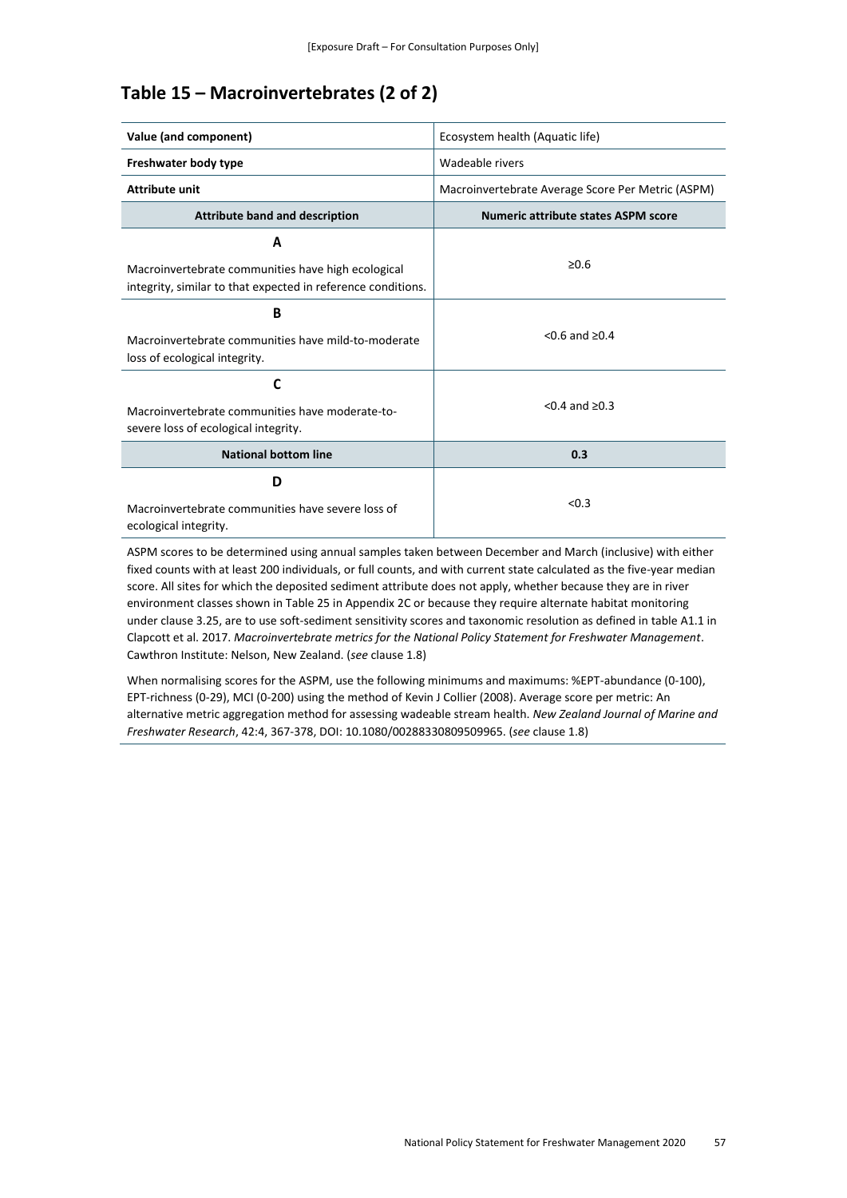## Table 15 – Macroinvertebrates (2 of 2)

| | |
|---|---|
| **Value (and component)** | Ecosystem health (Aquatic life) |
| **Freshwater body type** | Wadeable rivers |
| **Attribute unit** | Macroinvertebrate Average Score Per Metric (ASPM) |
| **Attribute band and description** | **Numeric attribute states ASPM score** |
| **A**<br><br>Macroinvertebrate communities have high ecological integrity, similar to that expected in reference conditions. | ≥0.6 |
| **B**<br><br>Macroinvertebrate communities have mild-to-moderate loss of ecological integrity. | <0.6 and ≥0.4 |
| **C**<br><br>Macroinvertebrate communities have moderate-to-severe loss of ecological integrity. | <0.4 and ≥0.3 |
| **National bottom line** | **0.3** |
| **D**<br><br>Macroinvertebrate communities have severe loss of ecological integrity. | <0.3 |

ASPM scores to be determined using annual samples taken between December and March (inclusive) with either fixed counts with at least 200 individuals, or full counts, and with current state calculated as the five-year median score. All sites for which the deposited sediment attribute does not apply, whether because they are in river environment classes shown in Table 25 in Appendix 2C or because they require alternate habitat monitoring under clause 3.25, are to use soft-sediment sensitivity scores and taxonomic resolution as defined in table A1.1 in Clapcott et al. 2017. *Macroinvertebrate metrics for the National Policy Statement for Freshwater Management*. Cawthron Institute: Nelson, New Zealand. (*see* clause 1.8)

When normalising scores for the ASPM, use the following minimums and maximums: %EPT-abundance (0-100), EPT-richness (0-29), MCI (0-200) using the method of Kevin J Collier (2008). Average score per metric: An alternative metric aggregation method for assessing wadeable stream health. *New Zealand Journal of Marine and Freshwater Research*, 42:4, 367-378, DOI: 10.1080/00288330809509965. (*see* clause 1.8)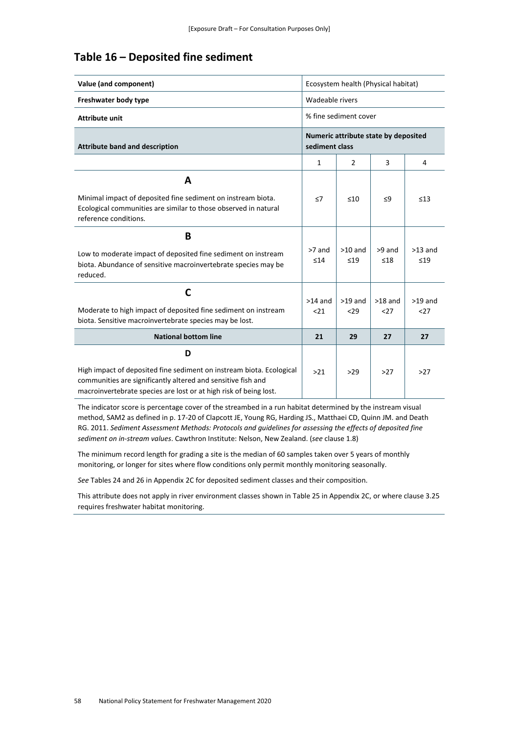## Table 16 – Deposited fine sediment

| | | | | |
|---|---|---|---|---|
| **Value (and component)** | Ecosystem health (Physical habitat) | | | |
| **Freshwater body type** | Wadeable rivers | | | |
| **Attribute unit** | % fine sediment cover | | | |
| **Attribute band and description** | **Numeric attribute state by deposited sediment class** | | | |
| | 1 | 2 | 3 | 4 |
| **A**<br>Minimal impact of deposited fine sediment on instream biota. Ecological communities are similar to those observed in natural reference conditions. | ≤7 | ≤10 | ≤9 | ≤13 |
| **B**<br>Low to moderate impact of deposited fine sediment on instream biota. Abundance of sensitive macroinvertebrate species may be reduced. | >7 and ≤14 | >10 and ≤19 | >9 and ≤18 | >13 and ≤19 |
| **C**<br>Moderate to high impact of deposited fine sediment on instream biota. Sensitive macroinvertebrate species may be lost. | >14 and <21 | >19 and <29 | >18 and <27 | >19 and <27 |
| **National bottom line** | **21** | **29** | **27** | **27** |
| **D**<br>High impact of deposited fine sediment on instream biota. Ecological communities are significantly altered and sensitive fish and macroinvertebrate species are lost or at high risk of being lost. | >21 | >29 | >27 | >27 |

The indicator score is percentage cover of the streambed in a run habitat determined by the instream visual method, SAM2 as defined in p. 17-20 of Clapcott JE, Young RG, Harding JS., Matthaei CD, Quinn JM. and Death RG. 2011. *Sediment Assessment Methods: Protocols and guidelines for assessing the effects of deposited fine sediment on in-stream values*. Cawthron Institute: Nelson, New Zealand. (*see* clause 1.8)

The minimum record length for grading a site is the median of 60 samples taken over 5 years of monthly monitoring, or longer for sites where flow conditions only permit monthly monitoring seasonally.

*See* Tables 24 and 26 in Appendix 2C for deposited sediment classes and their composition.

This attribute does not apply in river environment classes shown in Table 25 in Appendix 2C, or where clause 3.25 requires freshwater habitat monitoring.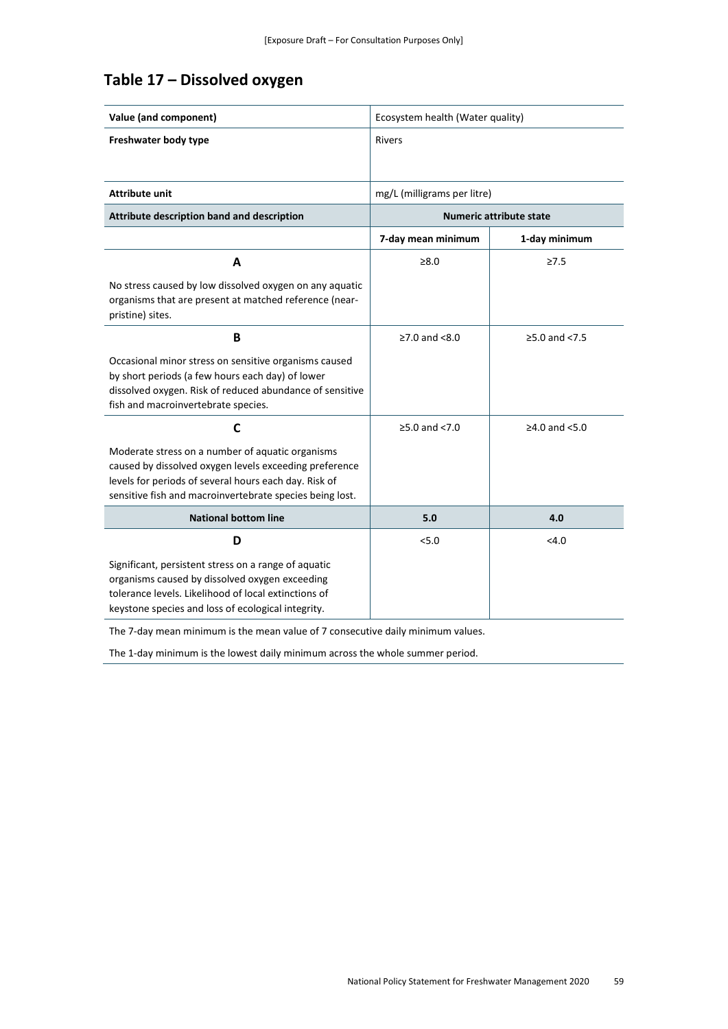## Table 17 – Dissolved oxygen

| | | |
|---|---|---|
| **Value (and component)** | Ecosystem health (Water quality) | |
| **Freshwater body type** | Rivers | |
| **Attribute unit** | mg/L (milligrams per litre) | |
| **Attribute description band and description** | **Numeric attribute state** | |
| | **7-day mean minimum** | **1-day minimum** |
| **A**<br><br>No stress caused by low dissolved oxygen on any aquatic organisms that are present at matched reference (near-pristine) sites. | ≥8.0 | ≥7.5 |
| **B**<br><br>Occasional minor stress on sensitive organisms caused by short periods (a few hours each day) of lower dissolved oxygen. Risk of reduced abundance of sensitive fish and macroinvertebrate species. | ≥7.0 and <8.0 | ≥5.0 and <7.5 |
| **C**<br><br>Moderate stress on a number of aquatic organisms caused by dissolved oxygen levels exceeding preference levels for periods of several hours each day. Risk of sensitive fish and macroinvertebrate species being lost. | ≥5.0 and <7.0 | ≥4.0 and <5.0 |
| **National bottom line** | **5.0** | **4.0** |
| **D**<br><br>Significant, persistent stress on a range of aquatic organisms caused by dissolved oxygen exceeding tolerance levels. Likelihood of local extinctions of keystone species and loss of ecological integrity. | <5.0 | <4.0 |

The 7-day mean minimum is the mean value of 7 consecutive daily minimum values.

The 1-day minimum is the lowest daily minimum across the whole summer period.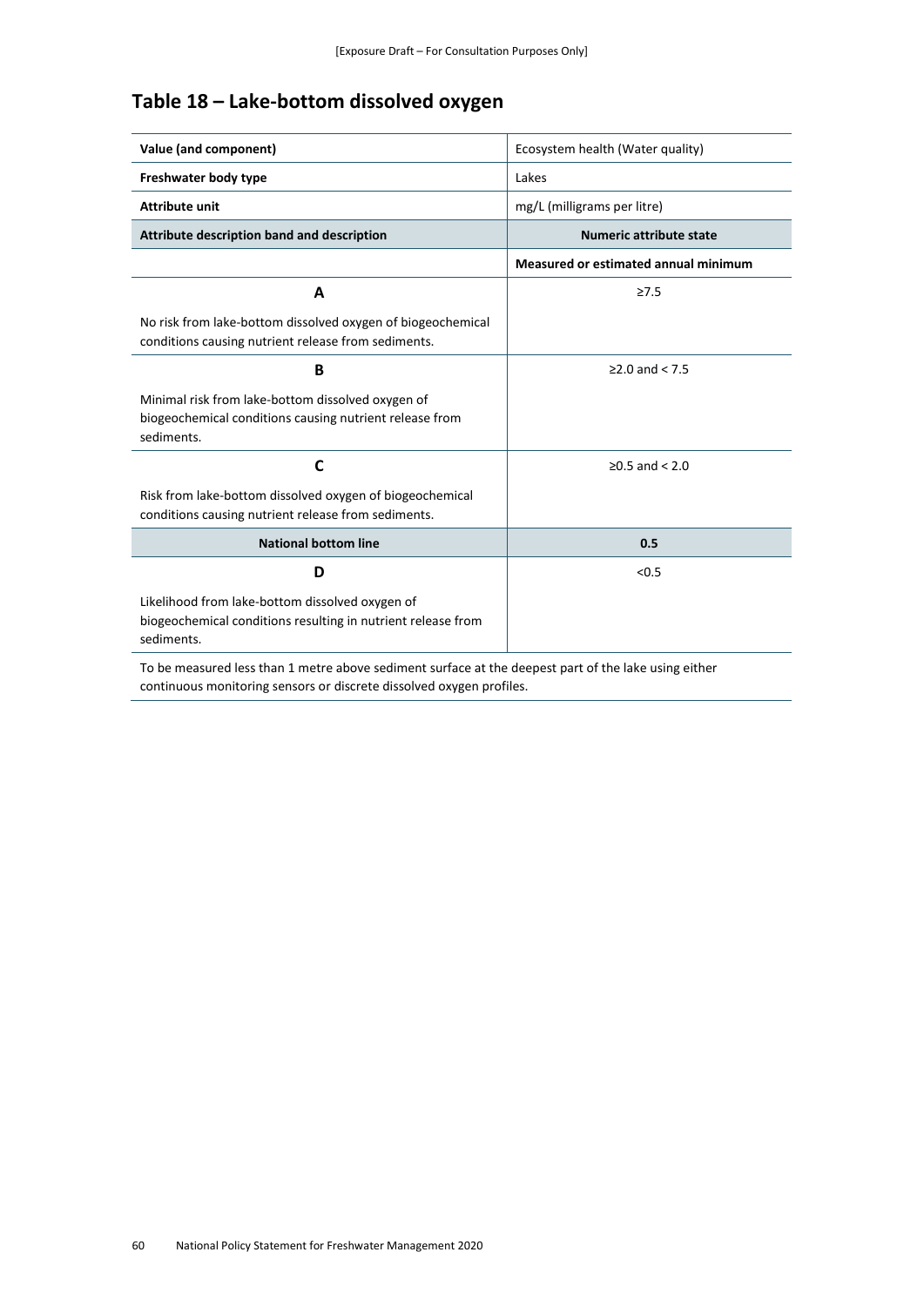## Table 18 – Lake-bottom dissolved oxygen

| | |
|---|---|
| **Value (and component)** | Ecosystem health (Water quality) |
| **Freshwater body type** | Lakes |
| **Attribute unit** | mg/L (milligrams per litre) |
| **Attribute description band and description** | **Numeric attribute state** |
| | **Measured or estimated annual minimum** |
| **A**<br>No risk from lake-bottom dissolved oxygen of biogeochemical conditions causing nutrient release from sediments. | ≥7.5 |
| **B**<br>Minimal risk from lake-bottom dissolved oxygen of biogeochemical conditions causing nutrient release from sediments. | ≥2.0 and < 7.5 |
| **C**<br>Risk from lake-bottom dissolved oxygen of biogeochemical conditions causing nutrient release from sediments. | ≥0.5 and < 2.0 |
| **National bottom line** | **0.5** |
| **D**<br>Likelihood from lake-bottom dissolved oxygen of biogeochemical conditions resulting in nutrient release from sediments. | <0.5 |

To be measured less than 1 metre above sediment surface at the deepest part of the lake using either continuous monitoring sensors or discrete dissolved oxygen profiles.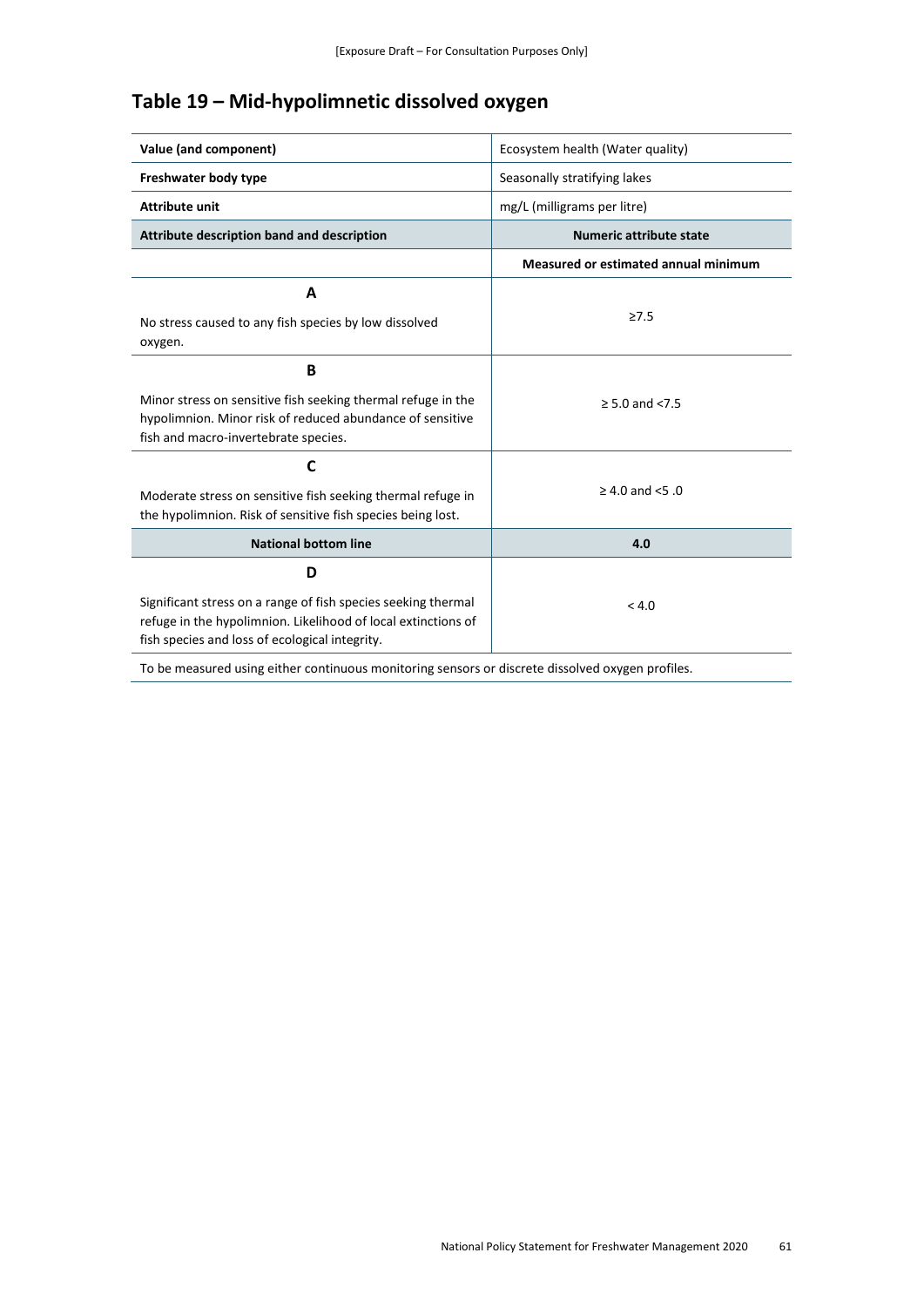## Table 19 – Mid-hypolimnetic dissolved oxygen

| Value (and component) | Ecosystem health (Water quality) |
|---|---|
| **Freshwater body type** | Seasonally stratifying lakes |
| **Attribute unit** | mg/L (milligrams per litre) |
| **Attribute description band and description** | **Numeric attribute state** |
| | **Measured or estimated annual minimum** |
| **A**<br><br>No stress caused to any fish species by low dissolved oxygen. | ≥7.5 |
| **B**<br><br>Minor stress on sensitive fish seeking thermal refuge in the hypolimnion. Minor risk of reduced abundance of sensitive fish and macro-invertebrate species. | ≥ 5.0 and <7.5 |
| **C**<br><br>Moderate stress on sensitive fish seeking thermal refuge in the hypolimnion. Risk of sensitive fish species being lost. | ≥ 4.0 and <5 .0 |
| **National bottom line** | **4.0** |
| **D**<br><br>Significant stress on a range of fish species seeking thermal refuge in the hypolimnion. Likelihood of local extinctions of fish species and loss of ecological integrity. | < 4.0 |
| To be measured using either continuous monitoring sensors or discrete dissolved oxygen profiles. | |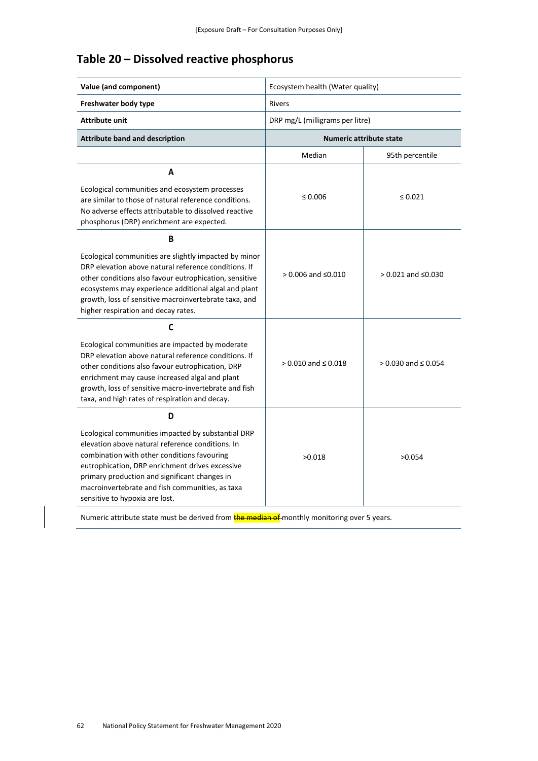## Table 20 – Dissolved reactive phosphorus

| **Value (and component)** | Ecosystem health (Water quality) | |
|---|---|---|
| **Freshwater body type** | Rivers | |
| **Attribute unit** | DRP mg/L (milligrams per litre) | |
| **Attribute band and description** | **Numeric attribute state** | |
| | Median | 95th percentile |
| **A**<br><br>Ecological communities and ecosystem processes are similar to those of natural reference conditions. No adverse effects attributable to dissolved reactive phosphorus (DRP) enrichment are expected. | ≤ 0.006 | ≤ 0.021 |
| **B**<br><br>Ecological communities are slightly impacted by minor DRP elevation above natural reference conditions. If other conditions also favour eutrophication, sensitive ecosystems may experience additional algal and plant growth, loss of sensitive macroinvertebrate taxa, and higher respiration and decay rates. | > 0.006 and ≤0.010 | > 0.021 and ≤0.030 |
| **C**<br><br>Ecological communities are impacted by moderate DRP elevation above natural reference conditions. If other conditions also favour eutrophication, DRP enrichment may cause increased algal and plant growth, loss of sensitive macro-invertebrate and fish taxa, and high rates of respiration and decay. | > 0.010 and ≤ 0.018 | > 0.030 and ≤ 0.054 |
| **D**<br><br>Ecological communities impacted by substantial DRP elevation above natural reference conditions. In combination with other conditions favouring eutrophication, DRP enrichment drives excessive primary production and significant changes in macroinvertebrate and fish communities, as taxa sensitive to hypoxia are lost. | >0.018 | >0.054 |

Numeric attribute state must be derived from ~~the median of~~ monthly monitoring over 5 years.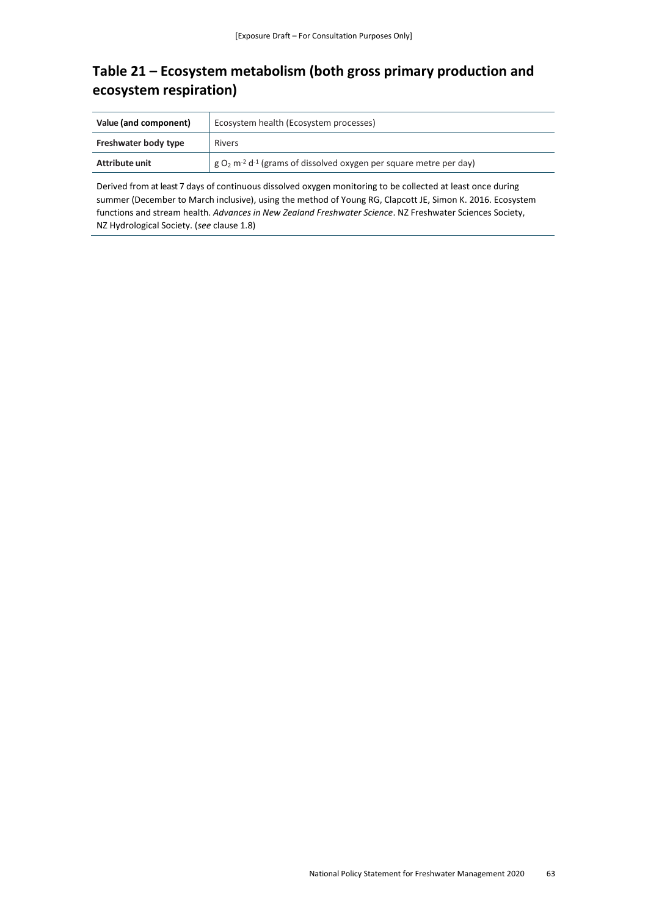## Table 21 – Ecosystem metabolism (both gross primary production and ecosystem respiration)

| | |
|---|---|
| **Value (and component)** | Ecosystem health (Ecosystem processes) |
| **Freshwater body type** | Rivers |
| **Attribute unit** | g $O_2$ $m^{-2}$ $d^{-1}$ (grams of dissolved oxygen per square metre per day) |

Derived from at least 7 days of continuous dissolved oxygen monitoring to be collected at least once during summer (December to March inclusive), using the method of Young RG, Clapcott JE, Simon K. 2016. Ecosystem functions and stream health. *Advances in New Zealand Freshwater Science*. NZ Freshwater Sciences Society, NZ Hydrological Society. (*see* clause 1.8)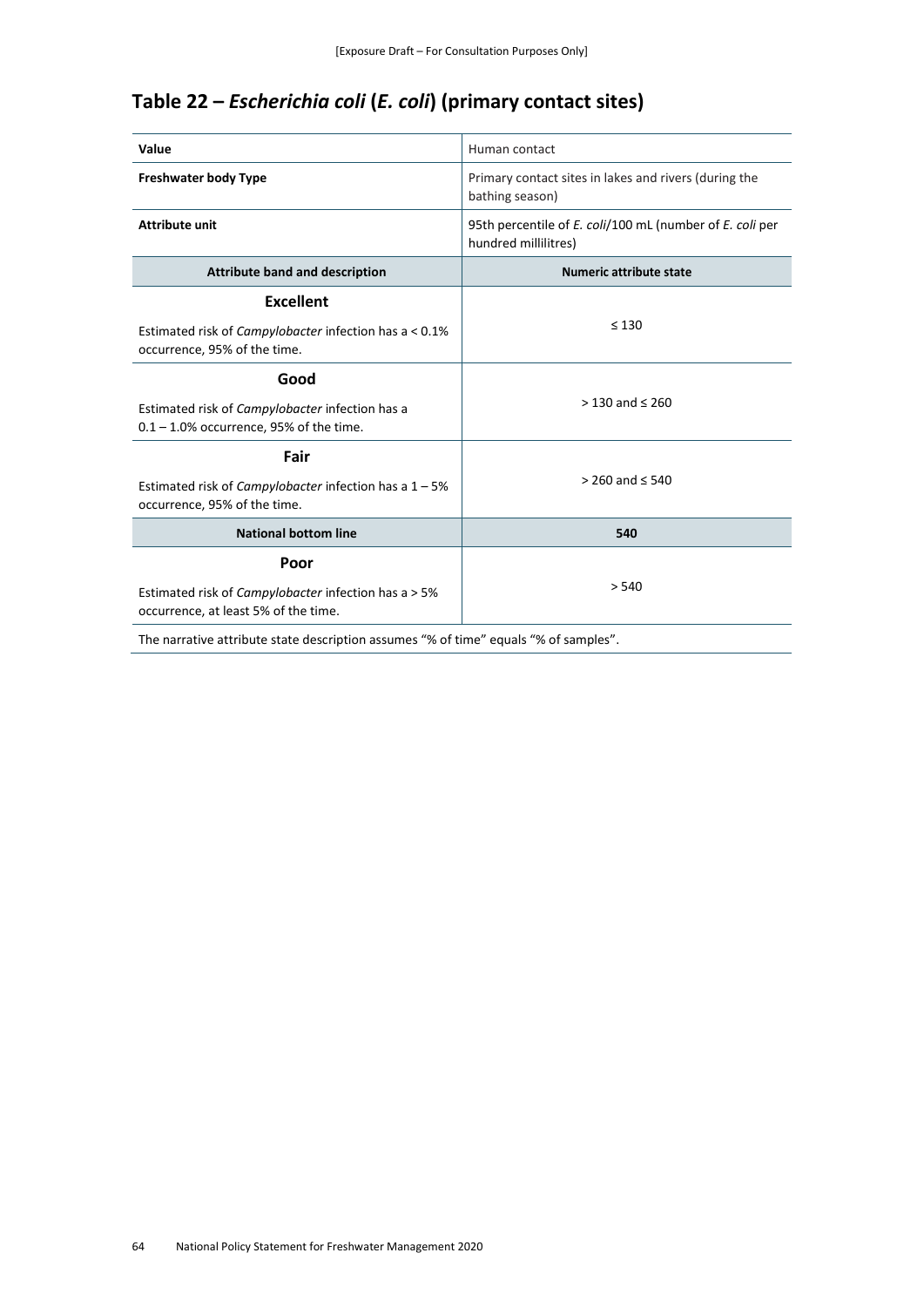## Table 22 – *Escherichia coli* (*E. coli*) (primary contact sites)

| **Value** | Human contact |
|---|---|
| **Freshwater body Type** | Primary contact sites in lakes and rivers (during the bathing season) |
| **Attribute unit** | 95th percentile of *E. coli*/100 mL (number of *E. coli* per hundred millilitres) |
| **Attribute band and description** | **Numeric attribute state** |
| **Excellent**<br>Estimated risk of *Campylobacter* infection has a < 0.1% occurrence, 95% of the time. | ≤ 130 |
| **Good**<br>Estimated risk of *Campylobacter* infection has a 0.1 – 1.0% occurrence, 95% of the time. | > 130 and ≤ 260 |
| **Fair**<br>Estimated risk of *Campylobacter* infection has a 1 – 5% occurrence, 95% of the time. | > 260 and ≤ 540 |
| **National bottom line** | **540** |
| **Poor**<br>Estimated risk of *Campylobacter* infection has a > 5% occurrence, at least 5% of the time. | > 540 |

The narrative attribute state description assumes "% of time" equals "% of samples".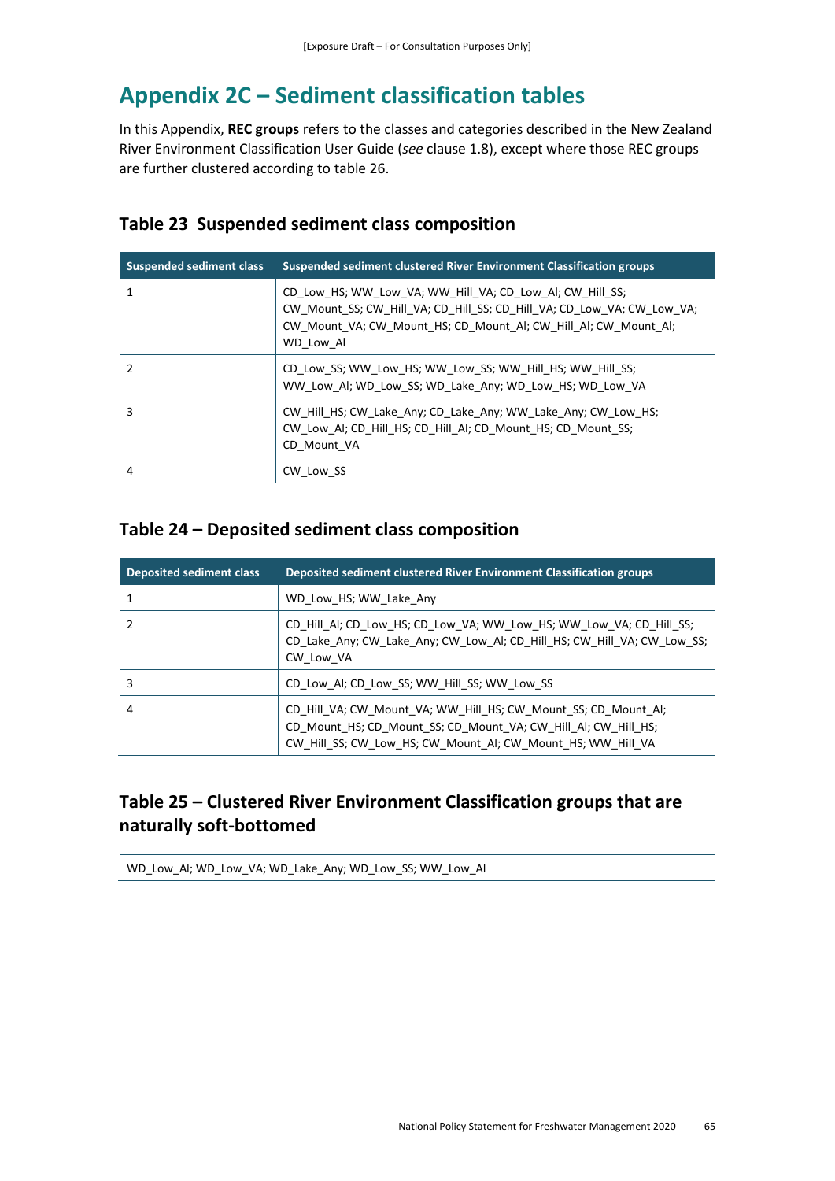# Appendix 2C – Sediment classification tables

In this Appendix, **REC groups** refers to the classes and categories described in the New Zealand River Environment Classification User Guide (*see* clause 1.8), except where those REC groups are further clustered according to table 26.

## Table 23 Suspended sediment class composition

| Suspended sediment class | Suspended sediment clustered River Environment Classification groups |
|---|---|
| 1 | CD_Low_HS; WW_Low_VA; WW_Hill_VA; CD_Low_Al; CW_Hill_SS; CW_Mount_SS; CW_Hill_VA; CD_Hill_SS; CD_Hill_VA; CD_Low_VA; CW_Low_VA; CW_Mount_VA; CW_Mount_HS; CD_Mount_Al; CW_Hill_Al; CW_Mount_Al; WD_Low_Al |
| 2 | CD_Low_SS; WW_Low_HS; WW_Low_SS; WW_Hill_HS; WW_Hill_SS; WW_Low_Al; WD_Low_SS; WD_Lake_Any; WD_Low_HS; WD_Low_VA |
| 3 | CW_Hill_HS; CW_Lake_Any; CD_Lake_Any; WW_Lake_Any; CW_Low_HS; CW_Low_Al; CD_Hill_HS; CD_Hill_Al; CD_Mount_HS; CD_Mount_SS; CD_Mount_VA |
| 4 | CW_Low_SS |

## Table 24 – Deposited sediment class composition

| Deposited sediment class | Deposited sediment clustered River Environment Classification groups |
|---|---|
| 1 | WD_Low_HS; WW_Lake_Any |
| 2 | CD_Hill_Al; CD_Low_HS; CD_Low_VA; WW_Low_HS; WW_Low_VA; CD_Hill_SS; CD_Lake_Any; CW_Lake_Any; CW_Low_Al; CD_Hill_HS; CW_Hill_VA; CW_Low_SS; CW_Low_VA |
| 3 | CD_Low_Al; CD_Low_SS; WW_Hill_SS; WW_Low_SS |
| 4 | CD_Hill_VA; CW_Mount_VA; WW_Hill_HS; CW_Mount_SS; CD_Mount_Al; CD_Mount_HS; CD_Mount_SS; CD_Mount_VA; CW_Hill_Al; CW_Hill_HS; CW_Hill_SS; CW_Low_HS; CW_Mount_Al; CW_Mount_HS; WW_Hill_VA |

## Table 25 – Clustered River Environment Classification groups that are naturally soft-bottomed

| |
|---|
| WD_Low_Al; WD_Low_VA; WD_Lake_Any; WD_Low_SS; WW_Low_Al |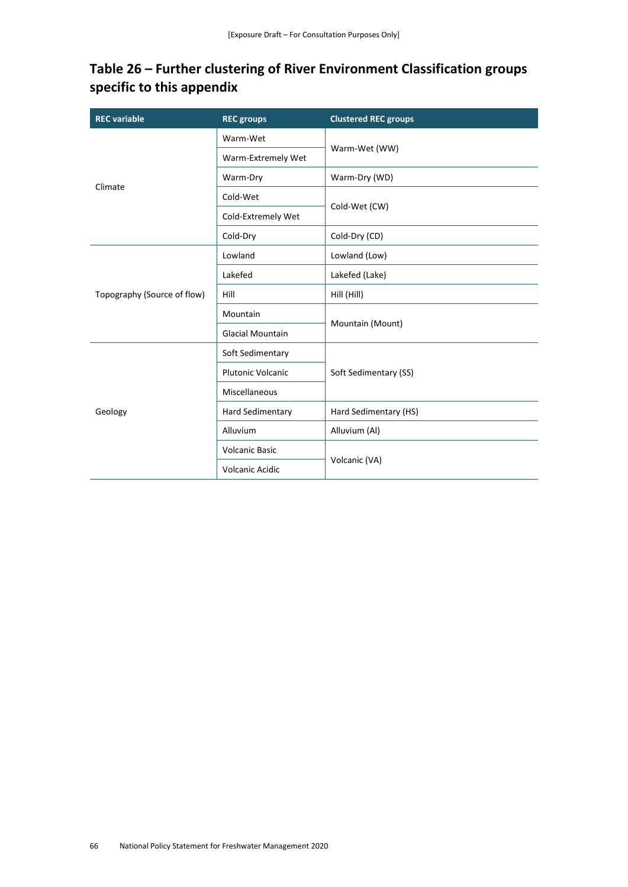## Table 26 – Further clustering of River Environment Classification groups specific to this appendix

| REC variable | REC groups | Clustered REC groups |
|---|---|---|
| Climate | Warm-Wet | Warm-Wet (WW) |
| | Warm-Extremely Wet | |
| | Warm-Dry | Warm-Dry (WD) |
| | Cold-Wet | Cold-Wet (CW) |
| | Cold-Extremely Wet | |
| | Cold-Dry | Cold-Dry (CD) |
| Topography (Source of flow) | Lowland | Lowland (Low) |
| | Lakefed | Lakefed (Lake) |
| | Hill | Hill (Hill) |
| | Mountain | Mountain (Mount) |
| | Glacial Mountain | |
| Geology | Soft Sedimentary | Soft Sedimentary (SS) |
| | Plutonic Volcanic | |
| | Miscellaneous | |
| | Hard Sedimentary | Hard Sedimentary (HS) |
| | Alluvium | Alluvium (Al) |
| | Volcanic Basic | Volcanic (VA) |
| | Volcanic Acidic | |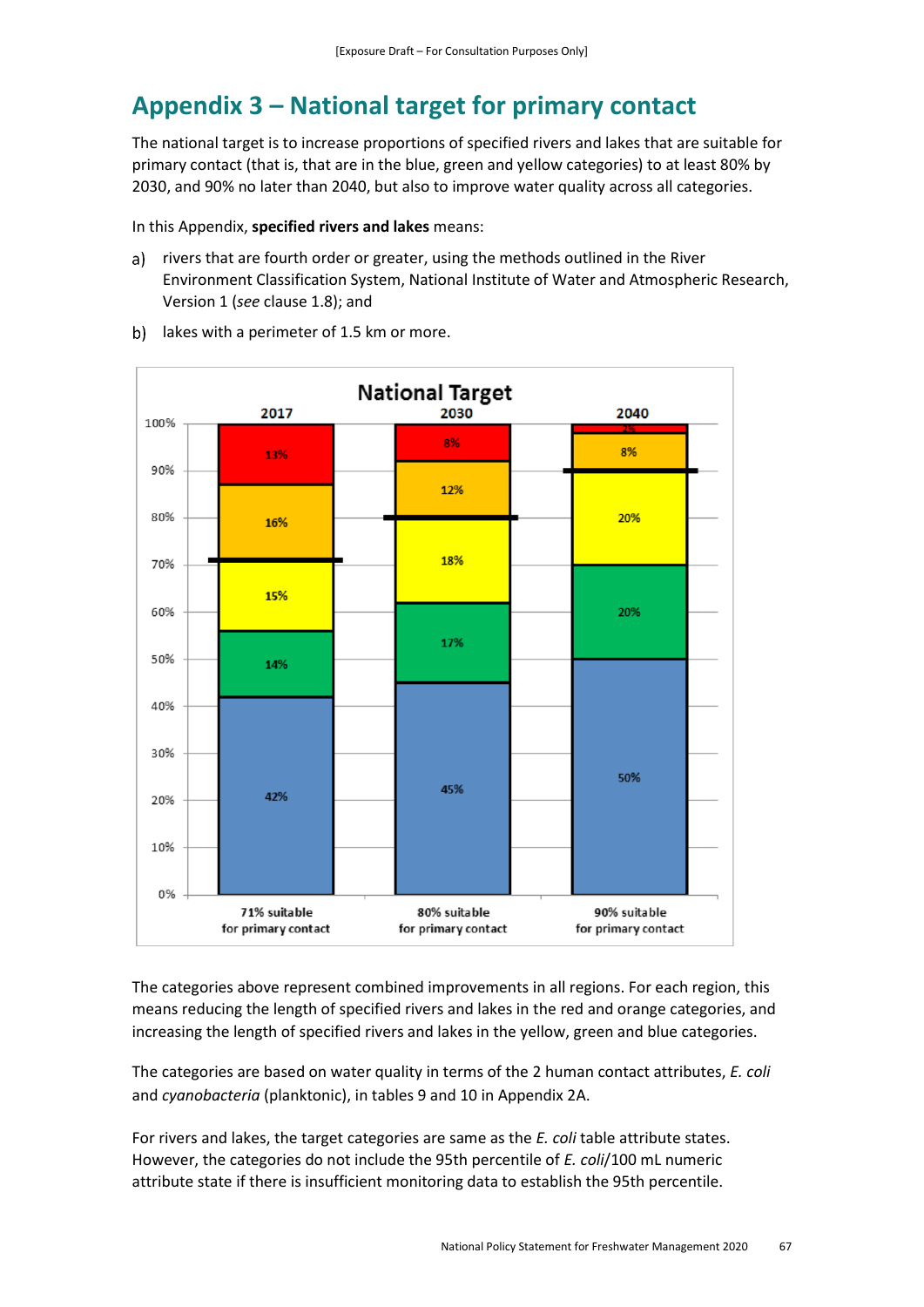# Appendix 3 – National target for primary contact

The national target is to increase proportions of specified rivers and lakes that are suitable for primary contact (that is, that are in the blue, green and yellow categories) to at least 80% by 2030, and 90% no later than 2040, but also to improve water quality across all categories.

In this Appendix, **specified rivers and lakes** means:

a) rivers that are fourth order or greater, using the methods outlined in the River Environment Classification System, National Institute of Water and Atmospheric Research, Version 1 (*see* clause 1.8); and

b) lakes with a perimeter of 1.5 km or more.

National Target

2017
2030
2040

100%
90%
80%
70%
60%
50%
40%
30%
20%
10%
0%

13%
16%
15%
14%
42%

8%
12%
18%
17%
45%

2%
8%
20%
20%
50%

71% suitable for primary contact
80% suitable for primary contact
90% suitable for primary contact

The categories above represent combined improvements in all regions. For each region, this means reducing the length of specified rivers and lakes in the red and orange categories, and increasing the length of specified rivers and lakes in the yellow, green and blue categories.

The categories are based on water quality in terms of the 2 human contact attributes, *E. coli* and *cyanobacteria* (planktonic), in tables 9 and 10 in Appendix 2A.

For rivers and lakes, the target categories are same as the *E. coli* table attribute states. However, the categories do not include the 95th percentile of *E. coli*/100 mL numeric attribute state if there is insufficient monitoring data to establish the 95th percentile.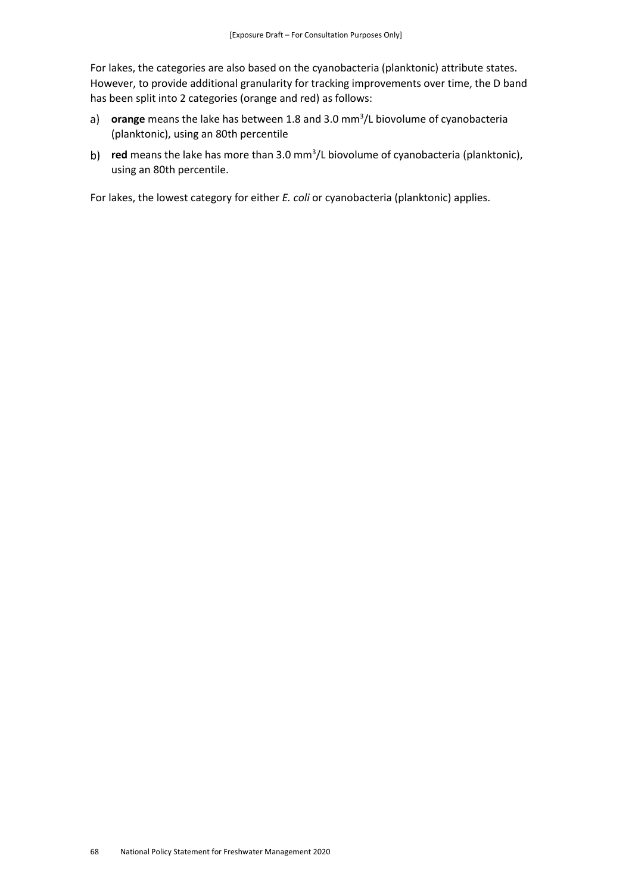For lakes, the categories are also based on the cyanobacteria (planktonic) attribute states. However, to provide additional granularity for tracking improvements over time, the D band has been split into 2 categories (orange and red) as follows:

a) **orange** means the lake has between 1.8 and 3.0 $mm^3$/L biovolume of cyanobacteria (planktonic), using an 80th percentile

b) **red** means the lake has more than 3.0 $mm^3$/L biovolume of cyanobacteria (planktonic), using an 80th percentile.

For lakes, the lowest category for either *E. coli* or cyanobacteria (planktonic) applies.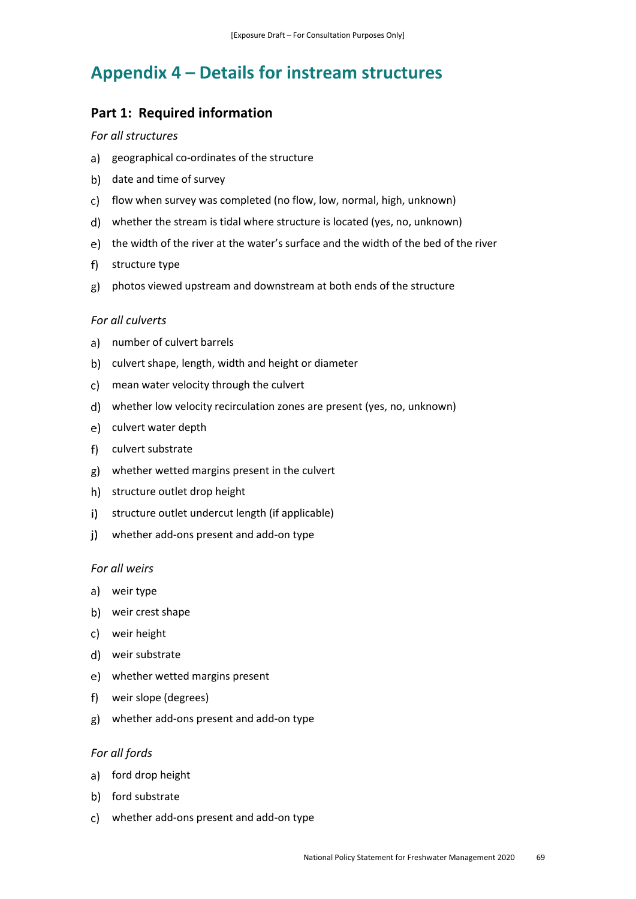# Appendix 4 – Details for instream structures

## Part 1: Required information

*For all structures*

a) geographical co-ordinates of the structure

b) date and time of survey

c) flow when survey was completed (no flow, low, normal, high, unknown)

d) whether the stream is tidal where structure is located (yes, no, unknown)

e) the width of the river at the water's surface and the width of the bed of the river

f) structure type

g) photos viewed upstream and downstream at both ends of the structure

*For all culverts*

a) number of culvert barrels

b) culvert shape, length, width and height or diameter

c) mean water velocity through the culvert

d) whether low velocity recirculation zones are present (yes, no, unknown)

e) culvert water depth

f) culvert substrate

g) whether wetted margins present in the culvert

h) structure outlet drop height

i) structure outlet undercut length (if applicable)

j) whether add-ons present and add-on type

*For all weirs*

a) weir type

b) weir crest shape

c) weir height

d) weir substrate

e) whether wetted margins present

f) weir slope (degrees)

g) whether add-ons present and add-on type

*For all fords*

a) ford drop height

b) ford substrate

c) whether add-ons present and add-on type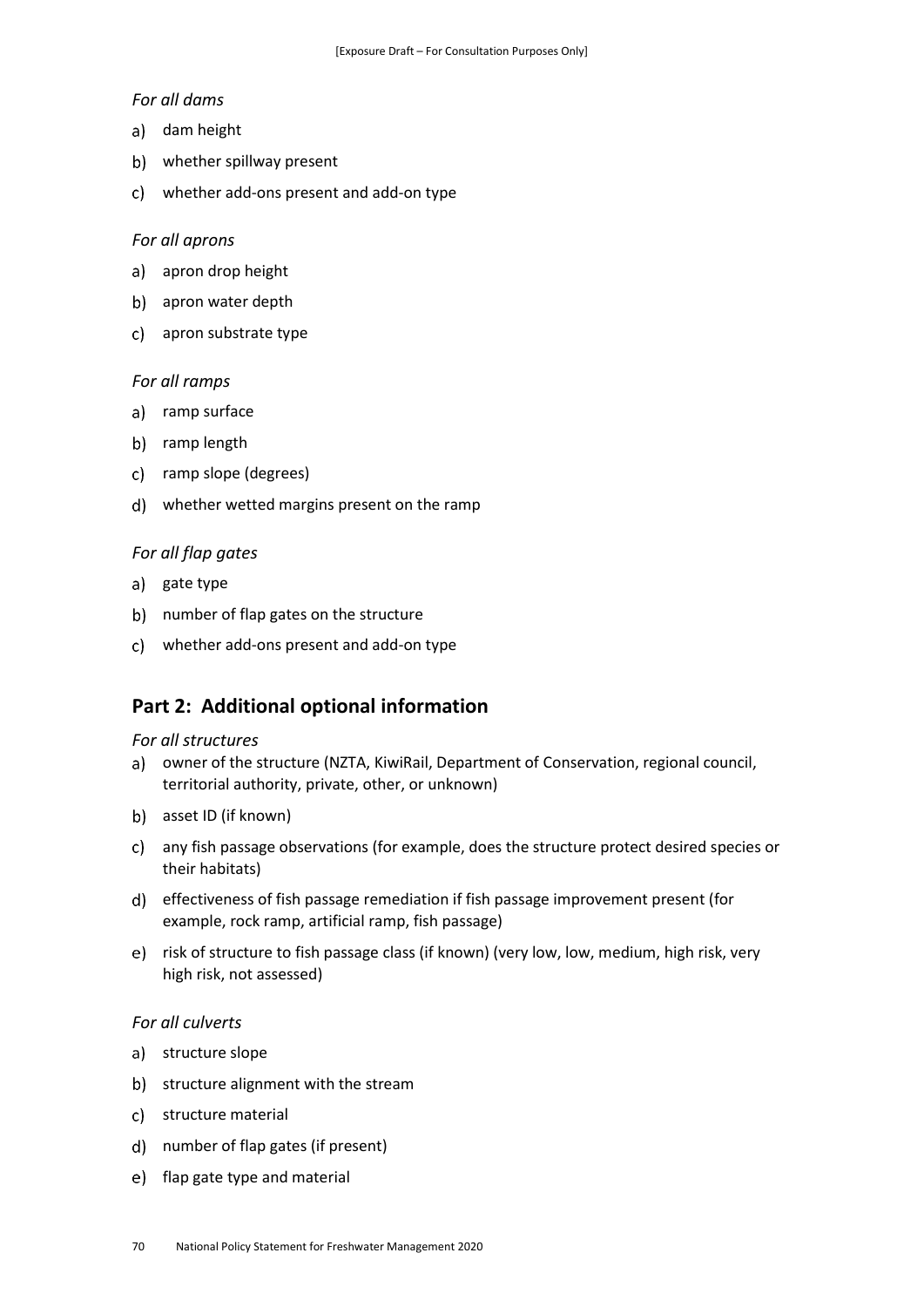*For all dams*

a) dam height
b) whether spillway present
c) whether add-ons present and add-on type

*For all aprons*

a) apron drop height
b) apron water depth
c) apron substrate type

*For all ramps*

a) ramp surface
b) ramp length
c) ramp slope (degrees)
d) whether wetted margins present on the ramp

*For all flap gates*

a) gate type
b) number of flap gates on the structure
c) whether add-ons present and add-on type

## Part 2: Additional optional information

*For all structures*

a) owner of the structure (NZTA, KiwiRail, Department of Conservation, regional council, territorial authority, private, other, or unknown)
b) asset ID (if known)
c) any fish passage observations (for example, does the structure protect desired species or their habitats)
d) effectiveness of fish passage remediation if fish passage improvement present (for example, rock ramp, artificial ramp, fish passage)
e) risk of structure to fish passage class (if known) (very low, low, medium, high risk, very high risk, not assessed)

*For all culverts*

a) structure slope
b) structure alignment with the stream
c) structure material
d) number of flap gates (if present)
e) flap gate type and material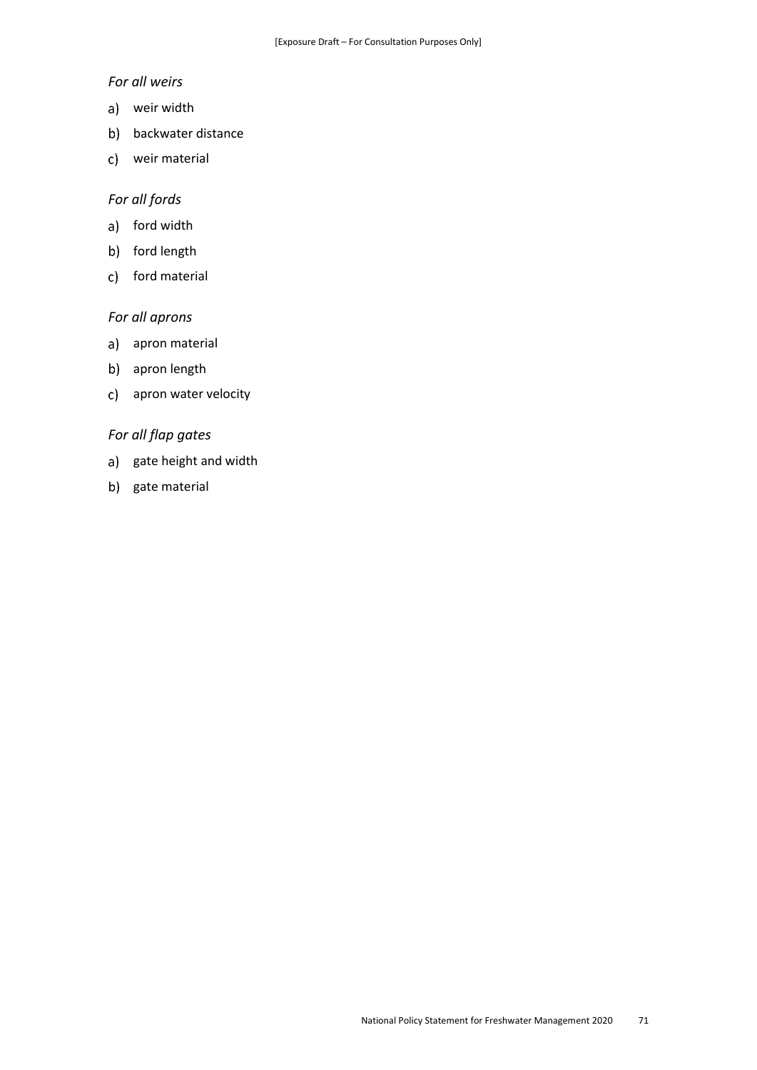*For all weirs*

a) weir width
b) backwater distance
c) weir material

*For all fords*

a) ford width
b) ford length
c) ford material

*For all aprons*

a) apron material
b) apron length
c) apron water velocity

*For all flap gates*

a) gate height and width
b) gate material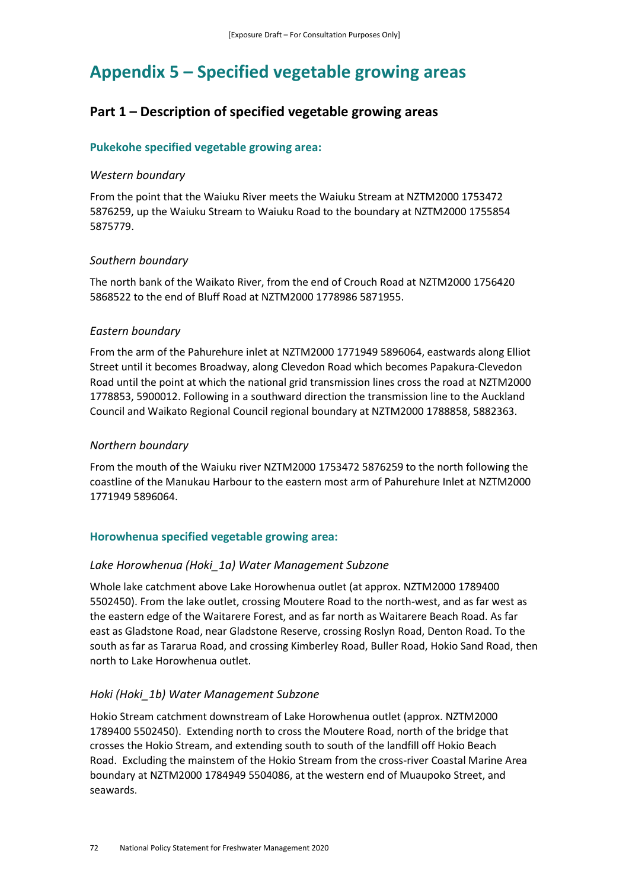# Appendix 5 – Specified vegetable growing areas

## Part 1 – Description of specified vegetable growing areas

### Pukekohe specified vegetable growing area:

*Western boundary*

From the point that the Waiuku River meets the Waiuku Stream at NZTM2000 1753472 5876259, up the Waiuku Stream to Waiuku Road to the boundary at NZTM2000 1755854 5875779.

*Southern boundary*

The north bank of the Waikato River, from the end of Crouch Road at NZTM2000 1756420 5868522 to the end of Bluff Road at NZTM2000 1778986 5871955.

*Eastern boundary*

From the arm of the Pahurehure inlet at NZTM2000 1771949 5896064, eastwards along Elliot Street until it becomes Broadway, along Clevedon Road which becomes Papakura-Clevedon Road until the point at which the national grid transmission lines cross the road at NZTM2000 1778853, 5900012. Following in a southward direction the transmission line to the Auckland Council and Waikato Regional Council regional boundary at NZTM2000 1788858, 5882363.

*Northern boundary*

From the mouth of the Waiuku river NZTM2000 1753472 5876259 to the north following the coastline of the Manukau Harbour to the eastern most arm of Pahurehure Inlet at NZTM2000 1771949 5896064.

### Horowhenua specified vegetable growing area:

*Lake Horowhenua (Hoki_1a) Water Management Subzone*

Whole lake catchment above Lake Horowhenua outlet (at approx. NZTM2000 1789400 5502450). From the lake outlet, crossing Moutere Road to the north-west, and as far west as the eastern edge of the Waitarere Forest, and as far north as Waitarere Beach Road. As far east as Gladstone Road, near Gladstone Reserve, crossing Roslyn Road, Denton Road. To the south as far as Tararua Road, and crossing Kimberley Road, Buller Road, Hokio Sand Road, then north to Lake Horowhenua outlet.

*Hoki (Hoki_1b) Water Management Subzone*

Hokio Stream catchment downstream of Lake Horowhenua outlet (approx. NZTM2000 1789400 5502450). Extending north to cross the Moutere Road, north of the bridge that crosses the Hokio Stream, and extending south to south of the landfill off Hokio Beach Road. Excluding the mainstem of the Hokio Stream from the cross-river Coastal Marine Area boundary at NZTM2000 1784949 5504086, at the western end of Muaupoko Street, and seawards.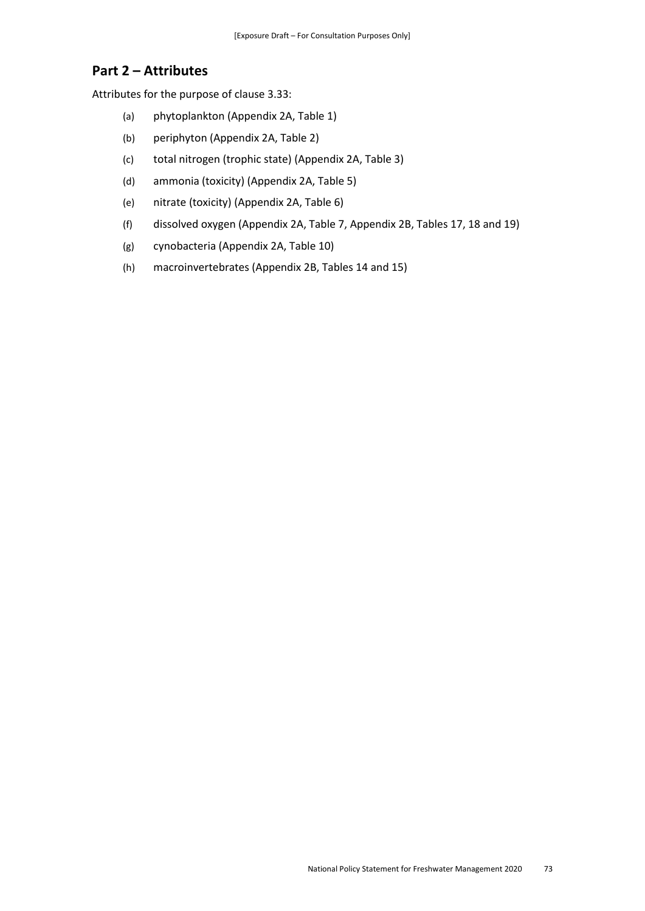## Part 2 – Attributes

Attributes for the purpose of clause 3.33:

(a) phytoplankton (Appendix 2A, Table 1)

(b) periphyton (Appendix 2A, Table 2)

(c) total nitrogen (trophic state) (Appendix 2A, Table 3)

(d) ammonia (toxicity) (Appendix 2A, Table 5)

(e) nitrate (toxicity) (Appendix 2A, Table 6)

(f) dissolved oxygen (Appendix 2A, Table 7, Appendix 2B, Tables 17, 18 and 19)

(g) cynobacteria (Appendix 2A, Table 10)

(h) macroinvertebrates (Appendix 2B, Tables 14 and 15)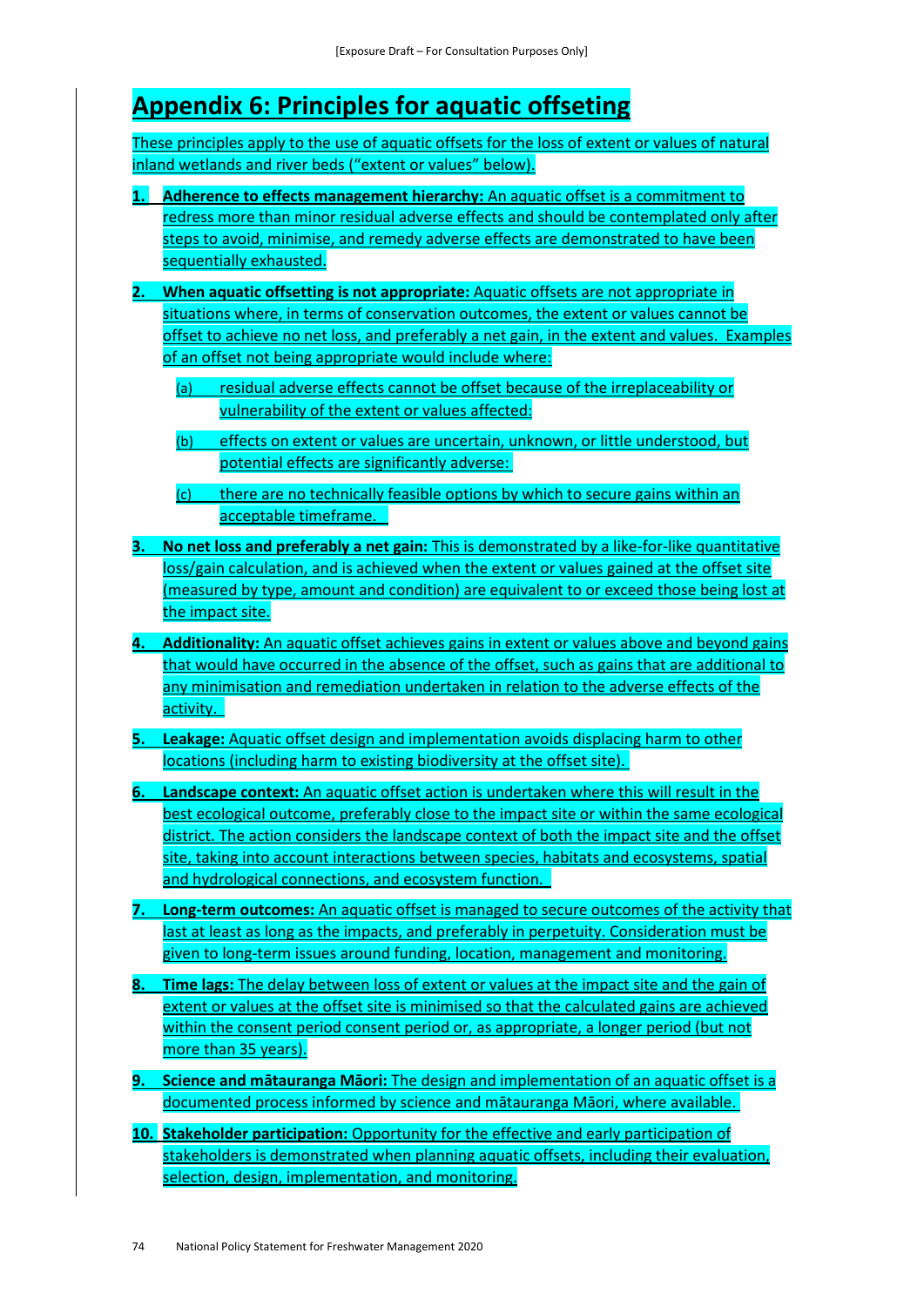# Appendix 6: Principles for aquatic offseting

These principles apply to the use of aquatic offsets for the loss of extent or values of natural inland wetlands and river beds ("extent or values" below).

1. **Adherence to effects management hierarchy:** An aquatic offset is a commitment to redress more than minor residual adverse effects and should be contemplated only after steps to avoid, minimise, and remedy adverse effects are demonstrated to have been sequentially exhausted.

2. **When aquatic offsetting is not appropriate:** Aquatic offsets are not appropriate in situations where, in terms of conservation outcomes, the extent or values cannot be offset to achieve no net loss, and preferably a net gain, in the extent and values. Examples of an offset not being appropriate would include where:

   (a) residual adverse effects cannot be offset because of the irreplaceability or vulnerability of the extent or values affected:

   (b) effects on extent or values are uncertain, unknown, or little understood, but potential effects are significantly adverse:

   (c) there are no technically feasible options by which to secure gains within an acceptable timeframe.

3. **No net loss and preferably a net gain:** This is demonstrated by a like-for-like quantitative loss/gain calculation, and is achieved when the extent or values gained at the offset site (measured by type, amount and condition) are equivalent to or exceed those being lost at the impact site.

4. **Additionality:** An aquatic offset achieves gains in extent or values above and beyond gains that would have occurred in the absence of the offset, such as gains that are additional to any minimisation and remediation undertaken in relation to the adverse effects of the activity.

5. **Leakage:** Aquatic offset design and implementation avoids displacing harm to other locations (including harm to existing biodiversity at the offset site).

6. **Landscape context:** An aquatic offset action is undertaken where this will result in the best ecological outcome, preferably close to the impact site or within the same ecological district. The action considers the landscape context of both the impact site and the offset site, taking into account interactions between species, habitats and ecosystems, spatial and hydrological connections, and ecosystem function.

7. **Long-term outcomes:** An aquatic offset is managed to secure outcomes of the activity that last at least as long as the impacts, and preferably in perpetuity. Consideration must be given to long-term issues around funding, location, management and monitoring.

8. **Time lags:** The delay between loss of extent or values at the impact site and the gain of extent or values at the offset site is minimised so that the calculated gains are achieved within the consent period consent period or, as appropriate, a longer period (but not more than 35 years).

9. **Science and mātauranga Māori:** The design and implementation of an aquatic offset is a documented process informed by science and mātauranga Māori, where available.

10. **Stakeholder participation:** Opportunity for the effective and early participation of stakeholders is demonstrated when planning aquatic offsets, including their evaluation, selection, design, implementation, and monitoring.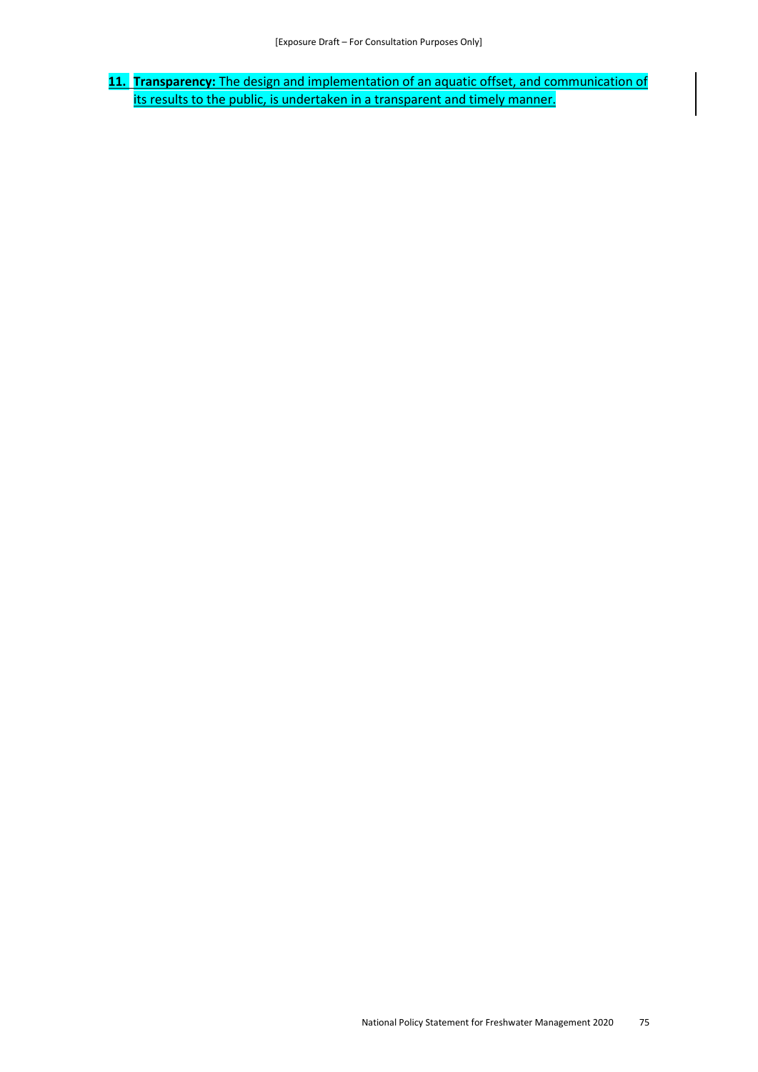11. **Transparency:** The design and implementation of an aquatic offset, and communication of its results to the public, is undertaken in a transparent and timely manner.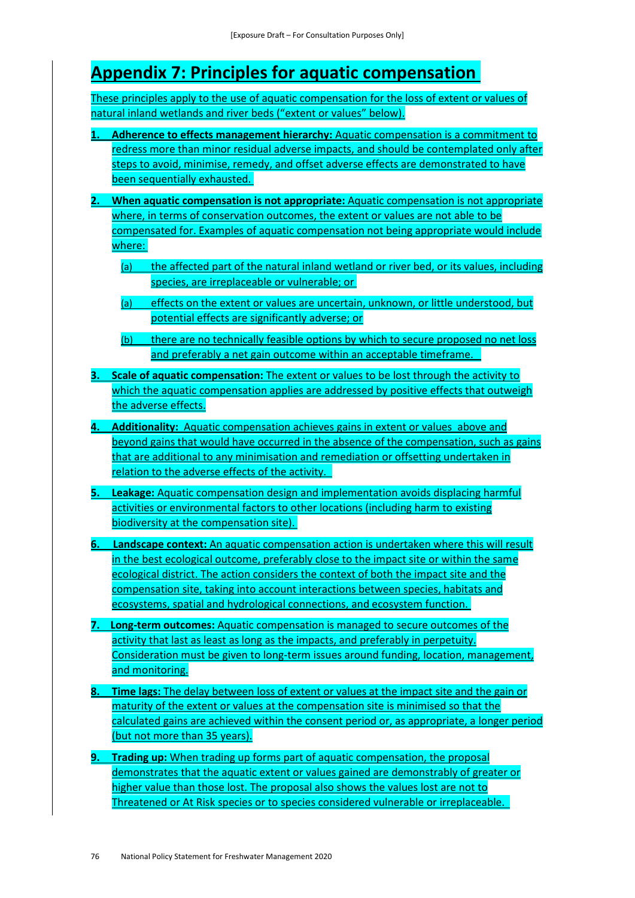# Appendix 7: Principles for aquatic compensation

These principles apply to the use of aquatic compensation for the loss of extent or values of natural inland wetlands and river beds ("extent or values" below).

1. **Adherence to effects management hierarchy:** Aquatic compensation is a commitment to redress more than minor residual adverse impacts, and should be contemplated only after steps to avoid, minimise, remedy, and offset adverse effects are demonstrated to have been sequentially exhausted.

2. **When aquatic compensation is not appropriate:** Aquatic compensation is not appropriate where, in terms of conservation outcomes, the extent or values are not able to be compensated for. Examples of aquatic compensation not being appropriate would include where:

   (a) the affected part of the natural inland wetland or river bed, or its values, including species, are irreplaceable or vulnerable; or

   (a) effects on the extent or values are uncertain, unknown, or little understood, but potential effects are significantly adverse; or

   (b) there are no technically feasible options by which to secure proposed no net loss and preferably a net gain outcome within an acceptable timeframe.

3. **Scale of aquatic compensation:** The extent or values to be lost through the activity to which the aquatic compensation applies are addressed by positive effects that outweigh the adverse effects.

4. **Additionality:** Aquatic compensation achieves gains in extent or values above and beyond gains that would have occurred in the absence of the compensation, such as gains that are additional to any minimisation and remediation or offsetting undertaken in relation to the adverse effects of the activity.

5. **Leakage:** Aquatic compensation design and implementation avoids displacing harmful activities or environmental factors to other locations (including harm to existing biodiversity at the compensation site).

6. **Landscape context:** An aquatic compensation action is undertaken where this will result in the best ecological outcome, preferably close to the impact site or within the same ecological district. The action considers the context of both the impact site and the compensation site, taking into account interactions between species, habitats and ecosystems, spatial and hydrological connections, and ecosystem function.

7. **Long-term outcomes:** Aquatic compensation is managed to secure outcomes of the activity that last as least as long as the impacts, and preferably in perpetuity. Consideration must be given to long-term issues around funding, location, management, and monitoring.

8. **Time lags:** The delay between loss of extent or values at the impact site and the gain or maturity of the extent or values at the compensation site is minimised so that the calculated gains are achieved within the consent period or, as appropriate, a longer period (but not more than 35 years).

9. **Trading up:** When trading up forms part of aquatic compensation, the proposal demonstrates that the aquatic extent or values gained are demonstrably of greater or higher value than those lost. The proposal also shows the values lost are not to Threatened or At Risk species or to species considered vulnerable or irreplaceable.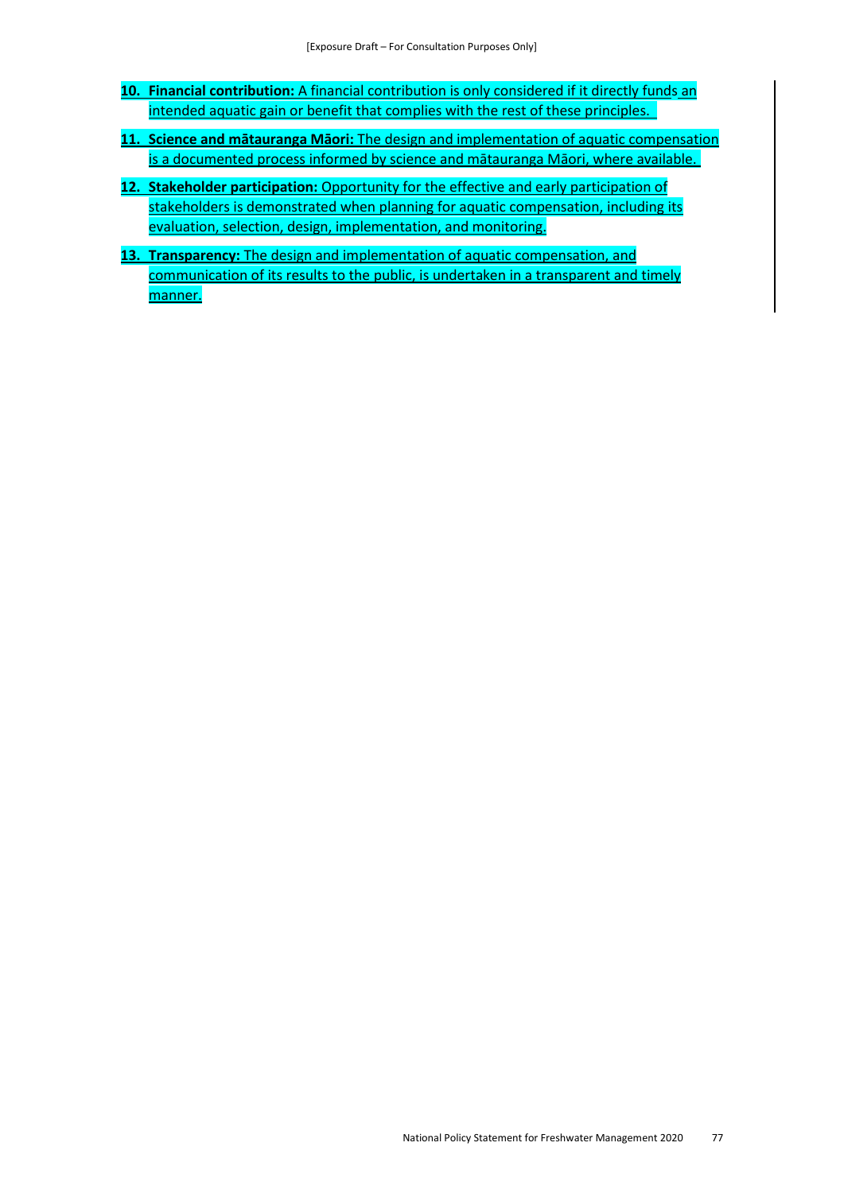10. **Financial contribution:** A financial contribution is only considered if it directly funds an intended aquatic gain or benefit that complies with the rest of these principles.
11. **Science and mātauranga Māori:** The design and implementation of aquatic compensation is a documented process informed by science and mātauranga Māori, where available.
12. **Stakeholder participation:** Opportunity for the effective and early participation of stakeholders is demonstrated when planning for aquatic compensation, including its evaluation, selection, design, implementation, and monitoring.
13. **Transparency:** The design and implementation of aquatic compensation, and communication of its results to the public, is undertaken in a transparent and timely manner.